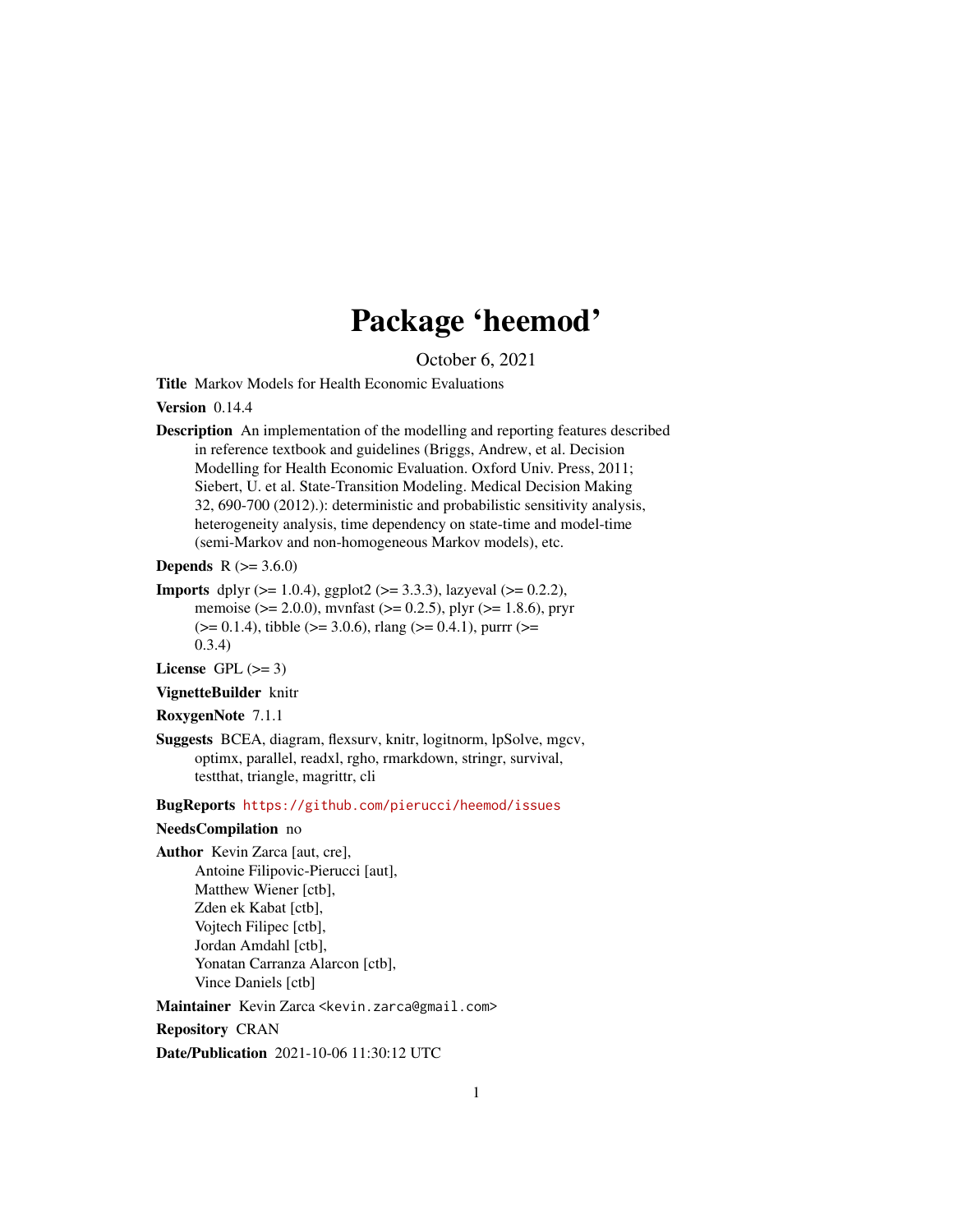# Package 'heemod'

October 6, 2021

**Title** Markov Models for Health Economic Evaluations

**Version** 0.14.4

**Description** An implementation of the modelling and reporting features described in reference textbook and guidelines (Briggs, Andrew, et al. Decision Modelling for Health Economic Evaluation. Oxford Univ. Press, 2011; Siebert, U. et al. State-Transition Modeling. Medical Decision Making 32, 690-700 (2012).): deterministic and probabilistic sensitivity analysis, heterogeneity analysis, time dependency on state-time and model-time (semi-Markov and non-homogeneous Markov models), etc.

**Depends** R (>= 3.6.0)

**Imports** dplyr (>= 1.0.4), ggplot2 (>= 3.3.3), lazyeval (>= 0.2.2), memoise (>= 2.0.0), mvnfast (>= 0.2.5), plyr (>= 1.8.6), pryr (>= 0.1.4), tibble (>= 3.0.6), rlang (>= 0.4.1), purrr (>= 0.3.4)

**License** GPL (>= 3)

**VignetteBuilder** knitr

**RoxygenNote** 7.1.1

**Suggests** BCEA, diagram, flexsurv, knitr, logitnorm, lpSolve, mgcv, optimx, parallel, readxl, rgho, rmarkdown, stringr, survival, testthat, triangle, magrittr, cli

**BugReports** https://github.com/pierucci/heemod/issues

**NeedsCompilation** no

**Author** Kevin Zarca [aut, cre],
Antoine Filipovic-Pierucci [aut],
Matthew Wiener [ctb],
Zden ek Kabat [ctb],
Vojtech Filipec [ctb],
Jordan Amdahl [ctb],
Yonatan Carranza Alarcon [ctb],
Vince Daniels [ctb]

**Maintainer** Kevin Zarca <kevin.zarca@gmail.com>

**Repository** CRAN

**Date/Publication** 2021-10-06 11:30:12 UTC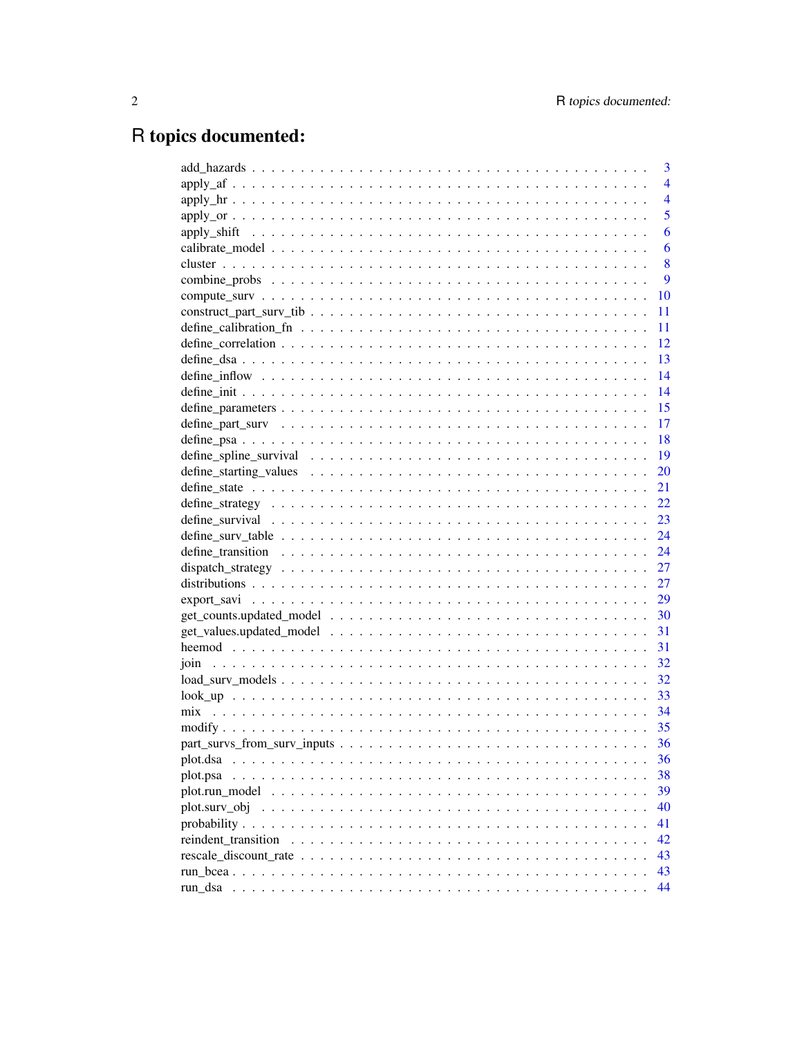# R topics documented:

add_hazards . . . . . . . . . . . . . . . . . . . . . . . . . . . . . . . . . . . . . . 3
apply_af . . . . . . . . . . . . . . . . . . . . . . . . . . . . . . . . . . . . . . . . 4
apply_hr . . . . . . . . . . . . . . . . . . . . . . . . . . . . . . . . . . . . . . . . 4
apply_or . . . . . . . . . . . . . . . . . . . . . . . . . . . . . . . . . . . . . . . . 5
apply_shift . . . . . . . . . . . . . . . . . . . . . . . . . . . . . . . . . . . . . . 6
calibrate_model . . . . . . . . . . . . . . . . . . . . . . . . . . . . . . . . . . . . 6
cluster . . . . . . . . . . . . . . . . . . . . . . . . . . . . . . . . . . . . . . . . . 8
combine_probs . . . . . . . . . . . . . . . . . . . . . . . . . . . . . . . . . . . . . 9
compute_surv . . . . . . . . . . . . . . . . . . . . . . . . . . . . . . . . . . . . . . 10
construct_part_surv_tib . . . . . . . . . . . . . . . . . . . . . . . . . . . . . . . . 11
define_calibration_fn . . . . . . . . . . . . . . . . . . . . . . . . . . . . . . . . . 11
define_correlation . . . . . . . . . . . . . . . . . . . . . . . . . . . . . . . . . . . 12
define_dsa . . . . . . . . . . . . . . . . . . . . . . . . . . . . . . . . . . . . . . . 13
define_inflow . . . . . . . . . . . . . . . . . . . . . . . . . . . . . . . . . . . . . . 14
define_init . . . . . . . . . . . . . . . . . . . . . . . . . . . . . . . . . . . . . . . 14
define_parameters . . . . . . . . . . . . . . . . . . . . . . . . . . . . . . . . . . . 15
define_part_surv . . . . . . . . . . . . . . . . . . . . . . . . . . . . . . . . . . . . 17
define_psa . . . . . . . . . . . . . . . . . . . . . . . . . . . . . . . . . . . . . . . 18
define_spline_survival . . . . . . . . . . . . . . . . . . . . . . . . . . . . . . . . . 19
define_starting_values . . . . . . . . . . . . . . . . . . . . . . . . . . . . . . . . . 20
define_state . . . . . . . . . . . . . . . . . . . . . . . . . . . . . . . . . . . . . . 21
define_strategy . . . . . . . . . . . . . . . . . . . . . . . . . . . . . . . . . . . . . 22
define_survival . . . . . . . . . . . . . . . . . . . . . . . . . . . . . . . . . . . . . 23
define_surv_table . . . . . . . . . . . . . . . . . . . . . . . . . . . . . . . . . . . . 24
define_transition . . . . . . . . . . . . . . . . . . . . . . . . . . . . . . . . . . . . 24
dispatch_strategy . . . . . . . . . . . . . . . . . . . . . . . . . . . . . . . . . . . . 27
distributions . . . . . . . . . . . . . . . . . . . . . . . . . . . . . . . . . . . . . . . 27
export_savi . . . . . . . . . . . . . . . . . . . . . . . . . . . . . . . . . . . . . . . 29
get_counts.updated_model . . . . . . . . . . . . . . . . . . . . . . . . . . . . . . . 30
get_values.updated_model . . . . . . . . . . . . . . . . . . . . . . . . . . . . . . . 31
heemod . . . . . . . . . . . . . . . . . . . . . . . . . . . . . . . . . . . . . . . . . 31
join . . . . . . . . . . . . . . . . . . . . . . . . . . . . . . . . . . . . . . . . . . . 32
load_surv_models . . . . . . . . . . . . . . . . . . . . . . . . . . . . . . . . . . . . 32
look_up . . . . . . . . . . . . . . . . . . . . . . . . . . . . . . . . . . . . . . . . . 33
mix . . . . . . . . . . . . . . . . . . . . . . . . . . . . . . . . . . . . . . . . . . . 34
modify . . . . . . . . . . . . . . . . . . . . . . . . . . . . . . . . . . . . . . . . . 35
part_survs_from_surv_inputs . . . . . . . . . . . . . . . . . . . . . . . . . . . . . . 36
plot.dsa . . . . . . . . . . . . . . . . . . . . . . . . . . . . . . . . . . . . . . . . 36
plot.psa . . . . . . . . . . . . . . . . . . . . . . . . . . . . . . . . . . . . . . . . 38
plot.run_model . . . . . . . . . . . . . . . . . . . . . . . . . . . . . . . . . . . . . 39
plot.surv_obj . . . . . . . . . . . . . . . . . . . . . . . . . . . . . . . . . . . . . . 40
probability . . . . . . . . . . . . . . . . . . . . . . . . . . . . . . . . . . . . . . . 41
reindent_transition . . . . . . . . . . . . . . . . . . . . . . . . . . . . . . . . . . . 42
rescale_discount_rate . . . . . . . . . . . . . . . . . . . . . . . . . . . . . . . . . . 43
run_bcea . . . . . . . . . . . . . . . . . . . . . . . . . . . . . . . . . . . . . . . . 43
run_dsa . . . . . . . . . . . . . . . . . . . . . . . . . . . . . . . . . . . . . . . . . 44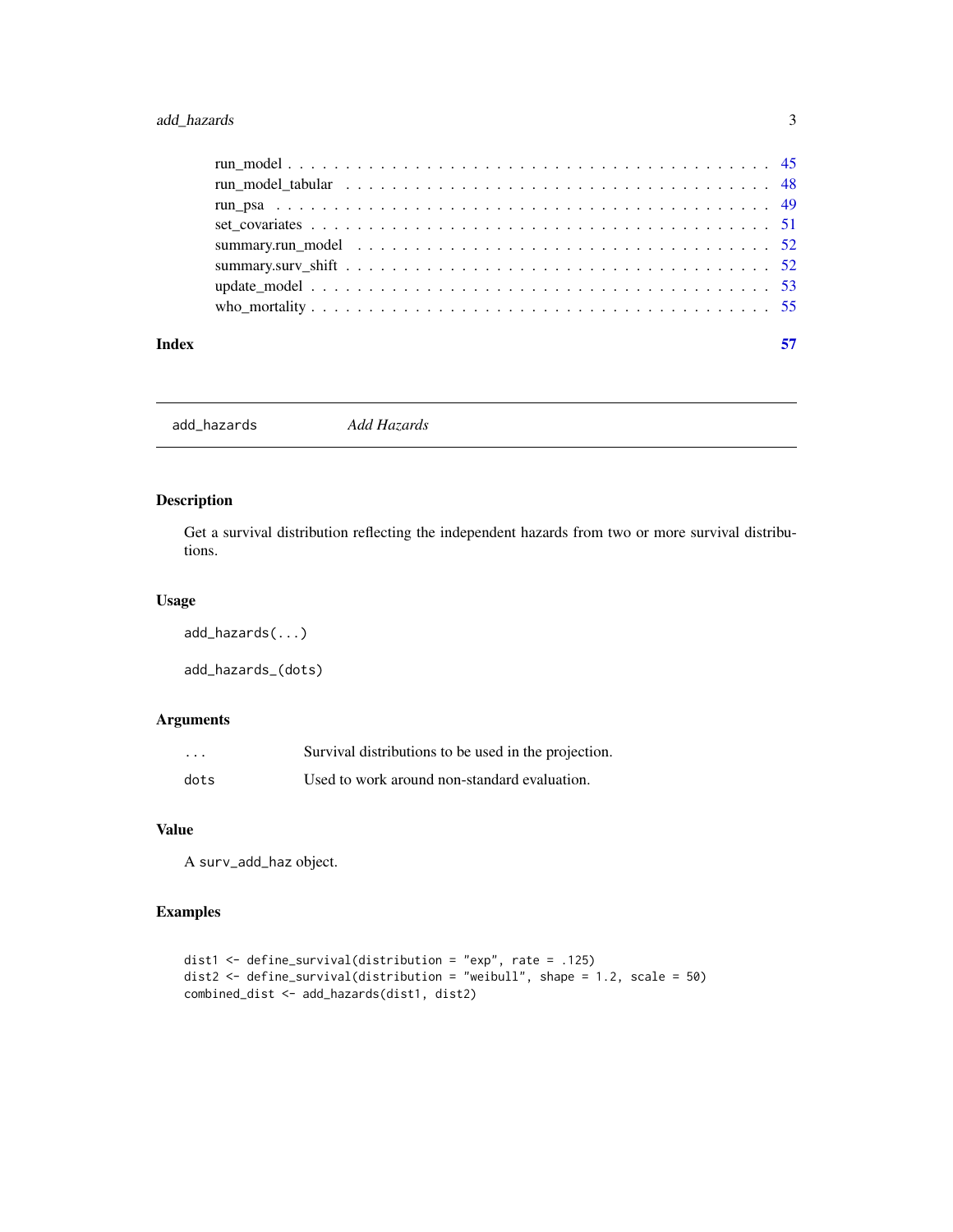run_model . . . . . . . . . . . . . . . . . . . . . . . . . . . . . . . . . . . . . . . . 45
run_model_tabular . . . . . . . . . . . . . . . . . . . . . . . . . . . . . . . . . . . 48
run_psa . . . . . . . . . . . . . . . . . . . . . . . . . . . . . . . . . . . . . . . . . 49
set_covariates . . . . . . . . . . . . . . . . . . . . . . . . . . . . . . . . . . . . . 51
summary.run_model . . . . . . . . . . . . . . . . . . . . . . . . . . . . . . . . . . 52
summary.surv_shift . . . . . . . . . . . . . . . . . . . . . . . . . . . . . . . . . . 52
update_model . . . . . . . . . . . . . . . . . . . . . . . . . . . . . . . . . . . . . 53
who_mortality . . . . . . . . . . . . . . . . . . . . . . . . . . . . . . . . . . . . . 55

**Index** 57

---

## add_hazards — *Add Hazards*

### Description

Get a survival distribution reflecting the independent hazards from two or more survival distributions.

### Usage

```
add_hazards(...)

add_hazards_(dots)
```

### Arguments

| | |
|---|---|
| `...` | Survival distributions to be used in the projection. |
| `dots` | Used to work around non-standard evaluation. |

### Value

A `surv_add_haz` object.

### Examples

```
dist1 <- define_survival(distribution = "exp", rate = .125)
dist2 <- define_survival(distribution = "weibull", shape = 1.2, scale = 50)
combined_dist <- add_hazards(dist1, dist2)
```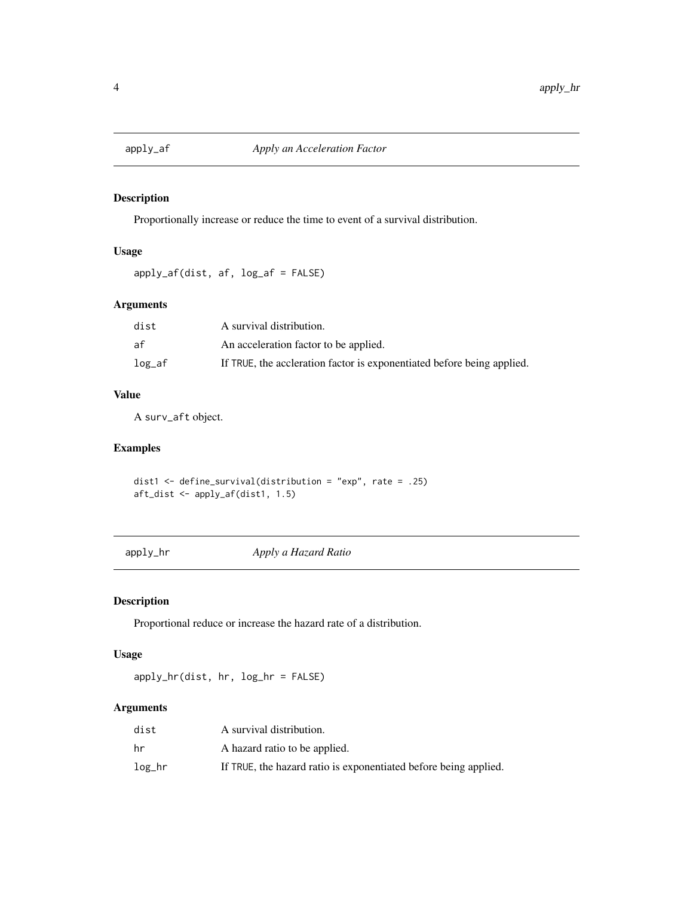## apply_af — *Apply an Acceleration Factor*

### Description

Proportionally increase or reduce the time to event of a survival distribution.

### Usage

```
apply_af(dist, af, log_af = FALSE)
```

### Arguments

| | |
|---|---|
| dist | A survival distribution. |
| af | An acceleration factor to be applied. |
| log_af | If TRUE, the accleration factor is exponentiated before being applied. |

### Value

A surv_aft object.

### Examples

```
dist1 <- define_survival(distribution = "exp", rate = .25)
aft_dist <- apply_af(dist1, 1.5)
```

## apply_hr — *Apply a Hazard Ratio*

### Description

Proportional reduce or increase the hazard rate of a distribution.

### Usage

```
apply_hr(dist, hr, log_hr = FALSE)
```

### Arguments

| | |
|---|---|
| dist | A survival distribution. |
| hr | A hazard ratio to be applied. |
| log_hr | If TRUE, the hazard ratio is exponentiated before being applied. |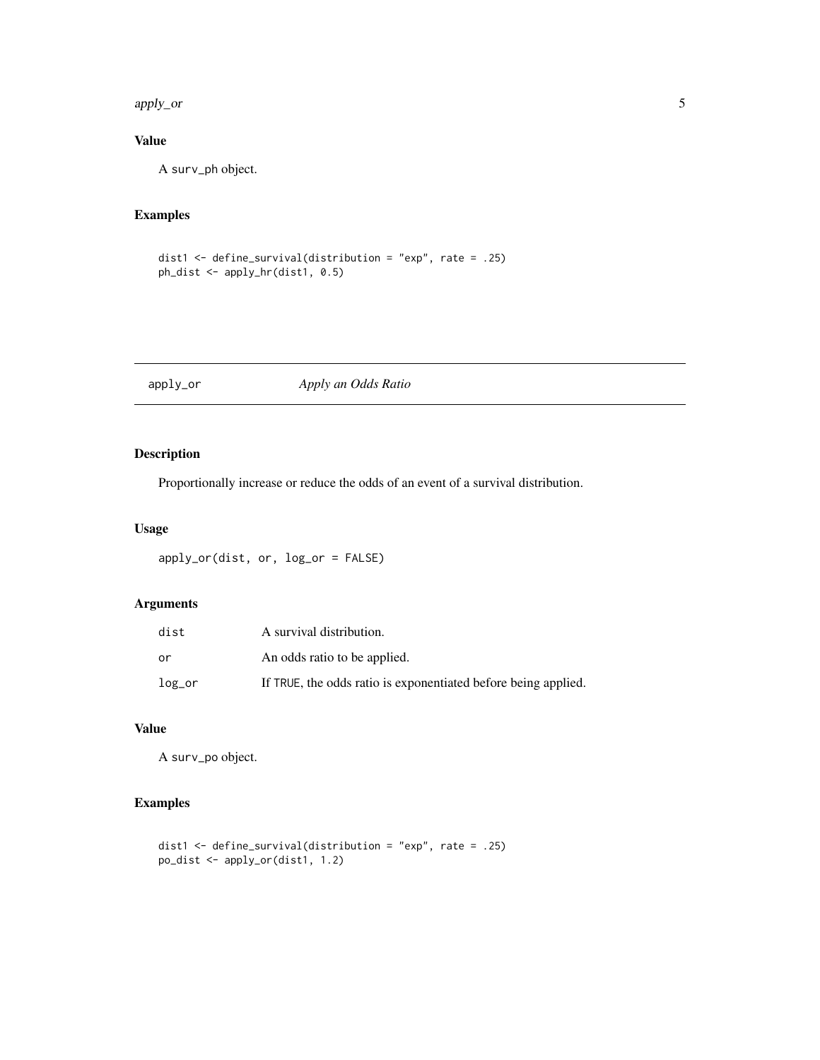## Value

A surv_ph object.

## Examples

```
dist1 <- define_survival(distribution = "exp", rate = .25)
ph_dist <- apply_hr(dist1, 0.5)
```

---

# apply_or *Apply an Odds Ratio*

## Description

Proportionally increase or reduce the odds of an event of a survival distribution.

## Usage

```
apply_or(dist, or, log_or = FALSE)
```

## Arguments

| | |
|---|---|
| dist | A survival distribution. |
| or | An odds ratio to be applied. |
| log_or | If TRUE, the odds ratio is exponentiated before being applied. |

## Value

A surv_po object.

## Examples

```
dist1 <- define_survival(distribution = "exp", rate = .25)
po_dist <- apply_or(dist1, 1.2)
```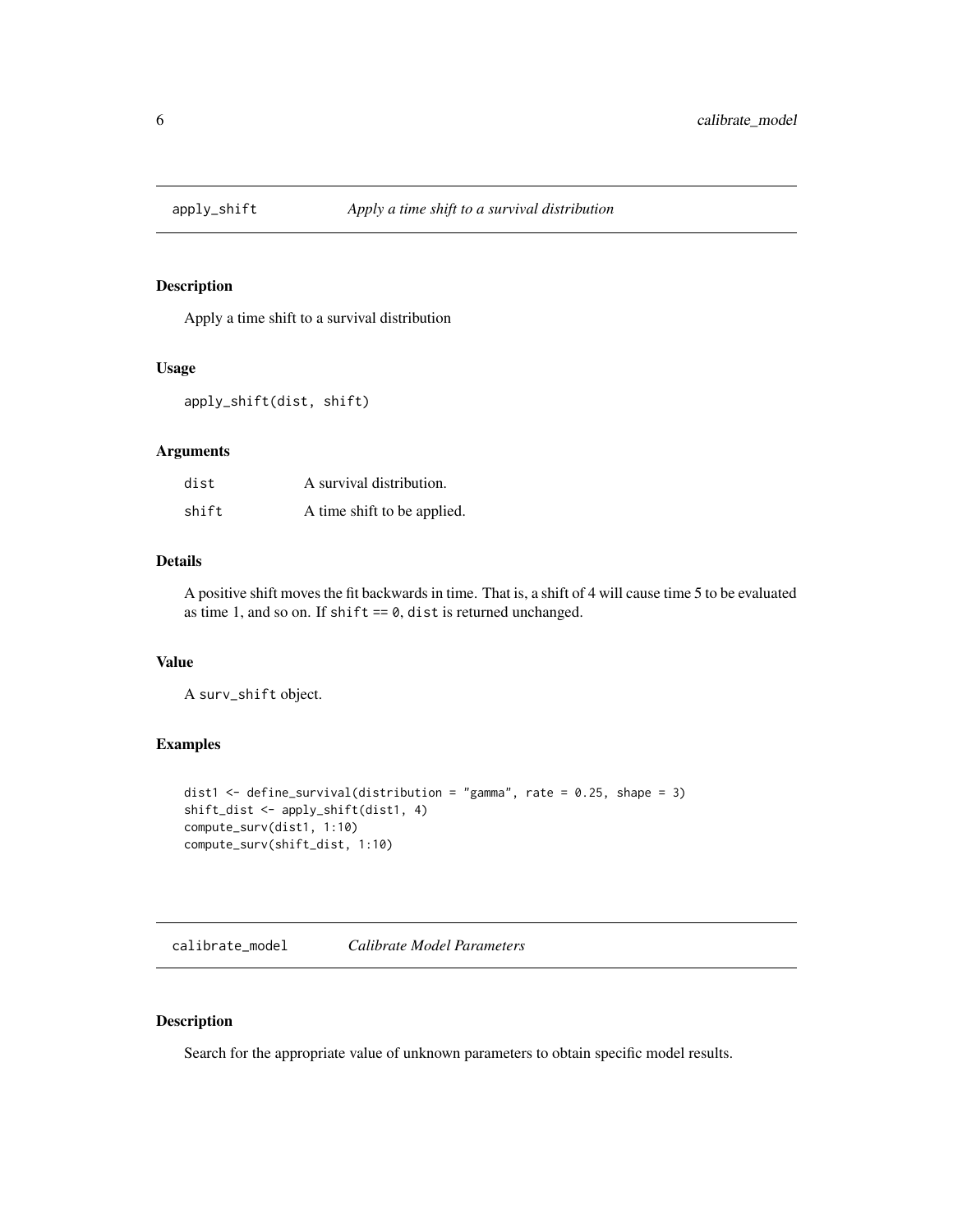## apply_shift — *Apply a time shift to a survival distribution*

### Description

Apply a time shift to a survival distribution

### Usage

```
apply_shift(dist, shift)
```

### Arguments

| | |
|---|---|
| `dist` | A survival distribution. |
| `shift` | A time shift to be applied. |

### Details

A positive shift moves the fit backwards in time. That is, a shift of 4 will cause time 5 to be evaluated as time 1, and so on. If `shift == 0`, `dist` is returned unchanged.

### Value

A `surv_shift` object.

### Examples

```
dist1 <- define_survival(distribution = "gamma", rate = 0.25, shape = 3)
shift_dist <- apply_shift(dist1, 4)
compute_surv(dist1, 1:10)
compute_surv(shift_dist, 1:10)
```

## calibrate_model — *Calibrate Model Parameters*

### Description

Search for the appropriate value of unknown parameters to obtain specific model results.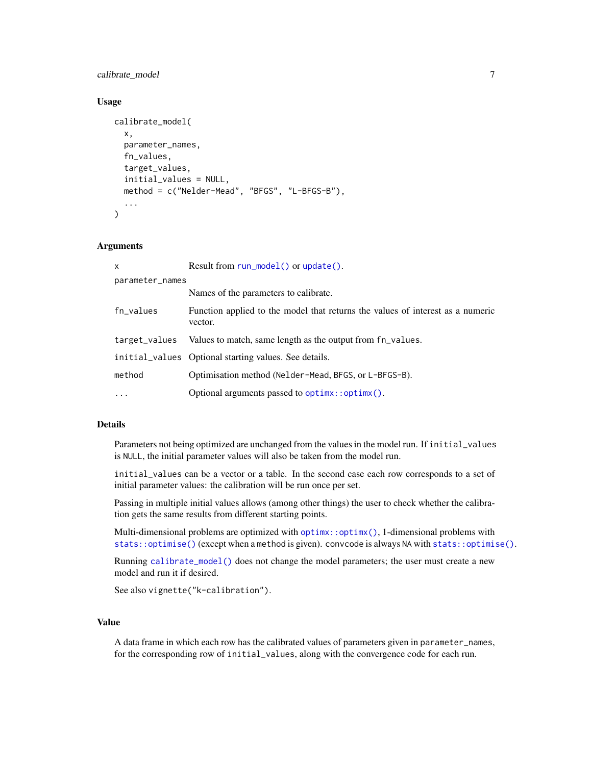## Usage

```
calibrate_model(
  x,
  parameter_names,
  fn_values,
  target_values,
  initial_values = NULL,
  method = c("Nelder-Mead", "BFGS", "L-BFGS-B"),
  ...
)
```

## Arguments

| | |
|---|---|
| `x` | Result from `run_model()` or `update()`. |
| `parameter_names` | Names of the parameters to calibrate. |
| `fn_values` | Function applied to the model that returns the values of interest as a numeric vector. |
| `target_values` | Values to match, same length as the output from `fn_values`. |
| `initial_values` | Optional starting values. See details. |
| `method` | Optimisation method (`Nelder-Mead`, `BFGS`, or `L-BFGS-B`). |
| `...` | Optional arguments passed to `optimx::optimx()`. |

## Details

Parameters not being optimized are unchanged from the values in the model run. If `initial_values` is `NULL`, the initial parameter values will also be taken from the model run.

`initial_values` can be a vector or a table. In the second case each row corresponds to a set of initial parameter values: the calibration will be run once per set.

Passing in multiple initial values allows (among other things) the user to check whether the calibration gets the same results from different starting points.

Multi-dimensional problems are optimized with `optimx::optimx()`, 1-dimensional problems with `stats::optimise()` (except when a `method` is given). `convcode` is always `NA` with `stats::optimise()`.

Running `calibrate_model()` does not change the model parameters; the user must create a new model and run it if desired.

See also `vignette("k-calibration")`.

## Value

A data frame in which each row has the calibrated values of parameters given in `parameter_names`, for the corresponding row of `initial_values`, along with the convergence code for each run.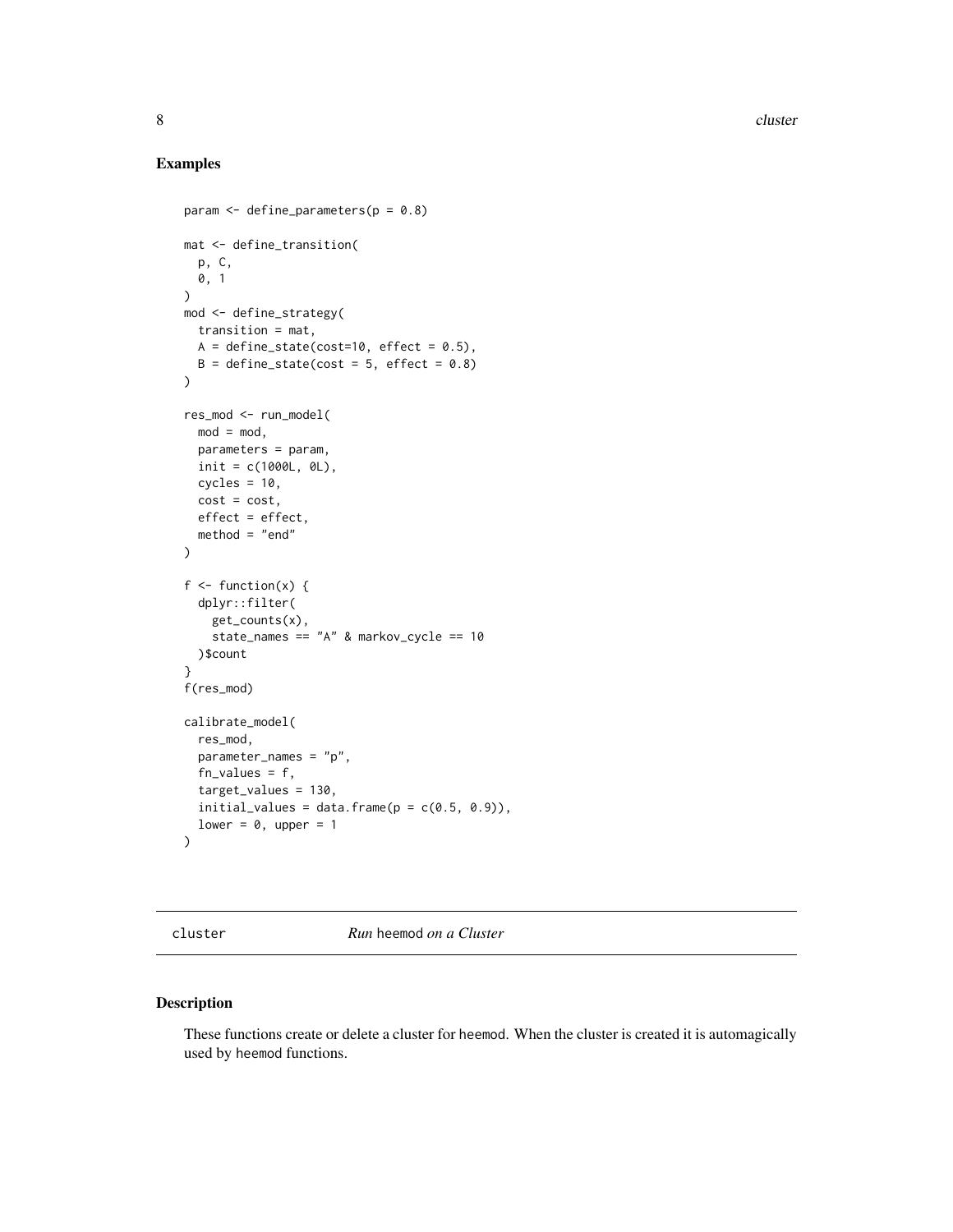## Examples

```
param <- define_parameters(p = 0.8)

mat <- define_transition(
  p, C,
  0, 1
)
mod <- define_strategy(
  transition = mat,
  A = define_state(cost=10, effect = 0.5),
  B = define_state(cost = 5, effect = 0.8)
)

res_mod <- run_model(
  mod = mod,
  parameters = param,
  init = c(1000L, 0L),
  cycles = 10,
  cost = cost,
  effect = effect,
  method = "end"
)

f <- function(x) {
  dplyr::filter(
    get_counts(x),
    state_names == "A" & markov_cycle == 10
  )$count
}
f(res_mod)

calibrate_model(
  res_mod,
  parameter_names = "p",
  fn_values = f,
  target_values = 130,
  initial_values = data.frame(p = c(0.5, 0.9)),
  lower = 0, upper = 1
)
```

---

cluster &nbsp;&nbsp;&nbsp;&nbsp;&nbsp;&nbsp;&nbsp;&nbsp; *Run* heemod *on a Cluster*

---

## Description

These functions create or delete a cluster for heemod. When the cluster is created it is automagically used by heemod functions.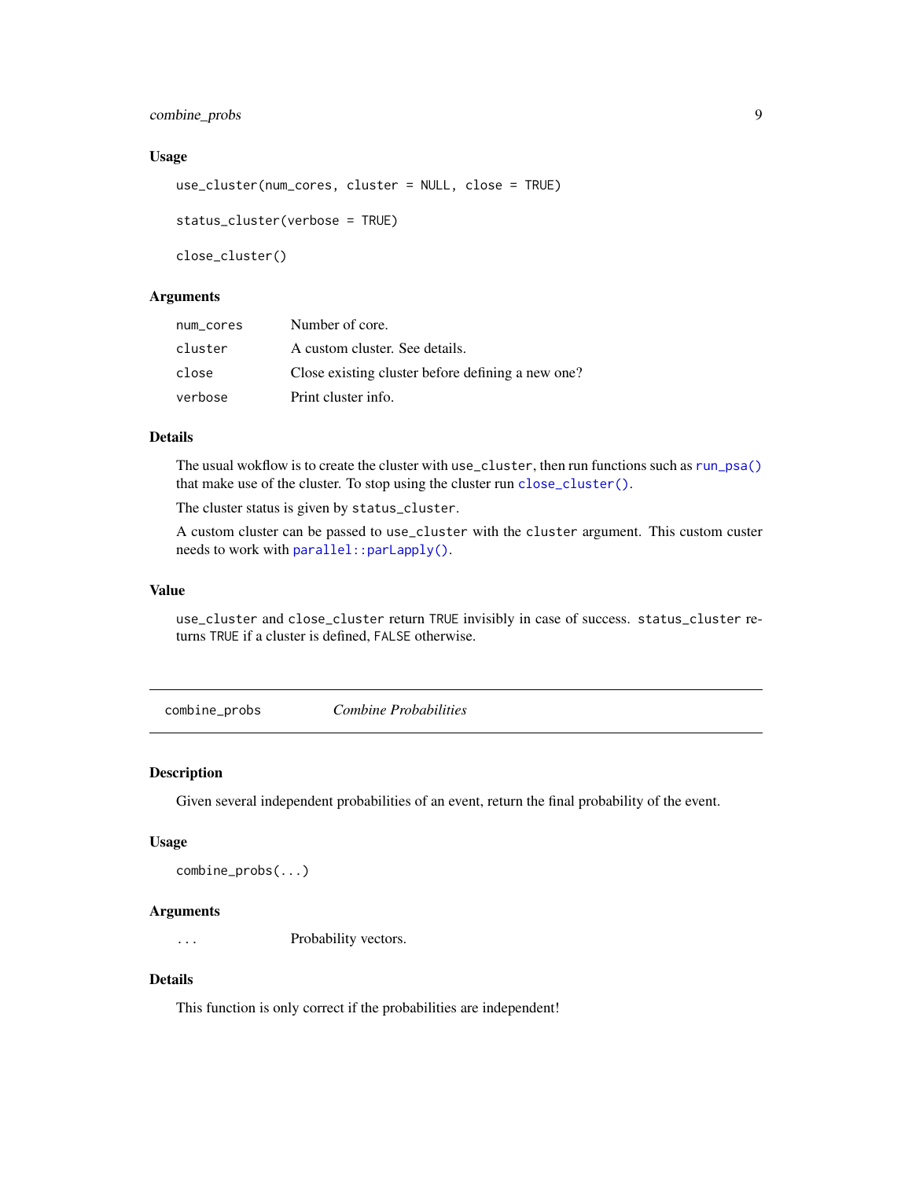### Usage

```
use_cluster(num_cores, cluster = NULL, close = TRUE)

status_cluster(verbose = TRUE)

close_cluster()
```

### Arguments

| | |
|---|---|
| `num_cores` | Number of core. |
| `cluster` | A custom cluster. See details. |
| `close` | Close existing cluster before defining a new one? |
| `verbose` | Print cluster info. |

### Details

The usual wokflow is to create the cluster with `use_cluster`, then run functions such as `run_psa()` that make use of the cluster. To stop using the cluster run `close_cluster()`.

The cluster status is given by `status_cluster`.

A custom cluster can be passed to `use_cluster` with the `cluster` argument. This custom custer needs to work with `parallel::parLapply()`.

### Value

`use_cluster` and `close_cluster` return `TRUE` invisibly in case of success. `status_cluster` returns `TRUE` if a cluster is defined, `FALSE` otherwise.

---

## `combine_probs` *Combine Probabilities*

---

### Description

Given several independent probabilities of an event, return the final probability of the event.

### Usage

```
combine_probs(...)
```

### Arguments

| | |
|---|---|
| `...` | Probability vectors. |

### Details

This function is only correct if the probabilities are independent!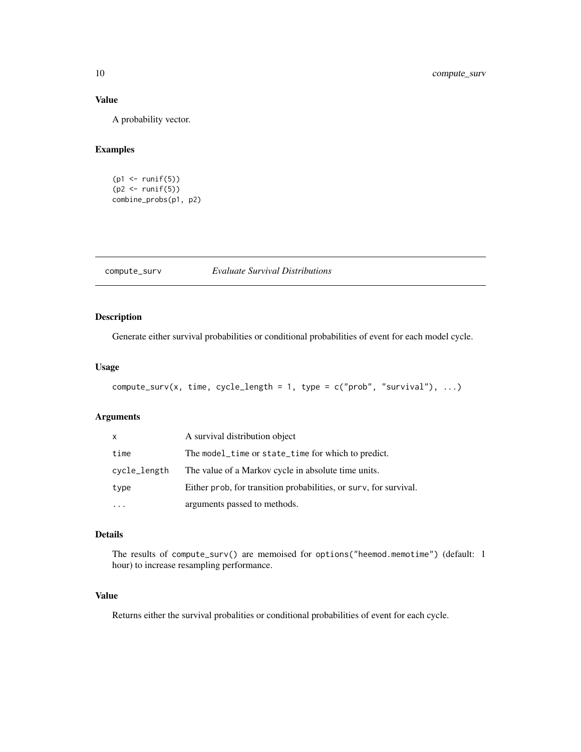### Value

A probability vector.

### Examples

```
(p1 <- runif(5))
(p2 <- runif(5))
combine_probs(p1, p2)
```

---

## compute_surv *Evaluate Survival Distributions*

### Description

Generate either survival probabilities or conditional probabilities of event for each model cycle.

### Usage

```
compute_surv(x, time, cycle_length = 1, type = c("prob", "survival"), ...)
```

### Arguments

| | |
|---|---|
| x | A survival distribution object |
| time | The model_time or state_time for which to predict. |
| cycle_length | The value of a Markov cycle in absolute time units. |
| type | Either prob, for transition probabilities, or surv, for survival. |
| ... | arguments passed to methods. |

### Details

The results of compute_surv() are memoised for options("heemod.memotime") (default: 1 hour) to increase resampling performance.

### Value

Returns either the survival probalities or conditional probabilities of event for each cycle.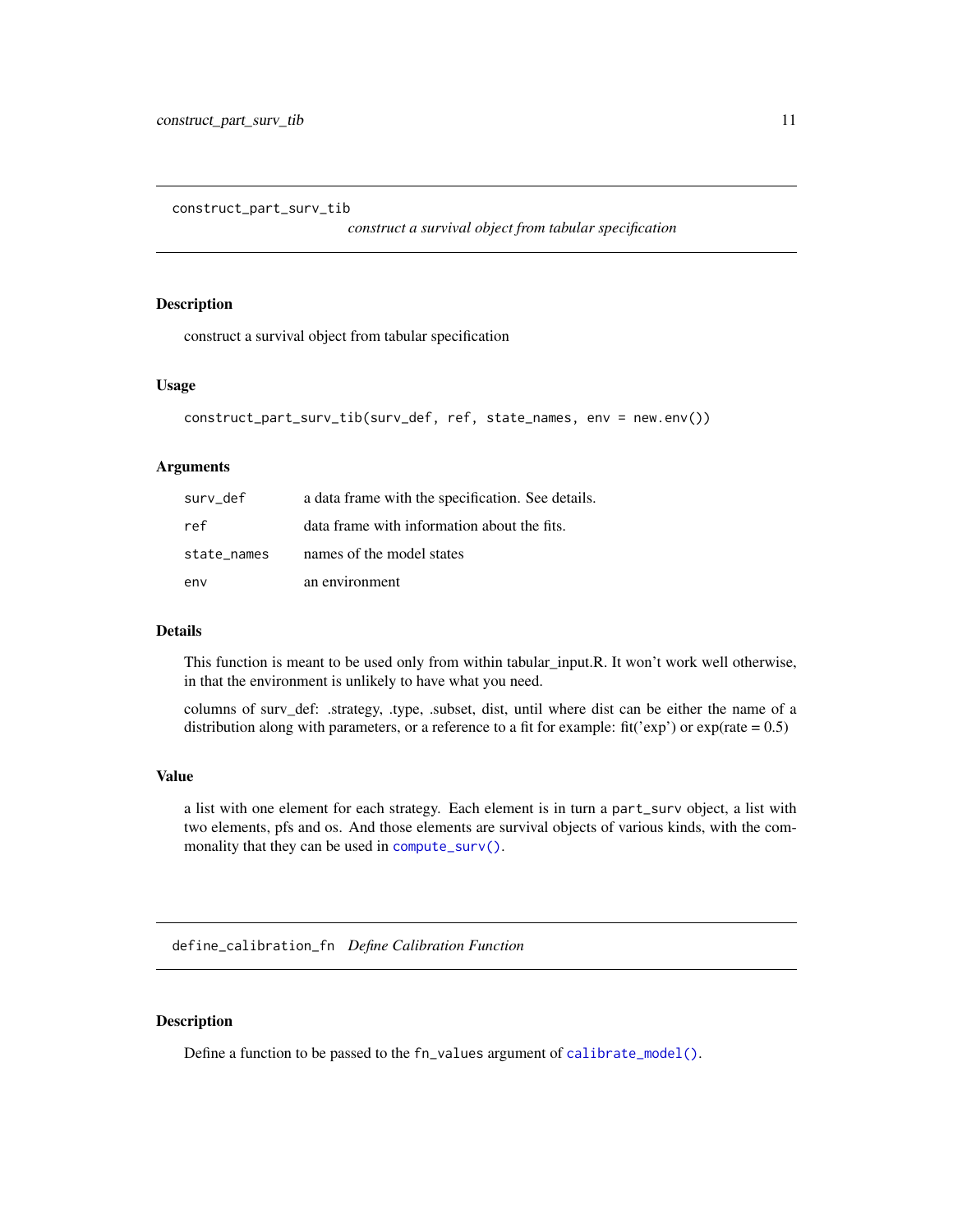## construct_part_surv_tib

*construct a survival object from tabular specification*

### Description

construct a survival object from tabular specification

### Usage

```
construct_part_surv_tib(surv_def, ref, state_names, env = new.env())
```

### Arguments

| | |
|---|---|
| `surv_def` | a data frame with the specification. See details. |
| `ref` | data frame with information about the fits. |
| `state_names` | names of the model states |
| `env` | an environment |

### Details

This function is meant to be used only from within tabular_input.R. It won't work well otherwise, in that the environment is unlikely to have what you need.

columns of surv_def: .strategy, .type, .subset, dist, until where dist can be either the name of a distribution along with parameters, or a reference to a fit for example: fit('exp') or exp(rate = 0.5)

### Value

a list with one element for each strategy. Each element is in turn a `part_surv` object, a list with two elements, pfs and os. And those elements are survival objects of various kinds, with the commonality that they can be used in `compute_surv()`.

## define_calibration_fn

*Define Calibration Function*

### Description

Define a function to be passed to the `fn_values` argument of `calibrate_model()`.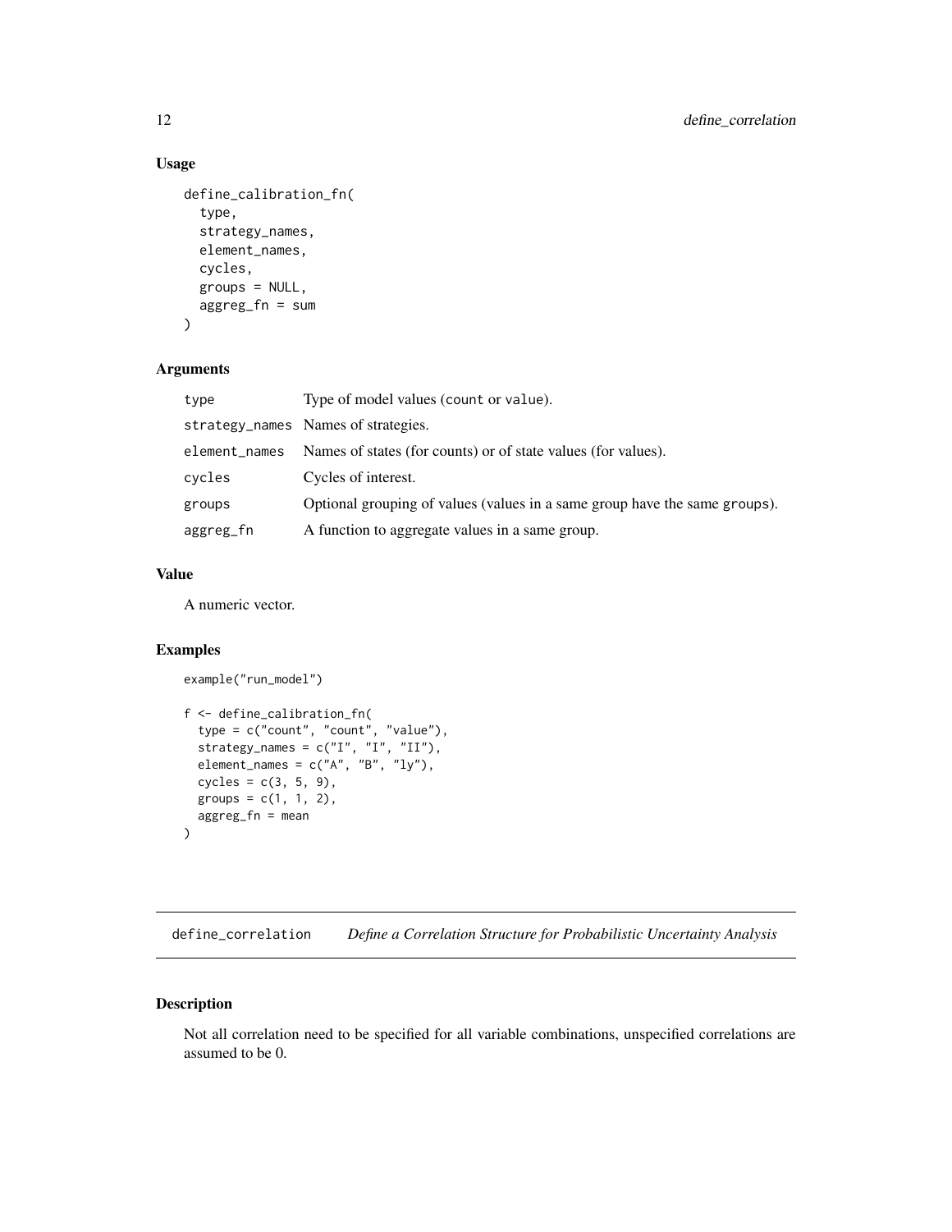### Usage

```
define_calibration_fn(
  type,
  strategy_names,
  element_names,
  cycles,
  groups = NULL,
  aggreg_fn = sum
)
```

### Arguments

| | |
|---|---|
| type | Type of model values (count or value). |
| strategy_names | Names of strategies. |
| element_names | Names of states (for counts) or of state values (for values). |
| cycles | Cycles of interest. |
| groups | Optional grouping of values (values in a same group have the same groups). |
| aggreg_fn | A function to aggregate values in a same group. |

### Value

A numeric vector.

### Examples

```
example("run_model")

f <- define_calibration_fn(
  type = c("count", "count", "value"),
  strategy_names = c("I", "I", "II"),
  element_names = c("A", "B", "ly"),
  cycles = c(3, 5, 9),
  groups = c(1, 1, 2),
  aggreg_fn = mean
)
```

## define_correlation *Define a Correlation Structure for Probabilistic Uncertainty Analysis*

### Description

Not all correlation need to be specified for all variable combinations, unspecified correlations are assumed to be 0.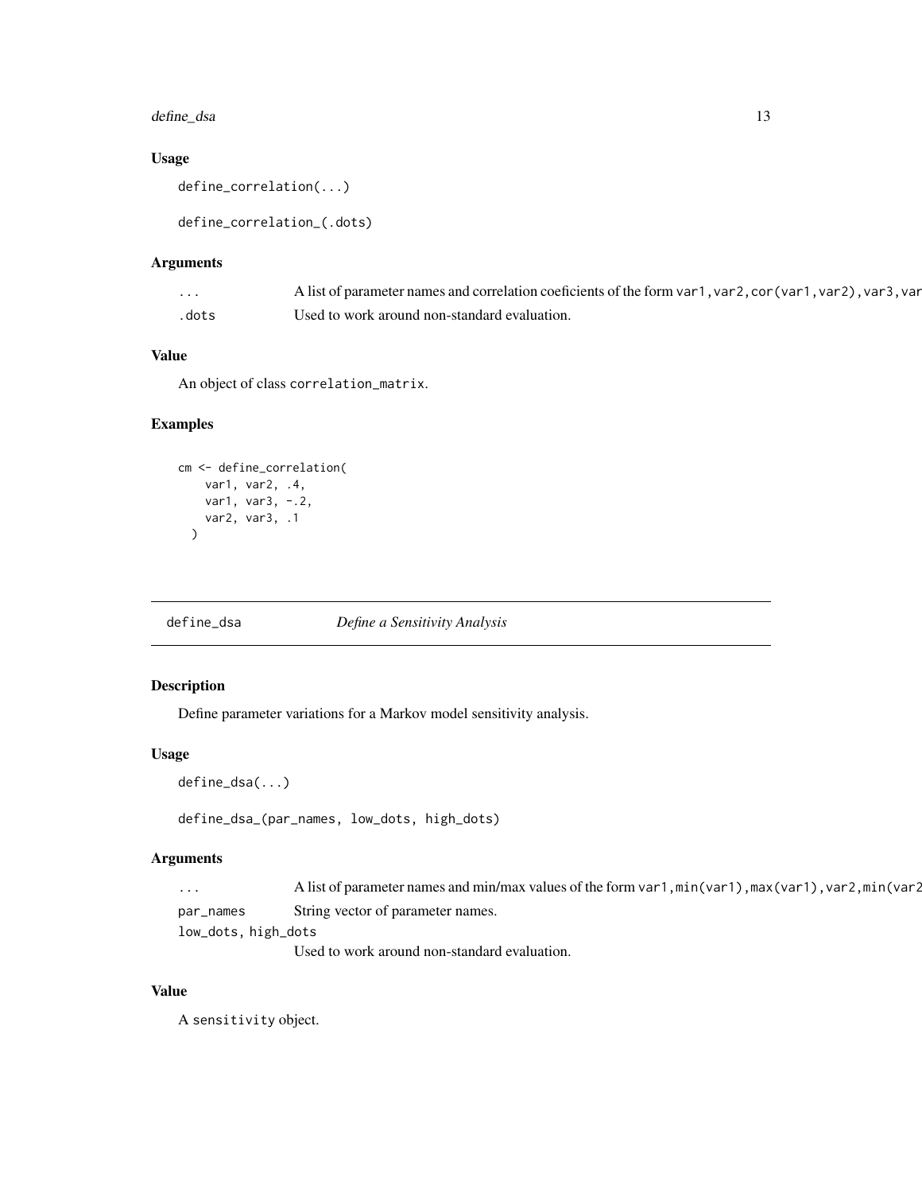### Usage

```
define_correlation(...)

define_correlation_(.dots)
```

### Arguments

| | |
|---|---|
| ... | A list of parameter names and correlation coeficients of the form var1,var2,cor(var1,var2),var3,var |
| .dots | Used to work around non-standard evaluation. |

### Value

An object of class correlation_matrix.

### Examples

```
cm <- define_correlation(
    var1, var2, .4,
    var1, var3, -.2,
    var2, var3, .1
  )
```

---

## define_dsa *Define a Sensitivity Analysis*

---

### Description

Define parameter variations for a Markov model sensitivity analysis.

### Usage

```
define_dsa(...)

define_dsa_(par_names, low_dots, high_dots)
```

### Arguments

| | |
|---|---|
| ... | A list of parameter names and min/max values of the form var1,min(var1),max(var1),var2,min(var2 |
| par_names | String vector of parameter names. |
| low_dots, high_dots | Used to work around non-standard evaluation. |

### Value

A sensitivity object.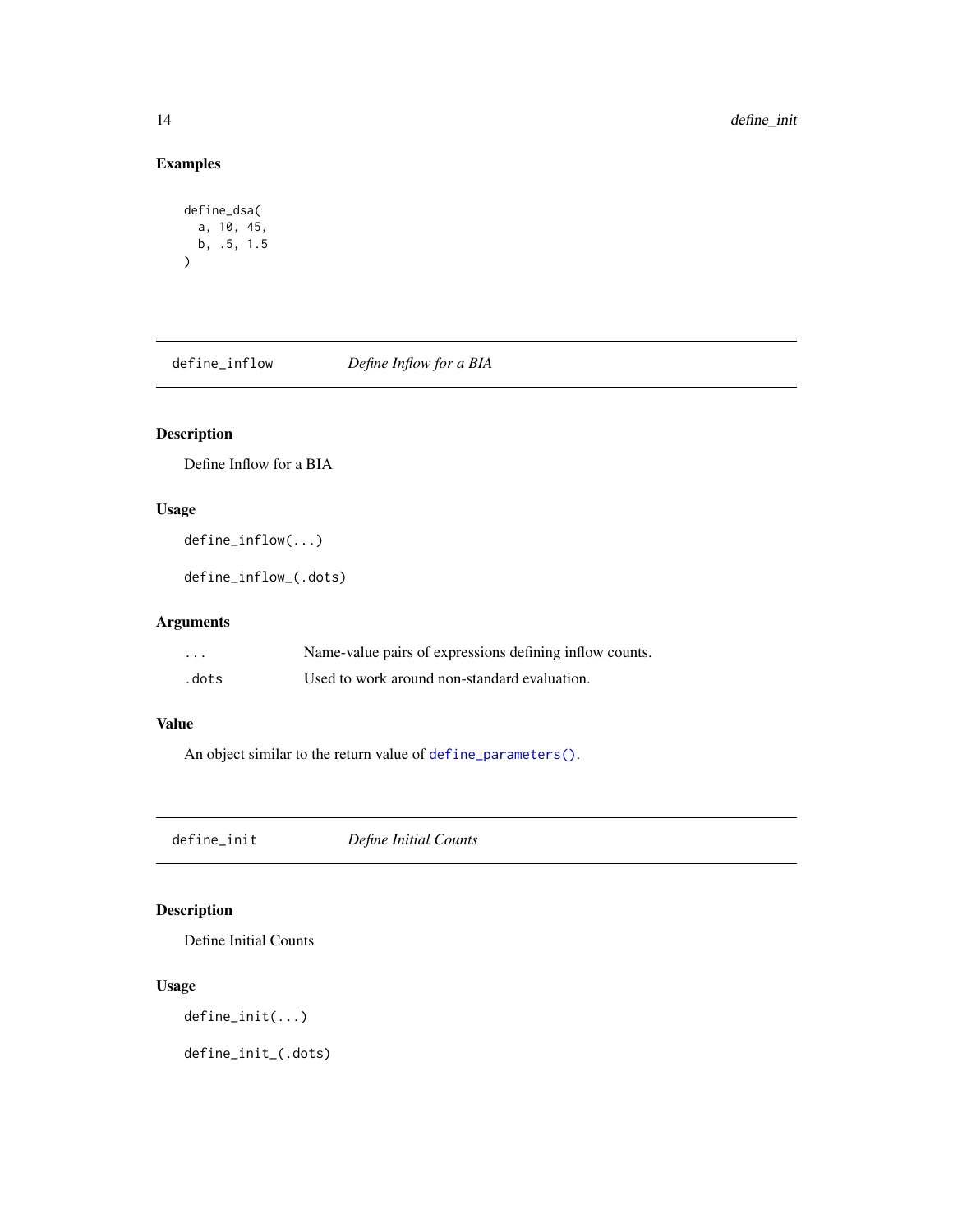### Examples

```
define_dsa(
  a, 10, 45,
  b, .5, 1.5
)
```

## define_inflow    *Define Inflow for a BIA*

### Description

Define Inflow for a BIA

### Usage

```
define_inflow(...)

define_inflow_(.dots)
```

### Arguments

| | |
|---|---|
| `...` | Name-value pairs of expressions defining inflow counts. |
| `.dots` | Used to work around non-standard evaluation. |

### Value

An object similar to the return value of `define_parameters()`.

## define_init    *Define Initial Counts*

### Description

Define Initial Counts

### Usage

```
define_init(...)

define_init_(.dots)
```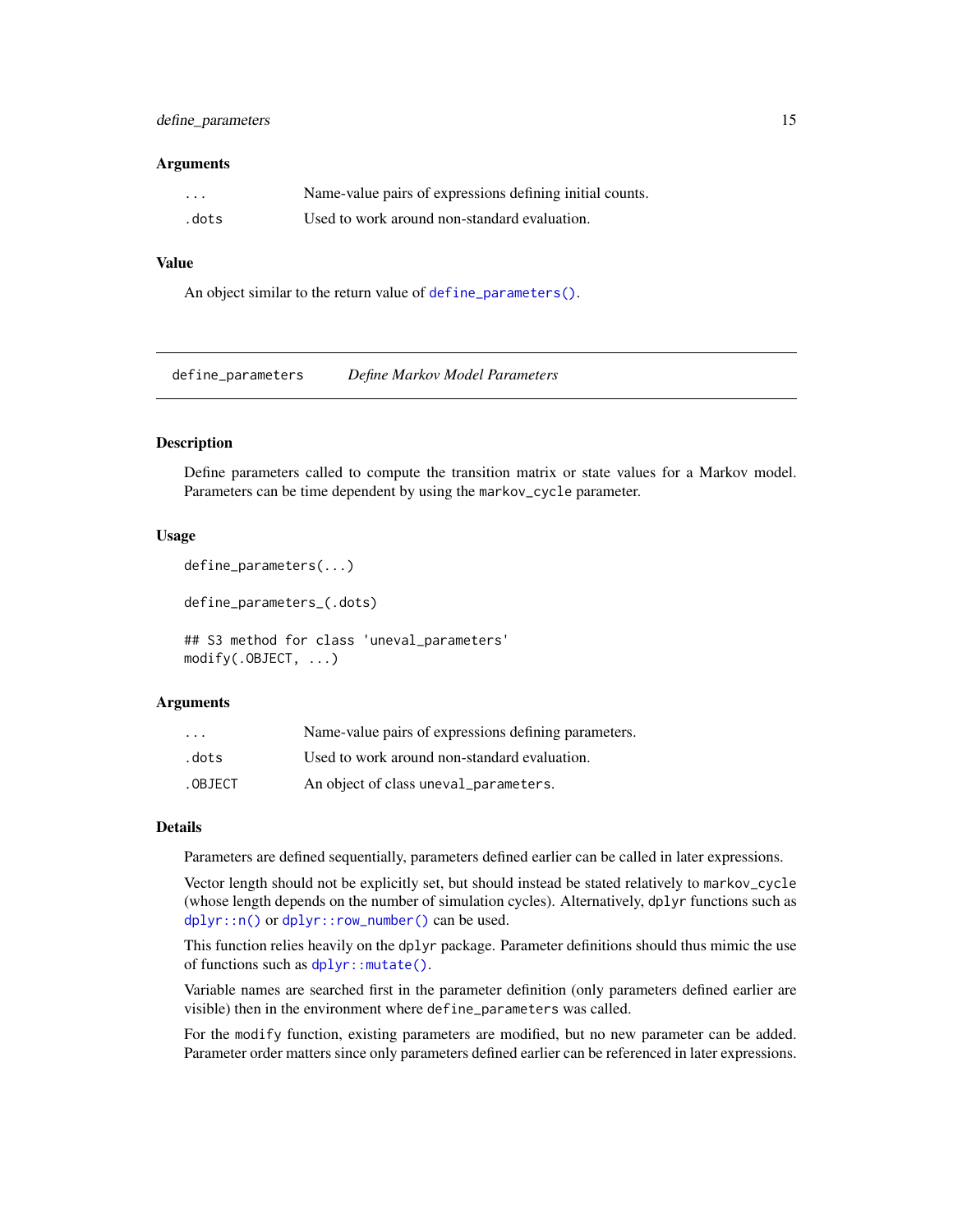### Arguments

| | |
|---|---|
| `...` | Name-value pairs of expressions defining initial counts. |
| `.dots` | Used to work around non-standard evaluation. |

### Value

An object similar to the return value of `define_parameters()`.

---

## define_parameters *Define Markov Model Parameters*

---

### Description

Define parameters called to compute the transition matrix or state values for a Markov model. Parameters can be time dependent by using the `markov_cycle` parameter.

### Usage

```
define_parameters(...)

define_parameters_(.dots)

## S3 method for class 'uneval_parameters'
modify(.OBJECT, ...)
```

### Arguments

| | |
|---|---|
| `...` | Name-value pairs of expressions defining parameters. |
| `.dots` | Used to work around non-standard evaluation. |
| `.OBJECT` | An object of class `uneval_parameters`. |

### Details

Parameters are defined sequentially, parameters defined earlier can be called in later expressions.

Vector length should not be explicitly set, but should instead be stated relatively to `markov_cycle` (whose length depends on the number of simulation cycles). Alternatively, `dplyr` functions such as `dplyr::n()` or `dplyr::row_number()` can be used.

This function relies heavily on the `dplyr` package. Parameter definitions should thus mimic the use of functions such as `dplyr::mutate()`.

Variable names are searched first in the parameter definition (only parameters defined earlier are visible) then in the environment where `define_parameters` was called.

For the `modify` function, existing parameters are modified, but no new parameter can be added. Parameter order matters since only parameters defined earlier can be referenced in later expressions.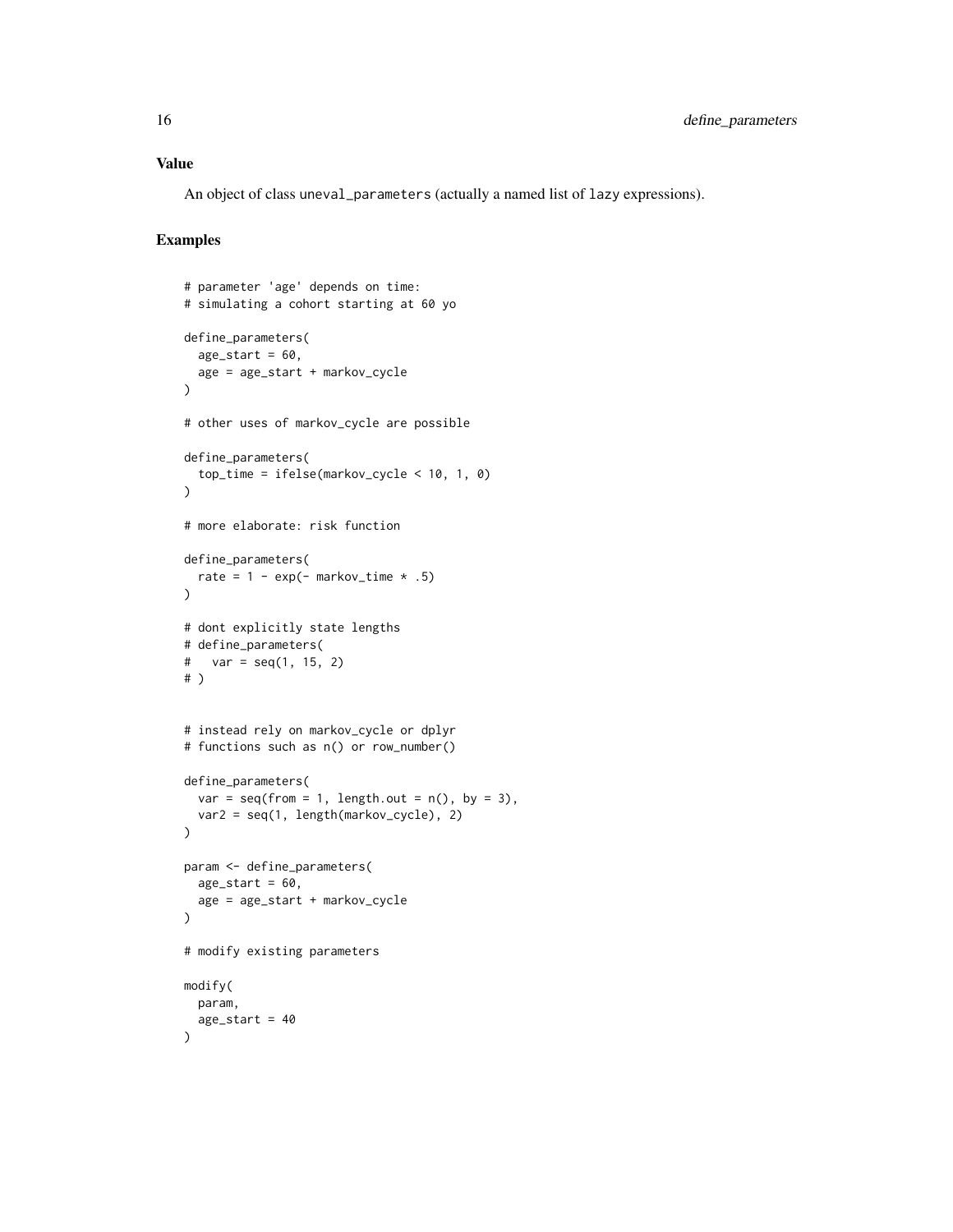## Value

An object of class uneval_parameters (actually a named list of lazy expressions).

## Examples

```
# parameter 'age' depends on time:
# simulating a cohort starting at 60 yo

define_parameters(
  age_start = 60,
  age = age_start + markov_cycle
)

# other uses of markov_cycle are possible

define_parameters(
  top_time = ifelse(markov_cycle < 10, 1, 0)
)

# more elaborate: risk function

define_parameters(
  rate = 1 - exp(- markov_time * .5)
)

# dont explicitly state lengths
# define_parameters(
#   var = seq(1, 15, 2)
# )


# instead rely on markov_cycle or dplyr
# functions such as n() or row_number()

define_parameters(
  var = seq(from = 1, length.out = n(), by = 3),
  var2 = seq(1, length(markov_cycle), 2)
)

param <- define_parameters(
  age_start = 60,
  age = age_start + markov_cycle
)

# modify existing parameters

modify(
  param,
  age_start = 40
)
```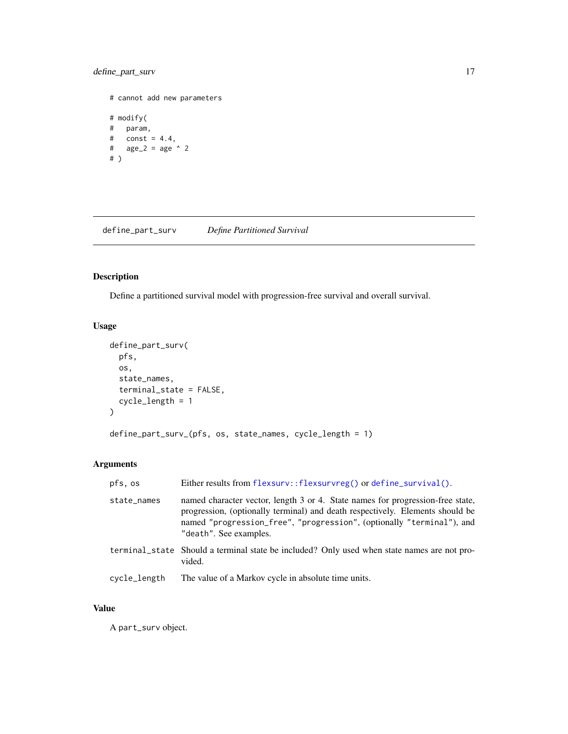```
# cannot add new parameters

# modify(
#   param,
#   const = 4.4,
#   age_2 = age ^ 2
# )
```

## define_part_surv — *Define Partitioned Survival*

### Description

Define a partitioned survival model with progression-free survival and overall survival.

### Usage

```
define_part_surv(
  pfs,
  os,
  state_names,
  terminal_state = FALSE,
  cycle_length = 1
)

define_part_surv_(pfs, os, state_names, cycle_length = 1)
```

### Arguments

| | |
|---|---|
| `pfs, os` | Either results from `flexsurv::flexsurvreg()` or `define_survival()`. |
| `state_names` | named character vector, length 3 or 4. State names for progression-free state, progression, (optionally terminal) and death respectively. Elements should be named `"progression_free"`, `"progression"`, (optionally `"terminal"`), and `"death"`. See examples. |
| `terminal_state` | Should a terminal state be included? Only used when state names are not provided. |
| `cycle_length` | The value of a Markov cycle in absolute time units. |

### Value

A `part_surv` object.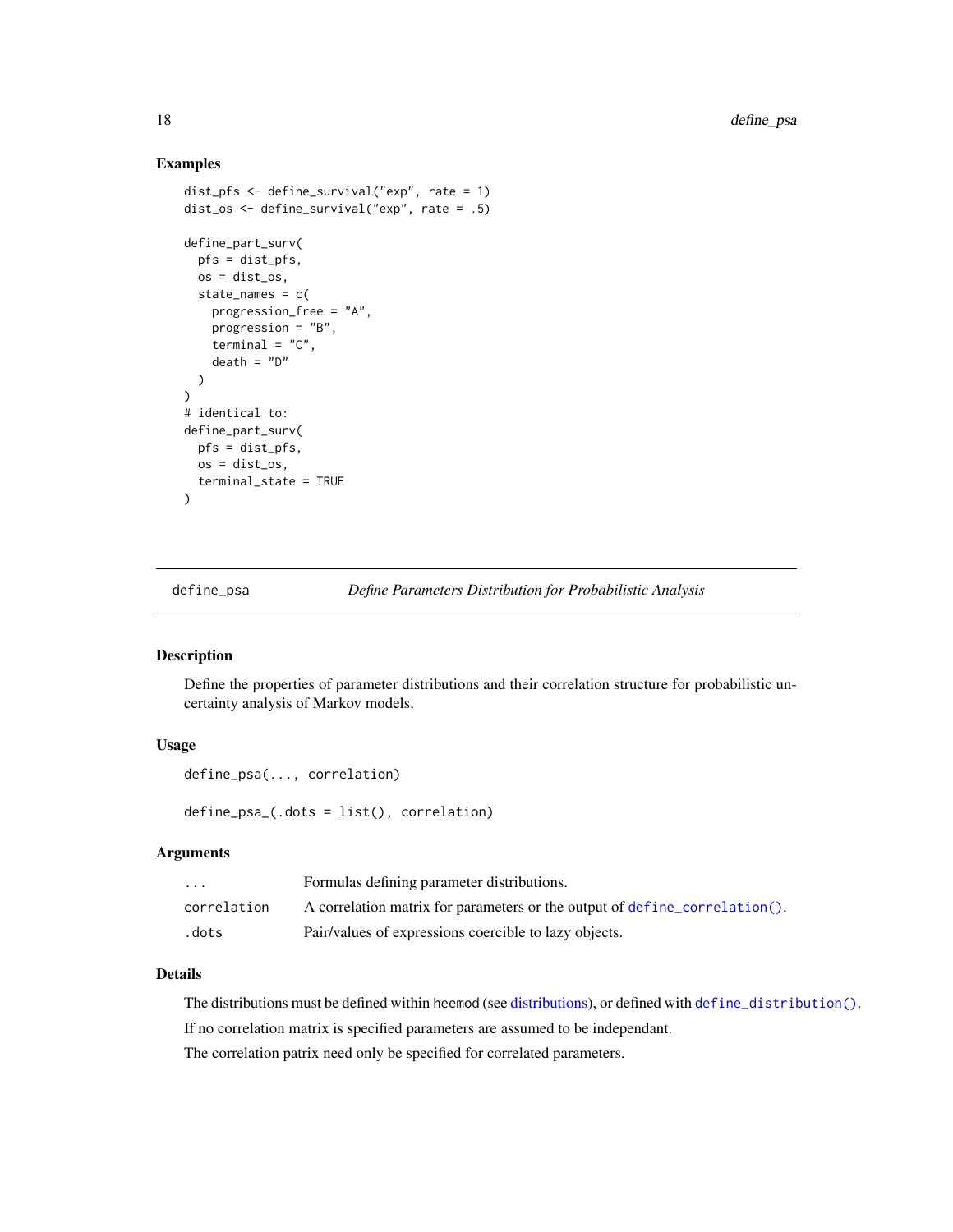### Examples

```
dist_pfs <- define_survival("exp", rate = 1)
dist_os <- define_survival("exp", rate = .5)

define_part_surv(
  pfs = dist_pfs,
  os = dist_os,
  state_names = c(
    progression_free = "A",
    progression = "B",
    terminal = "C",
    death = "D"
  )
)
# identical to:
define_part_surv(
  pfs = dist_pfs,
  os = dist_os,
  terminal_state = TRUE
)
```

---

## define_psa — *Define Parameters Distribution for Probabilistic Analysis*

---

### Description

Define the properties of parameter distributions and their correlation structure for probabilistic uncertainty analysis of Markov models.

### Usage

```
define_psa(..., correlation)

define_psa_(.dots = list(), correlation)
```

### Arguments

| | |
|---|---|
| `...` | Formulas defining parameter distributions. |
| `correlation` | A correlation matrix for parameters or the output of `define_correlation()`. |
| `.dots` | Pair/values of expressions coercible to lazy objects. |

### Details

The distributions must be defined within heemod (see distributions), or defined with `define_distribution()`.

If no correlation matrix is specified parameters are assumed to be independant.

The correlation patrix need only be specified for correlated parameters.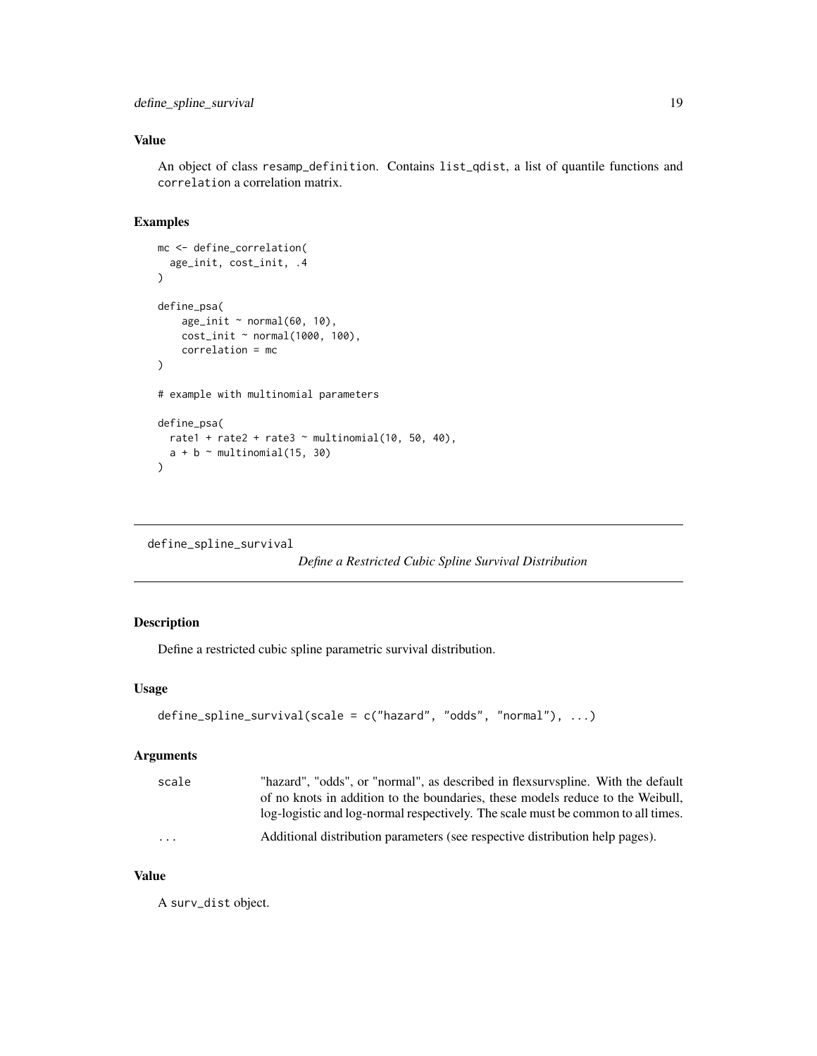### Value

An object of class `resamp_definition`. Contains `list_qdist`, a list of quantile functions and `correlation` a correlation matrix.

### Examples

```
mc <- define_correlation(
  age_init, cost_init, .4
)

define_psa(
    age_init ~ normal(60, 10),
    cost_init ~ normal(1000, 100),
    correlation = mc
)

# example with multinomial parameters

define_psa(
  rate1 + rate2 + rate3 ~ multinomial(10, 50, 40),
  a + b ~ multinomial(15, 30)
)
```

---

## define_spline_survival

*Define a Restricted Cubic Spline Survival Distribution*

---

### Description

Define a restricted cubic spline parametric survival distribution.

### Usage

```
define_spline_survival(scale = c("hazard", "odds", "normal"), ...)
```

### Arguments

| | |
|---|---|
| scale | "hazard", "odds", or "normal", as described in flexsurvspline. With the default of no knots in addition to the boundaries, these models reduce to the Weibull, log-logistic and log-normal respectively. The scale must be common to all times. |
| ... | Additional distribution parameters (see respective distribution help pages). |

### Value

A `surv_dist` object.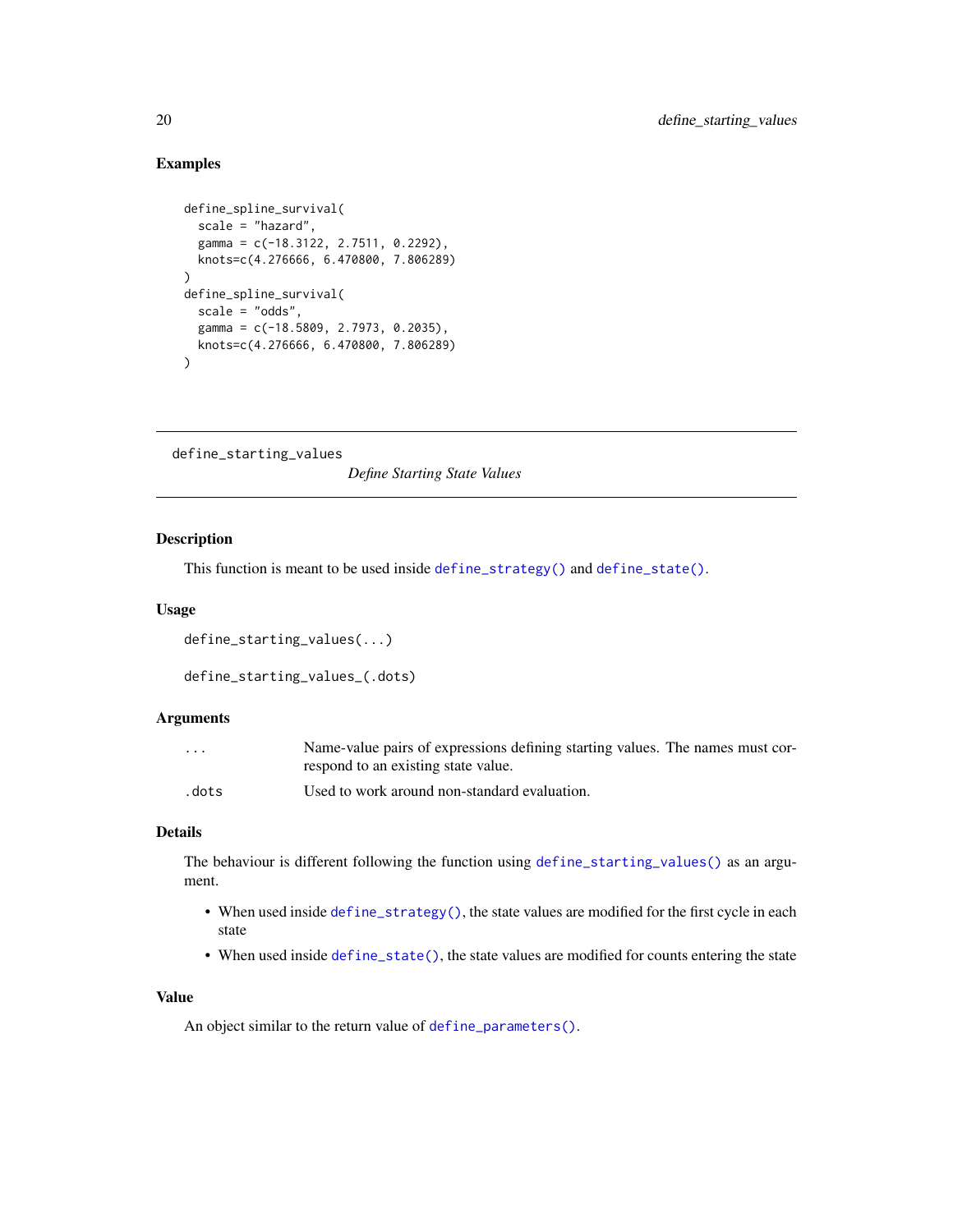### Examples

```
define_spline_survival(
  scale = "hazard",
  gamma = c(-18.3122, 2.7511, 0.2292),
  knots=c(4.276666, 6.470800, 7.806289)
)
define_spline_survival(
  scale = "odds",
  gamma = c(-18.5809, 2.7973, 0.2035),
  knots=c(4.276666, 6.470800, 7.806289)
)
```

---

## define_starting_values *Define Starting State Values*

---

### Description

This function is meant to be used inside `define_strategy()` and `define_state()`.

### Usage

```
define_starting_values(...)

define_starting_values_(.dots)
```

### Arguments

| | |
|---|---|
| `...` | Name-value pairs of expressions defining starting values. The names must correspond to an existing state value. |
| `.dots` | Used to work around non-standard evaluation. |

### Details

The behaviour is different following the function using `define_starting_values()` as an argument.

- When used inside `define_strategy()`, the state values are modified for the first cycle in each state
- When used inside `define_state()`, the state values are modified for counts entering the state

### Value

An object similar to the return value of `define_parameters()`.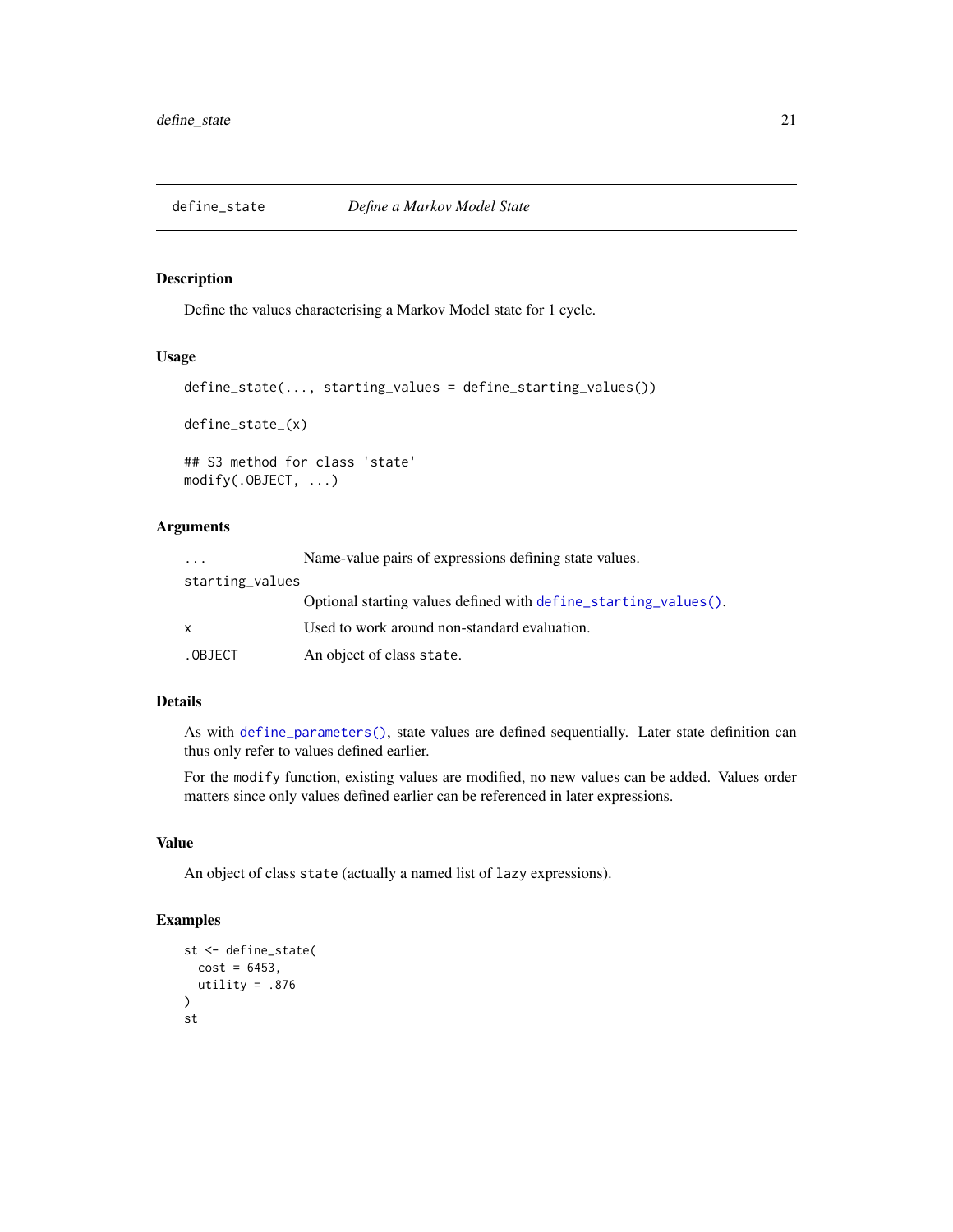## define_state — *Define a Markov Model State*

### Description

Define the values characterising a Markov Model state for 1 cycle.

### Usage

```
define_state(..., starting_values = define_starting_values())

define_state_(x)

## S3 method for class 'state'
modify(.OBJECT, ...)
```

### Arguments

| | |
|---|---|
| `...` | Name-value pairs of expressions defining state values. |
| `starting_values` | Optional starting values defined with `define_starting_values()`. |
| `x` | Used to work around non-standard evaluation. |
| `.OBJECT` | An object of class `state`. |

### Details

As with `define_parameters()`, state values are defined sequentially. Later state definition can thus only refer to values defined earlier.

For the `modify` function, existing values are modified, no new values can be added. Values order matters since only values defined earlier can be referenced in later expressions.

### Value

An object of class `state` (actually a named list of `lazy` expressions).

### Examples

```
st <- define_state(
  cost = 6453,
  utility = .876
)
st
```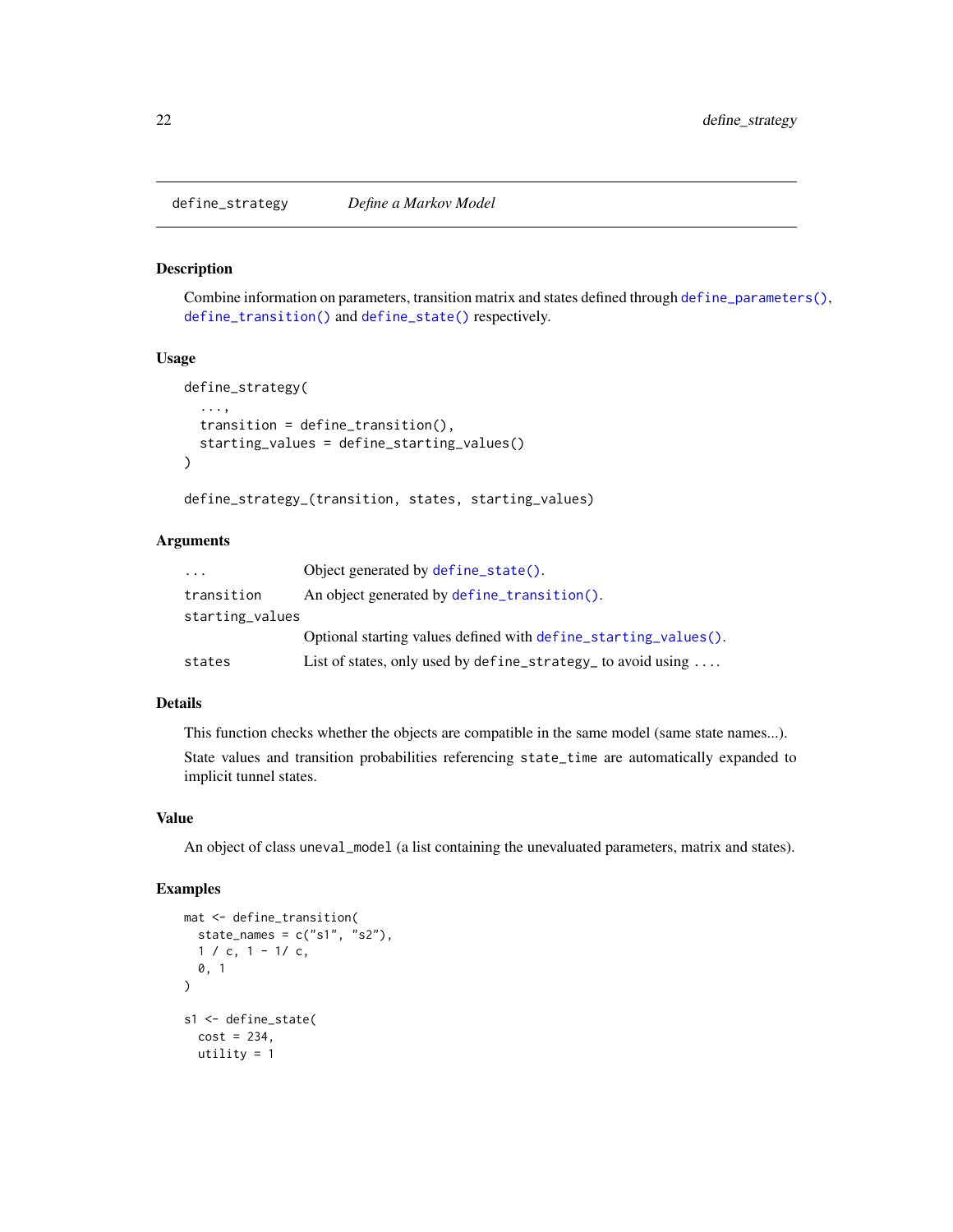## define_strategy    *Define a Markov Model*

### Description

Combine information on parameters, transition matrix and states defined through `define_parameters()`, `define_transition()` and `define_state()` respectively.

### Usage

```
define_strategy(
  ...,
  transition = define_transition(),
  starting_values = define_starting_values()
)

define_strategy_(transition, states, starting_values)
```

### Arguments

| | |
|---|---|
| `...` | Object generated by `define_state()`. |
| `transition` | An object generated by `define_transition()`. |
| `starting_values` | Optional starting values defined with `define_starting_values()`. |
| `states` | List of states, only used by `define_strategy_` to avoid using `...`. |

### Details

This function checks whether the objects are compatible in the same model (same state names...).

State values and transition probabilities referencing `state_time` are automatically expanded to implicit tunnel states.

### Value

An object of class `uneval_model` (a list containing the unevaluated parameters, matrix and states).

### Examples

```
mat <- define_transition(
  state_names = c("s1", "s2"),
  1 / c, 1 - 1/ c,
  0, 1
)

s1 <- define_state(
  cost = 234,
  utility = 1
```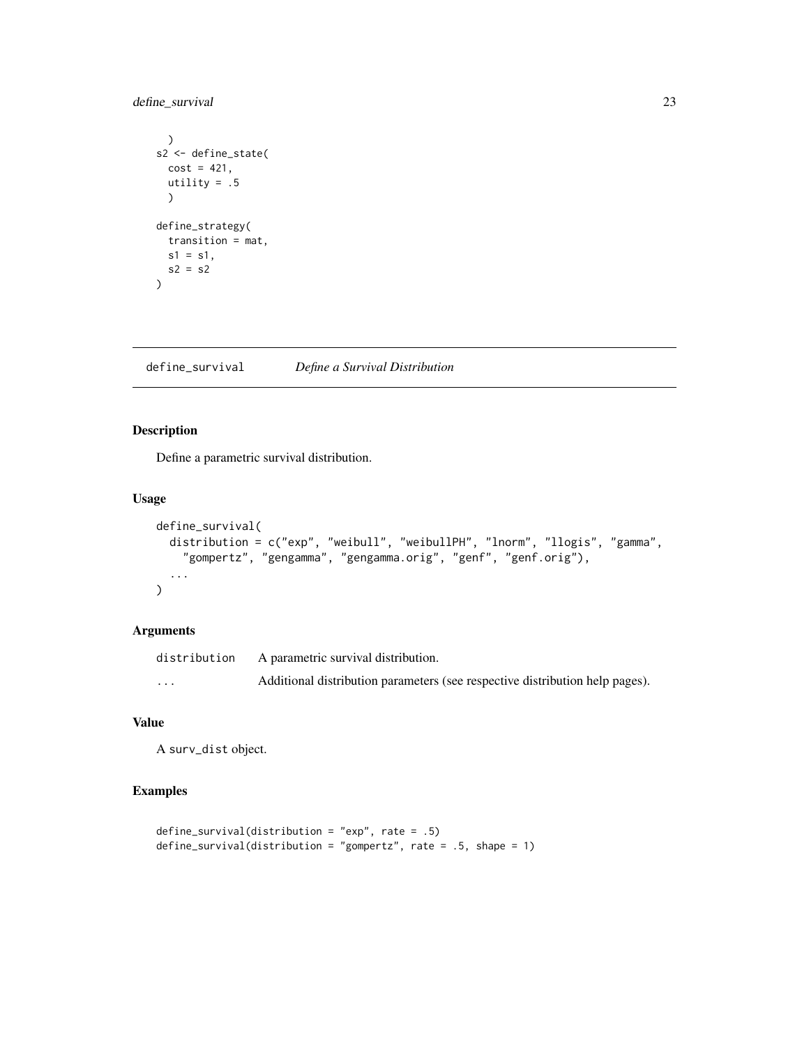```
  )
s2 <- define_state(
  cost = 421,
  utility = .5
  )

define_strategy(
  transition = mat,
  s1 = s1,
  s2 = s2
)
```

## define_survival *Define a Survival Distribution*

### Description

Define a parametric survival distribution.

### Usage

```
define_survival(
  distribution = c("exp", "weibull", "weibullPH", "lnorm", "llogis", "gamma",
    "gompertz", "gengamma", "gengamma.orig", "genf", "genf.orig"),
  ...
)
```

### Arguments

| | |
|---|---|
| distribution | A parametric survival distribution. |
| ... | Additional distribution parameters (see respective distribution help pages). |

### Value

A surv_dist object.

### Examples

```
define_survival(distribution = "exp", rate = .5)
define_survival(distribution = "gompertz", rate = .5, shape = 1)
```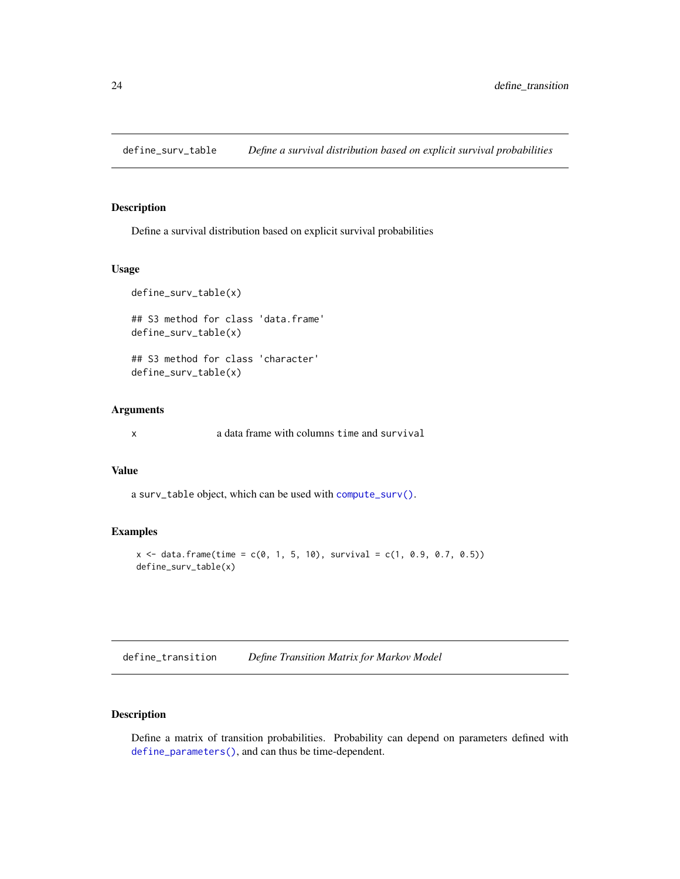## define_surv_table — *Define a survival distribution based on explicit survival probabilities*

### Description

Define a survival distribution based on explicit survival probabilities

### Usage

```
define_surv_table(x)

## S3 method for class 'data.frame'
define_surv_table(x)

## S3 method for class 'character'
define_surv_table(x)
```

### Arguments

| | |
|---|---|
| x | a data frame with columns `time` and `survival` |

### Value

a `surv_table` object, which can be used with `compute_surv()`.

### Examples

```
x <- data.frame(time = c(0, 1, 5, 10), survival = c(1, 0.9, 0.7, 0.5))
define_surv_table(x)
```

## define_transition — *Define Transition Matrix for Markov Model*

### Description

Define a matrix of transition probabilities. Probability can depend on parameters defined with `define_parameters()`, and can thus be time-dependent.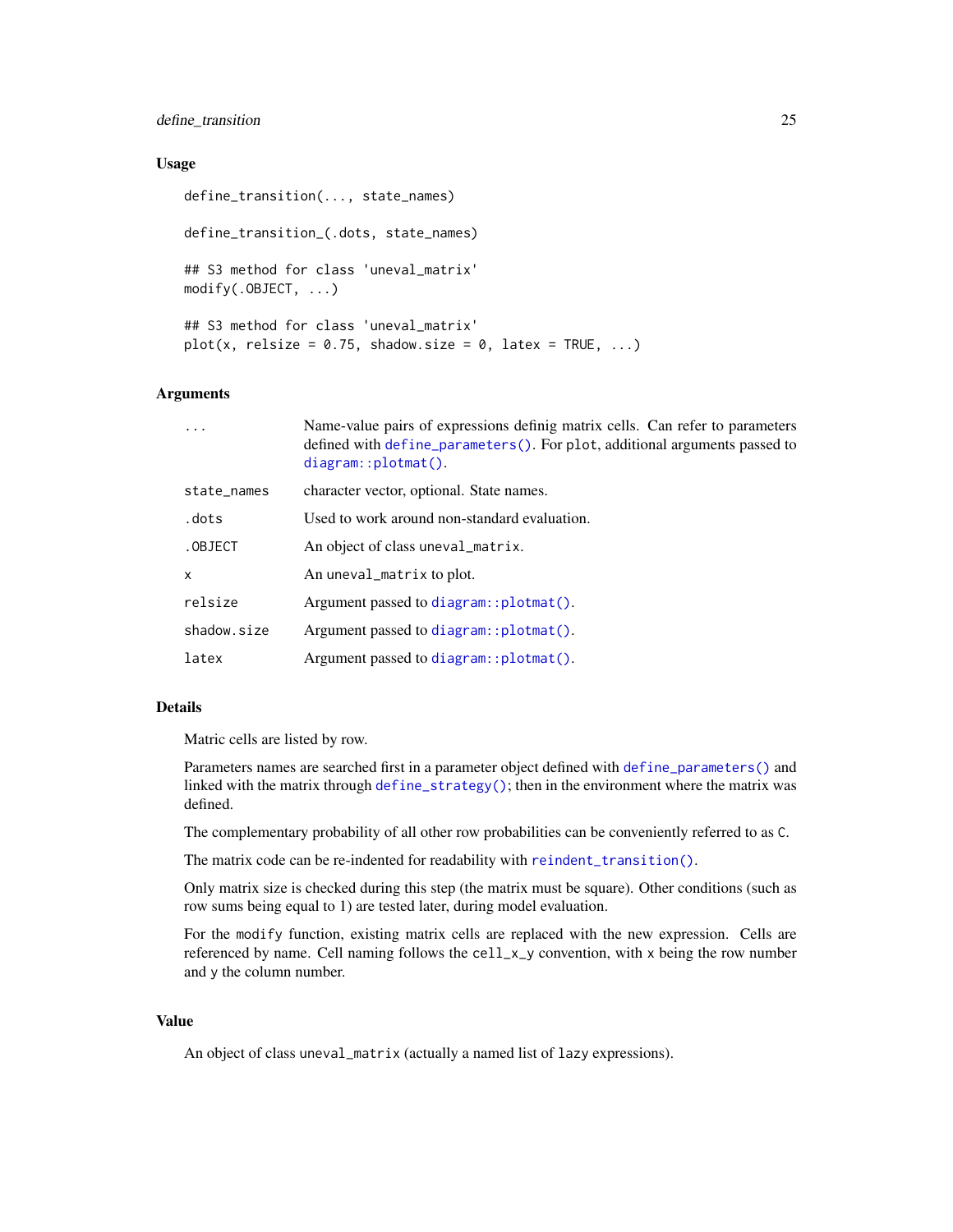## Usage

```
define_transition(..., state_names)

define_transition_(.dots, state_names)

## S3 method for class 'uneval_matrix'
modify(.OBJECT, ...)

## S3 method for class 'uneval_matrix'
plot(x, relsize = 0.75, shadow.size = 0, latex = TRUE, ...)
```

## Arguments

| | |
|---|---|
| `...` | Name-value pairs of expressions definig matrix cells. Can refer to parameters defined with `define_parameters()`. For `plot`, additional arguments passed to `diagram::plotmat()`. |
| `state_names` | character vector, optional. State names. |
| `.dots` | Used to work around non-standard evaluation. |
| `.OBJECT` | An object of class `uneval_matrix`. |
| `x` | An `uneval_matrix` to plot. |
| `relsize` | Argument passed to `diagram::plotmat()`. |
| `shadow.size` | Argument passed to `diagram::plotmat()`. |
| `latex` | Argument passed to `diagram::plotmat()`. |

## Details

Matric cells are listed by row.

Parameters names are searched first in a parameter object defined with `define_parameters()` and linked with the matrix through `define_strategy()`; then in the environment where the matrix was defined.

The complementary probability of all other row probabilities can be conveniently referred to as `C`.

The matrix code can be re-indented for readability with `reindent_transition()`.

Only matrix size is checked during this step (the matrix must be square). Other conditions (such as row sums being equal to 1) are tested later, during model evaluation.

For the `modify` function, existing matrix cells are replaced with the new expression. Cells are referenced by name. Cell naming follows the `cell_x_y` convention, with `x` being the row number and `y` the column number.

## Value

An object of class `uneval_matrix` (actually a named list of `lazy` expressions).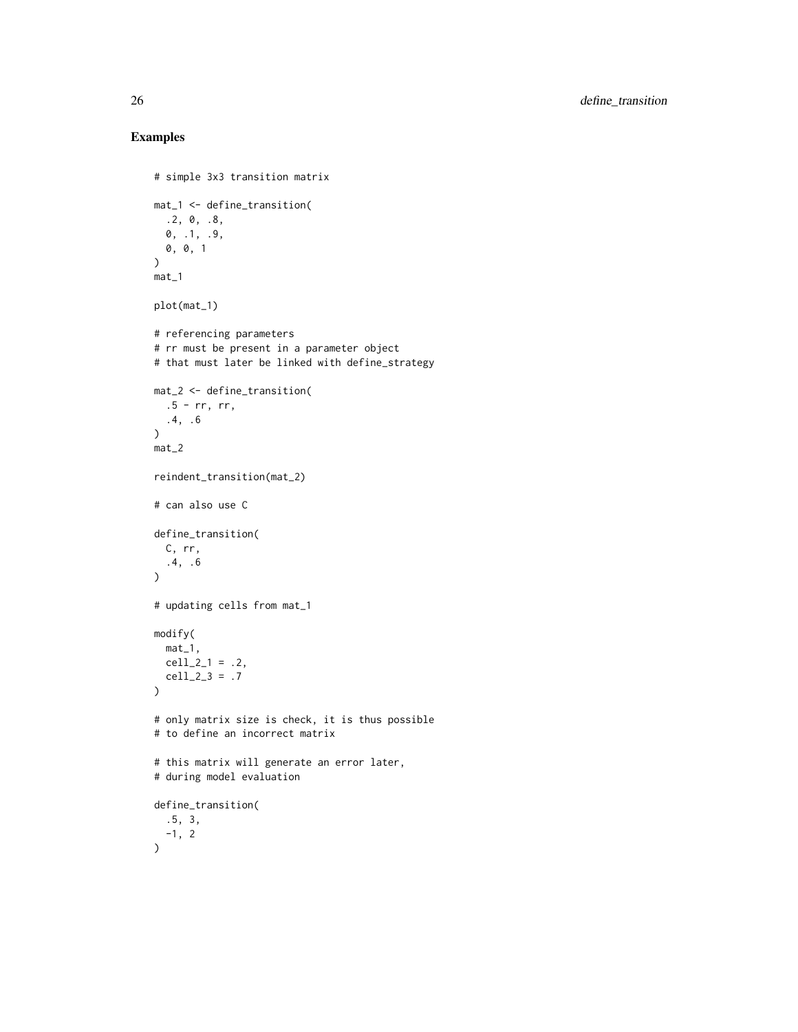## Examples

```
# simple 3x3 transition matrix

mat_1 <- define_transition(
  .2, 0, .8,
  0, .1, .9,
  0, 0, 1
)
mat_1

plot(mat_1)

# referencing parameters
# rr must be present in a parameter object
# that must later be linked with define_strategy

mat_2 <- define_transition(
  .5 - rr, rr,
  .4, .6
)
mat_2

reindent_transition(mat_2)

# can also use C

define_transition(
  C, rr,
  .4, .6
)

# updating cells from mat_1

modify(
  mat_1,
  cell_2_1 = .2,
  cell_2_3 = .7
)

# only matrix size is check, it is thus possible
# to define an incorrect matrix

# this matrix will generate an error later,
# during model evaluation

define_transition(
  .5, 3,
  -1, 2
)
```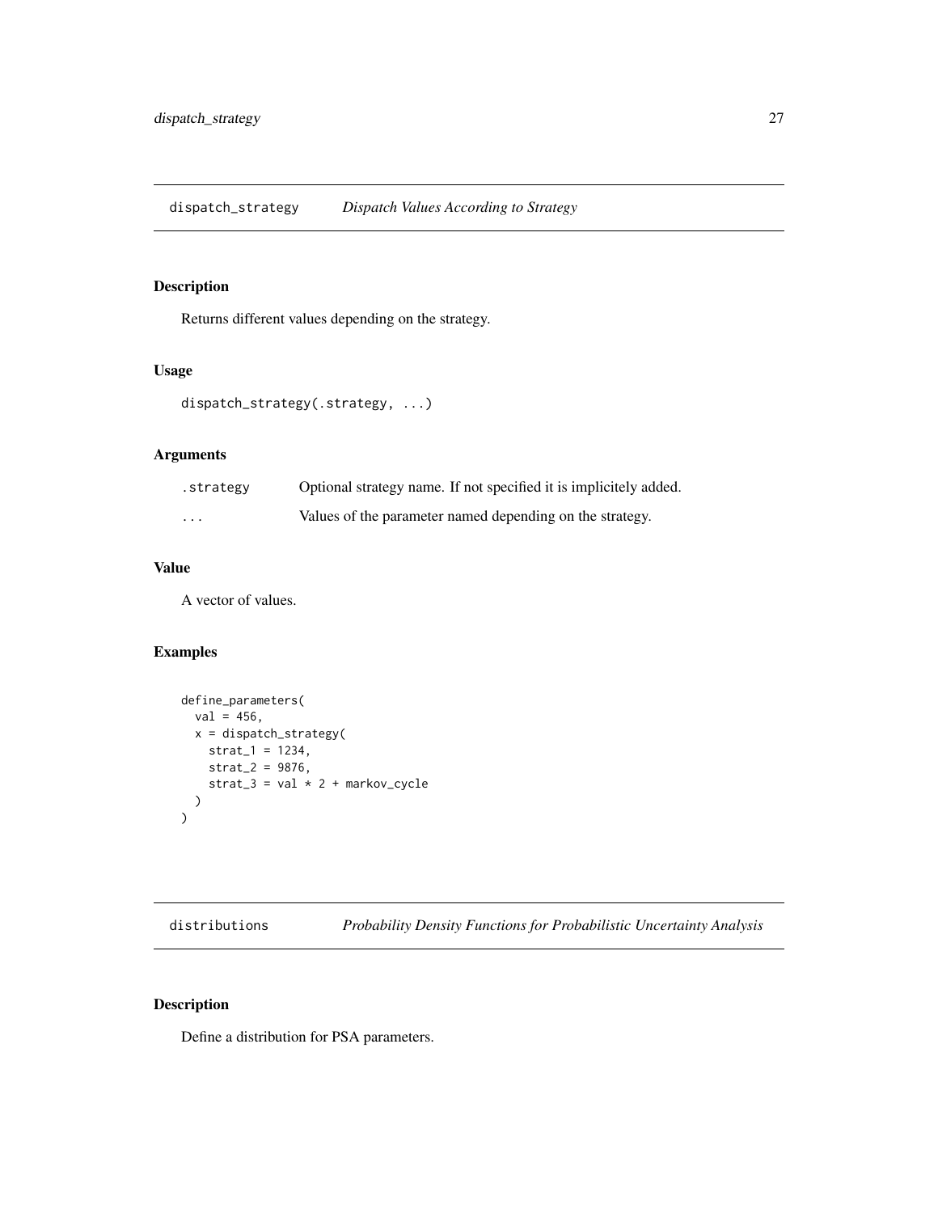## dispatch_strategy *Dispatch Values According to Strategy*

### Description

Returns different values depending on the strategy.

### Usage

```
dispatch_strategy(.strategy, ...)
```

### Arguments

| | |
|---|---|
| `.strategy` | Optional strategy name. If not specified it is implicitely added. |
| `...` | Values of the parameter named depending on the strategy. |

### Value

A vector of values.

### Examples

```
define_parameters(
  val = 456,
  x = dispatch_strategy(
    strat_1 = 1234,
    strat_2 = 9876,
    strat_3 = val * 2 + markov_cycle
  )
)
```

## distributions *Probability Density Functions for Probabilistic Uncertainty Analysis*

### Description

Define a distribution for PSA parameters.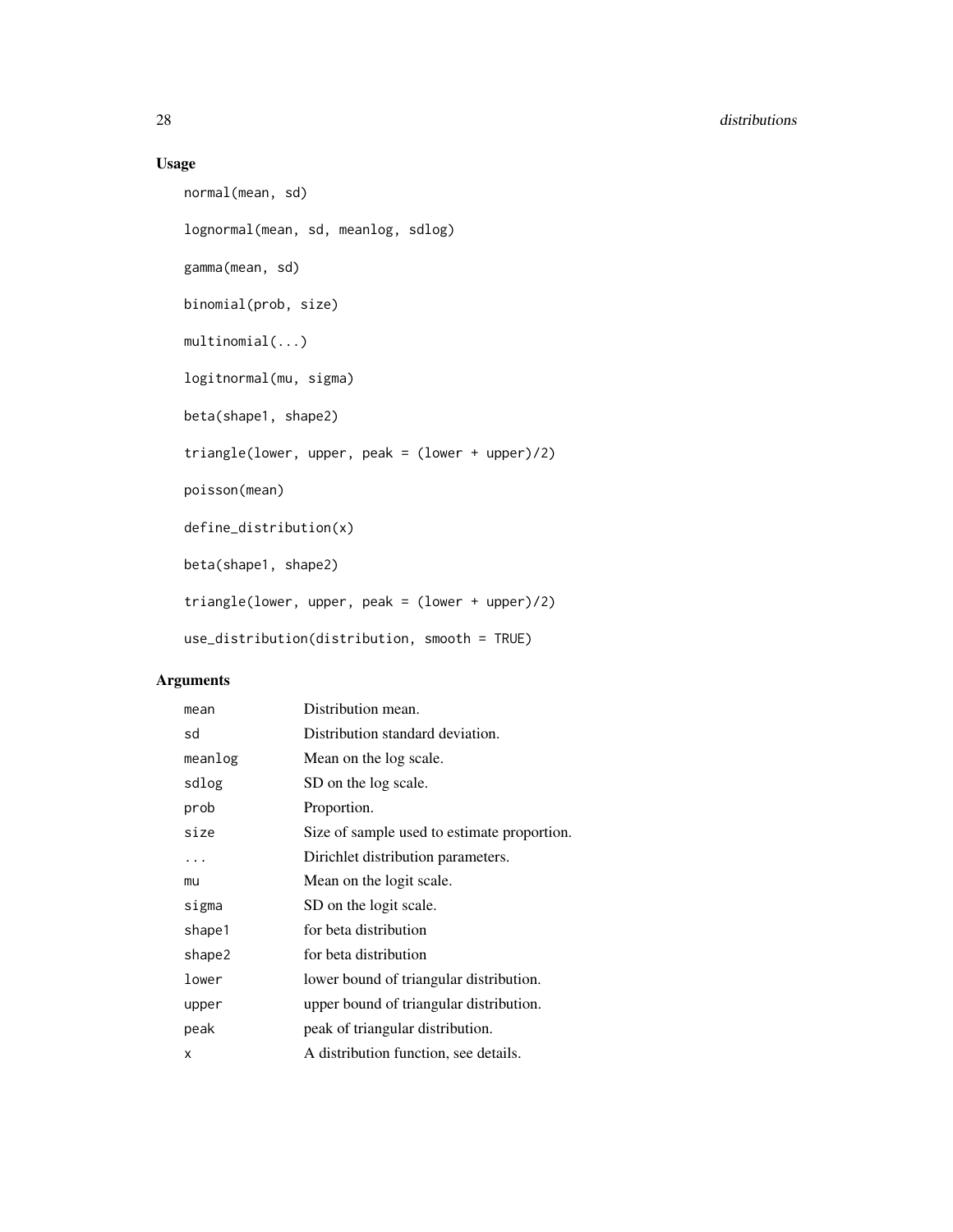## Usage

```
normal(mean, sd)

lognormal(mean, sd, meanlog, sdlog)

gamma(mean, sd)

binomial(prob, size)

multinomial(...)

logitnormal(mu, sigma)

beta(shape1, shape2)

triangle(lower, upper, peak = (lower + upper)/2)

poisson(mean)

define_distribution(x)

beta(shape1, shape2)

triangle(lower, upper, peak = (lower + upper)/2)

use_distribution(distribution, smooth = TRUE)
```

## Arguments

| | |
|---|---|
| mean | Distribution mean. |
| sd | Distribution standard deviation. |
| meanlog | Mean on the log scale. |
| sdlog | SD on the log scale. |
| prob | Proportion. |
| size | Size of sample used to estimate proportion. |
| ... | Dirichlet distribution parameters. |
| mu | Mean on the logit scale. |
| sigma | SD on the logit scale. |
| shape1 | for beta distribution |
| shape2 | for beta distribution |
| lower | lower bound of triangular distribution. |
| upper | upper bound of triangular distribution. |
| peak | peak of triangular distribution. |
| x | A distribution function, see details. |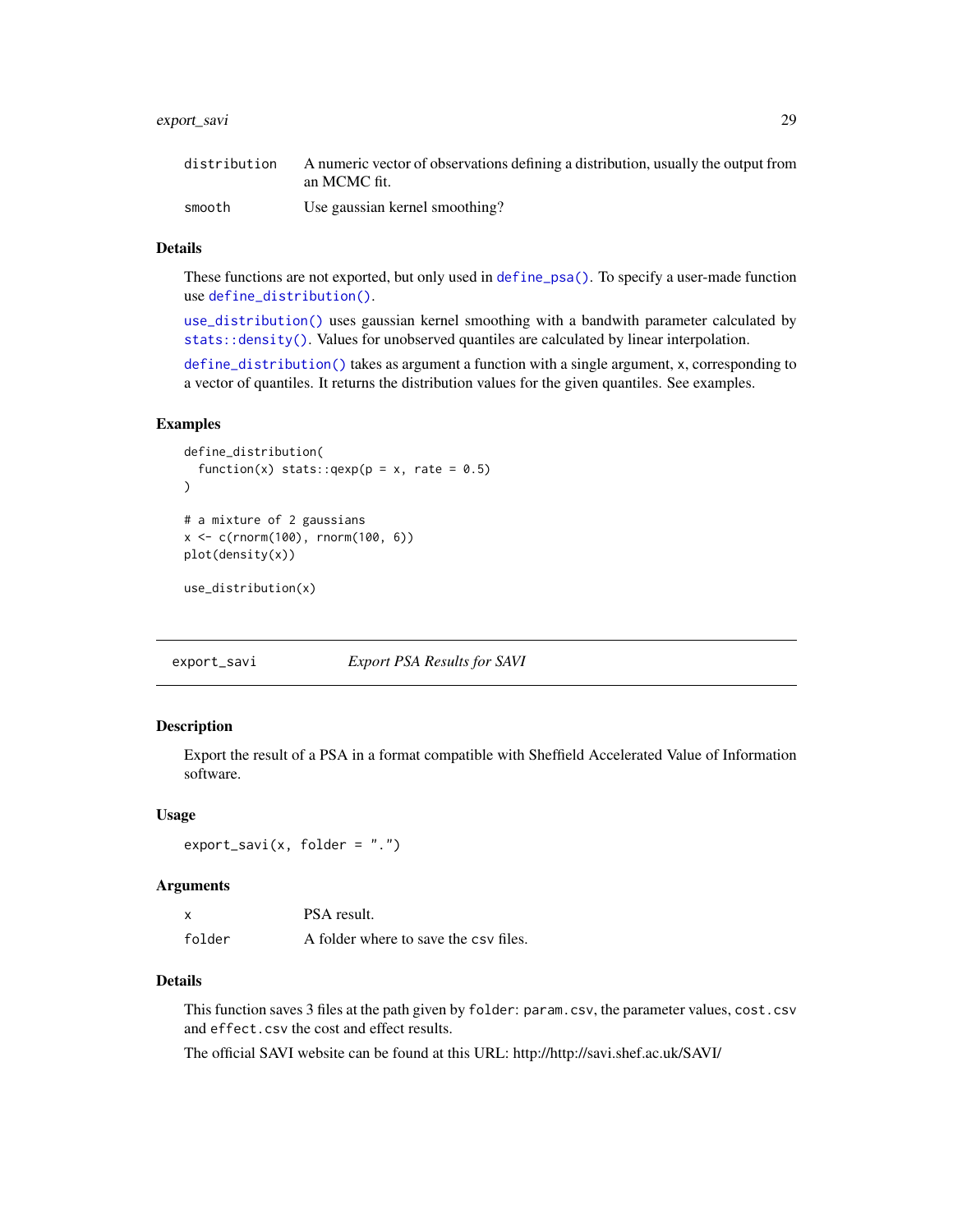| | |
|---|---|
| distribution | A numeric vector of observations defining a distribution, usually the output from an MCMC fit. |
| smooth | Use gaussian kernel smoothing? |

### Details

These functions are not exported, but only used in `define_psa()`. To specify a user-made function use `define_distribution()`.

`use_distribution()` uses gaussian kernel smoothing with a bandwith parameter calculated by `stats::density()`. Values for unobserved quantiles are calculated by linear interpolation.

`define_distribution()` takes as argument a function with a single argument, `x`, corresponding to a vector of quantiles. It returns the distribution values for the given quantiles. See examples.

### Examples

```
define_distribution(
  function(x) stats::qexp(p = x, rate = 0.5)
)

# a mixture of 2 gaussians
x <- c(rnorm(100), rnorm(100, 6))
plot(density(x))

use_distribution(x)
```

---

## export_savi *Export PSA Results for SAVI*

### Description

Export the result of a PSA in a format compatible with Sheffield Accelerated Value of Information software.

### Usage

```
export_savi(x, folder = ".")
```

### Arguments

| | |
|---|---|
| x | PSA result. |
| folder | A folder where to save the csv files. |

### Details

This function saves 3 files at the path given by `folder`: `param.csv`, the parameter values, `cost.csv` and `effect.csv` the cost and effect results.

The official SAVI website can be found at this URL: http://http://savi.shef.ac.uk/SAVI/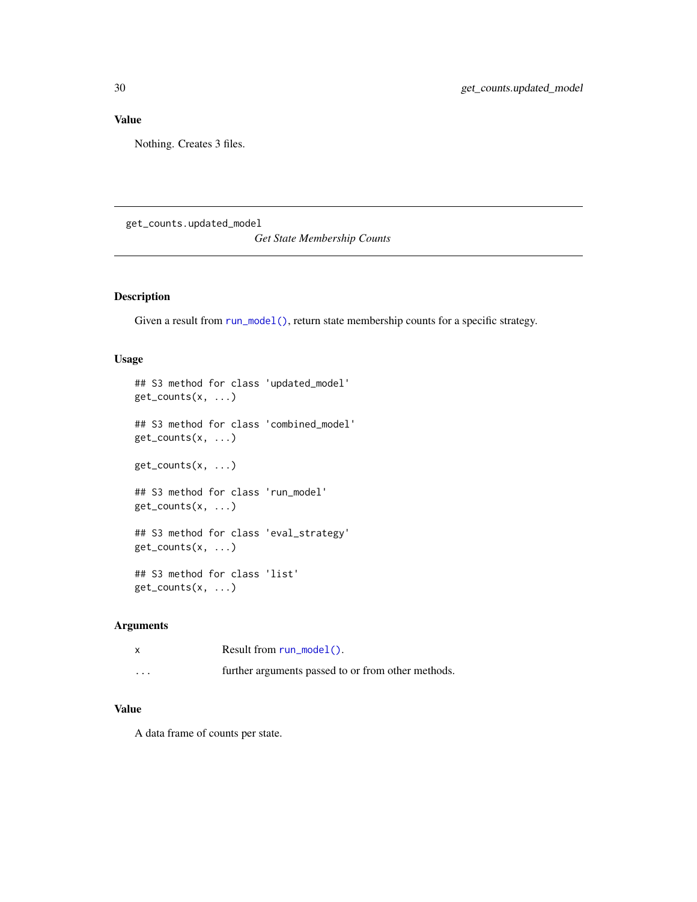### Value

Nothing. Creates 3 files.

---

## get_counts.updated_model

*Get State Membership Counts*

### Description

Given a result from run_model(), return state membership counts for a specific strategy.

### Usage

```
## S3 method for class 'updated_model'
get_counts(x, ...)

## S3 method for class 'combined_model'
get_counts(x, ...)

get_counts(x, ...)

## S3 method for class 'run_model'
get_counts(x, ...)

## S3 method for class 'eval_strategy'
get_counts(x, ...)

## S3 method for class 'list'
get_counts(x, ...)
```

### Arguments

| | |
|---|---|
| x | Result from run_model(). |
| ... | further arguments passed to or from other methods. |

### Value

A data frame of counts per state.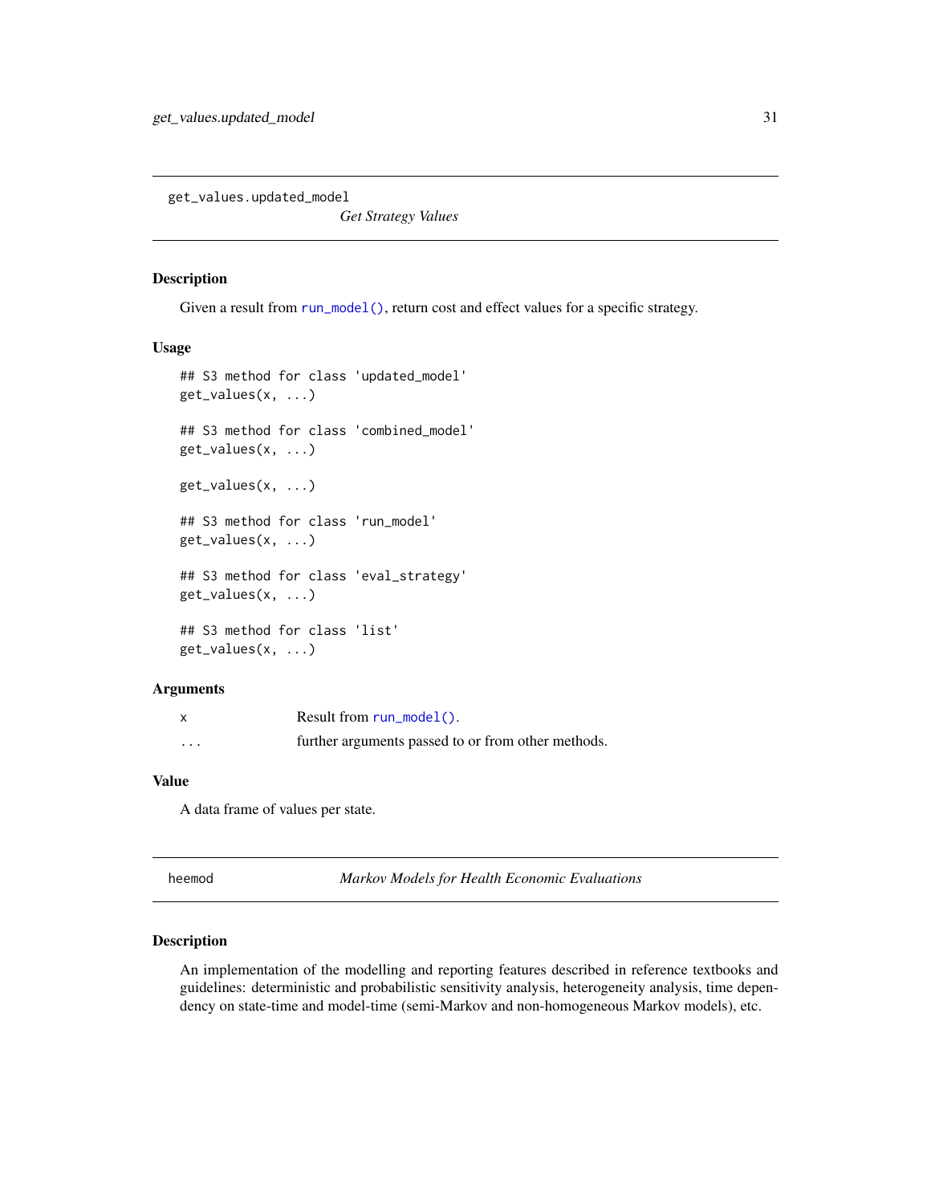## get_values.updated_model

*Get Strategy Values*

### Description

Given a result from run_model(), return cost and effect values for a specific strategy.

### Usage

```
## S3 method for class 'updated_model'
get_values(x, ...)

## S3 method for class 'combined_model'
get_values(x, ...)

get_values(x, ...)

## S3 method for class 'run_model'
get_values(x, ...)

## S3 method for class 'eval_strategy'
get_values(x, ...)

## S3 method for class 'list'
get_values(x, ...)
```

### Arguments

| | |
|---|---|
| x | Result from run_model(). |
| ... | further arguments passed to or from other methods. |

### Value

A data frame of values per state.

## heemod

*Markov Models for Health Economic Evaluations*

### Description

An implementation of the modelling and reporting features described in reference textbooks and guidelines: deterministic and probabilistic sensitivity analysis, heterogeneity analysis, time dependency on state-time and model-time (semi-Markov and non-homogeneous Markov models), etc.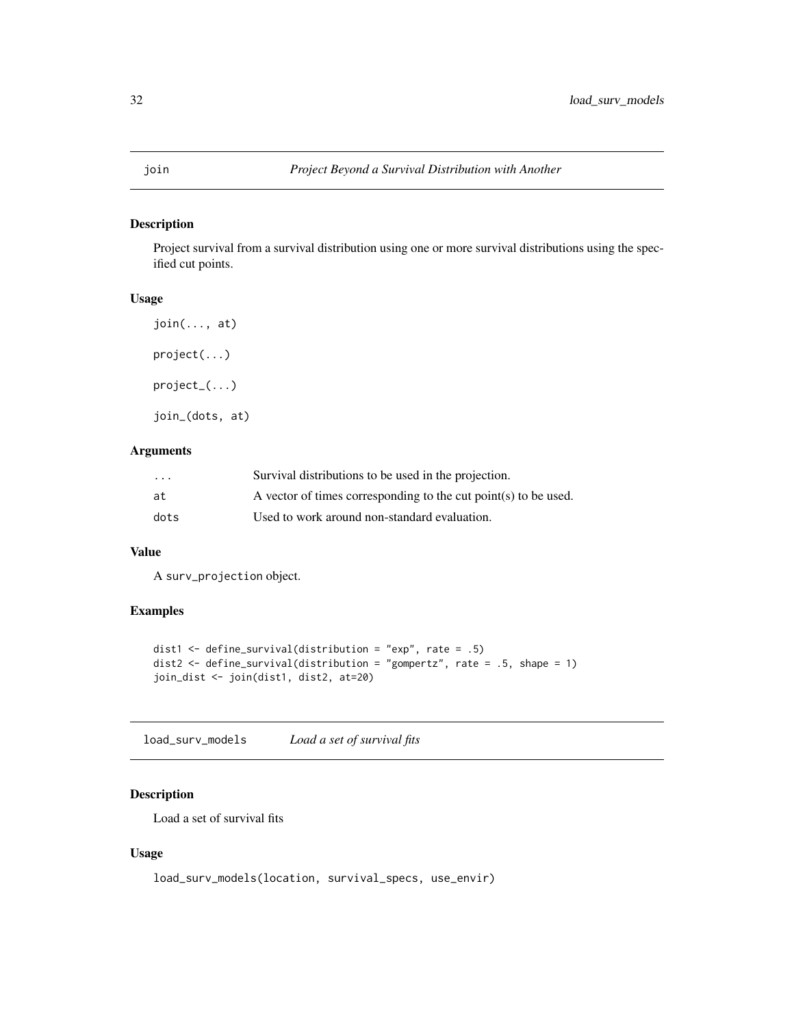## join — *Project Beyond a Survival Distribution with Another*

### Description

Project survival from a survival distribution using one or more survival distributions using the specified cut points.

### Usage

```
join(..., at)

project(...)

project_(...)

join_(dots, at)
```

### Arguments

| | |
|---|---|
| ... | Survival distributions to be used in the projection. |
| at | A vector of times corresponding to the cut point(s) to be used. |
| dots | Used to work around non-standard evaluation. |

### Value

A surv_projection object.

### Examples

```
dist1 <- define_survival(distribution = "exp", rate = .5)
dist2 <- define_survival(distribution = "gompertz", rate = .5, shape = 1)
join_dist <- join(dist1, dist2, at=20)
```

## load_surv_models — *Load a set of survival fits*

### Description

Load a set of survival fits

### Usage

```
load_surv_models(location, survival_specs, use_envir)
```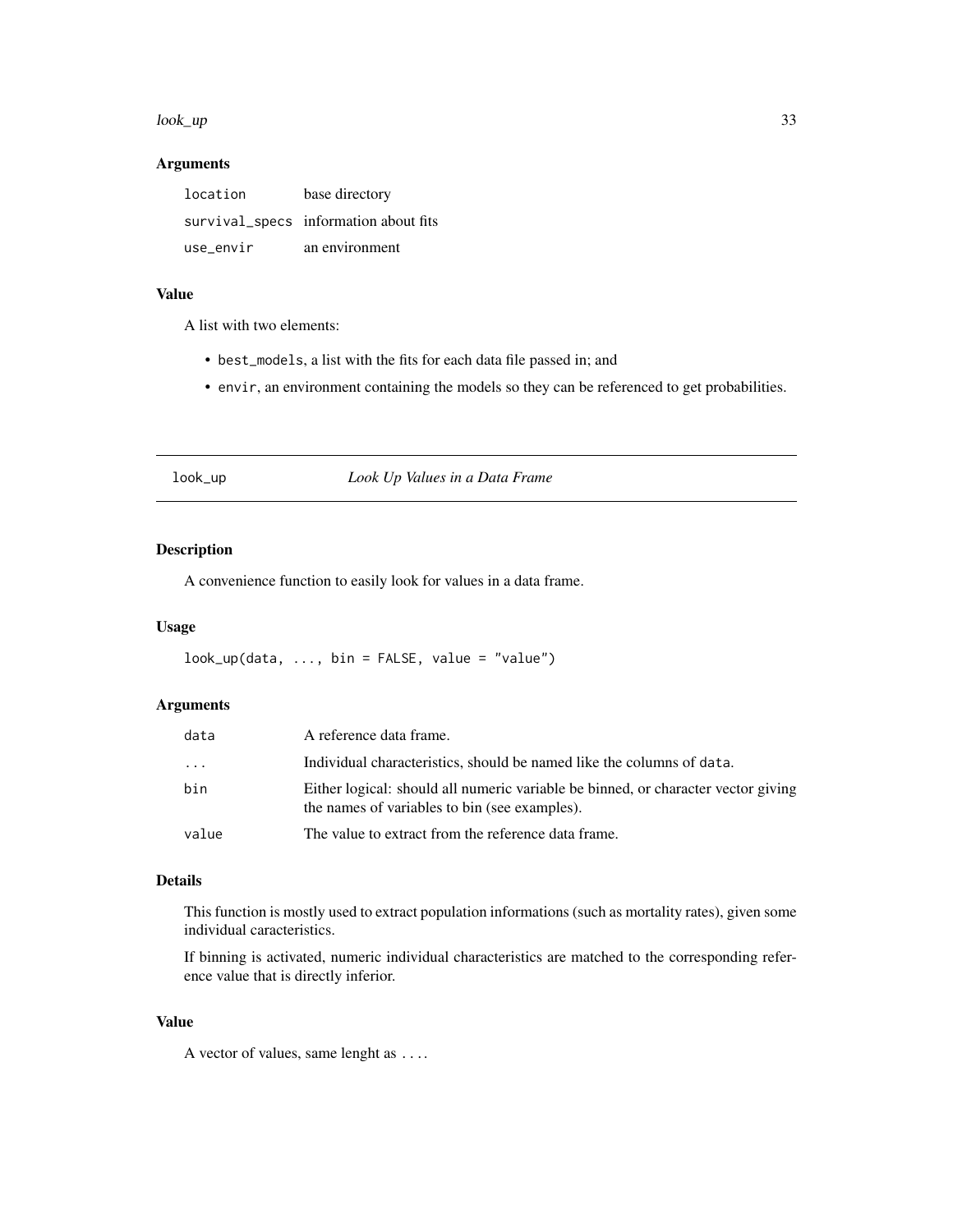### Arguments

| | |
|---|---|
| location | base directory |
| survival_specs | information about fits |
| use_envir | an environment |

### Value

A list with two elements:

- best_models, a list with the fits for each data file passed in; and
- envir, an environment containing the models so they can be referenced to get probabilities.

---

## look_up — *Look Up Values in a Data Frame*

---

### Description

A convenience function to easily look for values in a data frame.

### Usage

```
look_up(data, ..., bin = FALSE, value = "value")
```

### Arguments

| | |
|---|---|
| data | A reference data frame. |
| ... | Individual characteristics, should be named like the columns of data. |
| bin | Either logical: should all numeric variable be binned, or character vector giving the names of variables to bin (see examples). |
| value | The value to extract from the reference data frame. |

### Details

This function is mostly used to extract population informations (such as mortality rates), given some individual caracteristics.

If binning is activated, numeric individual characteristics are matched to the corresponding reference value that is directly inferior.

### Value

A vector of values, same lenght as ....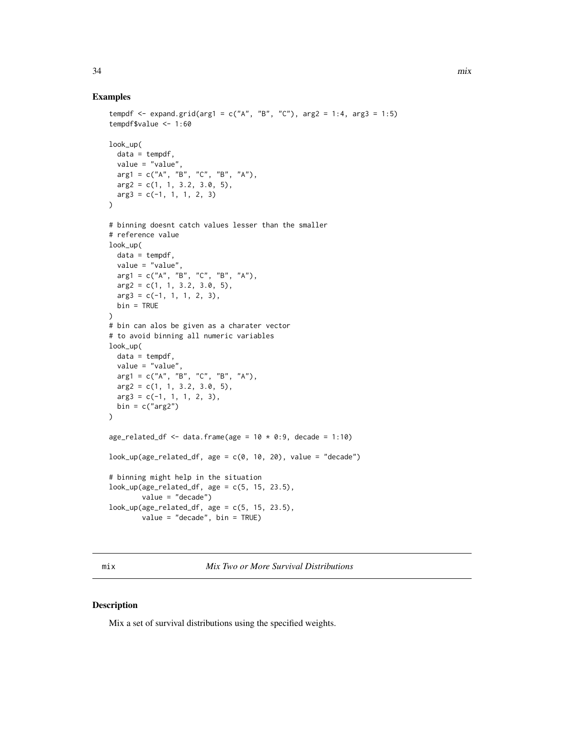## Examples

```
tempdf <- expand.grid(arg1 = c("A", "B", "C"), arg2 = 1:4, arg3 = 1:5)
tempdf$value <- 1:60

look_up(
  data = tempdf,
  value = "value",
  arg1 = c("A", "B", "C", "B", "A"),
  arg2 = c(1, 1, 3.2, 3.0, 5),
  arg3 = c(-1, 1, 1, 2, 3)
)

# binning doesnt catch values lesser than the smaller
# reference value
look_up(
  data = tempdf,
  value = "value",
  arg1 = c("A", "B", "C", "B", "A"),
  arg2 = c(1, 1, 3.2, 3.0, 5),
  arg3 = c(-1, 1, 1, 2, 3),
  bin = TRUE
)
# bin can alos be given as a charater vector
# to avoid binning all numeric variables
look_up(
  data = tempdf,
  value = "value",
  arg1 = c("A", "B", "C", "B", "A"),
  arg2 = c(1, 1, 3.2, 3.0, 5),
  arg3 = c(-1, 1, 1, 2, 3),
  bin = c("arg2")
)

age_related_df <- data.frame(age = 10 * 0:9, decade = 1:10)

look_up(age_related_df, age = c(0, 10, 20), value = "decade")

# binning might help in the situation
look_up(age_related_df, age = c(5, 15, 23.5),
        value = "decade")
look_up(age_related_df, age = c(5, 15, 23.5),
        value = "decade", bin = TRUE)
```

---

mix *Mix Two or More Survival Distributions*

---

## Description

Mix a set of survival distributions using the specified weights.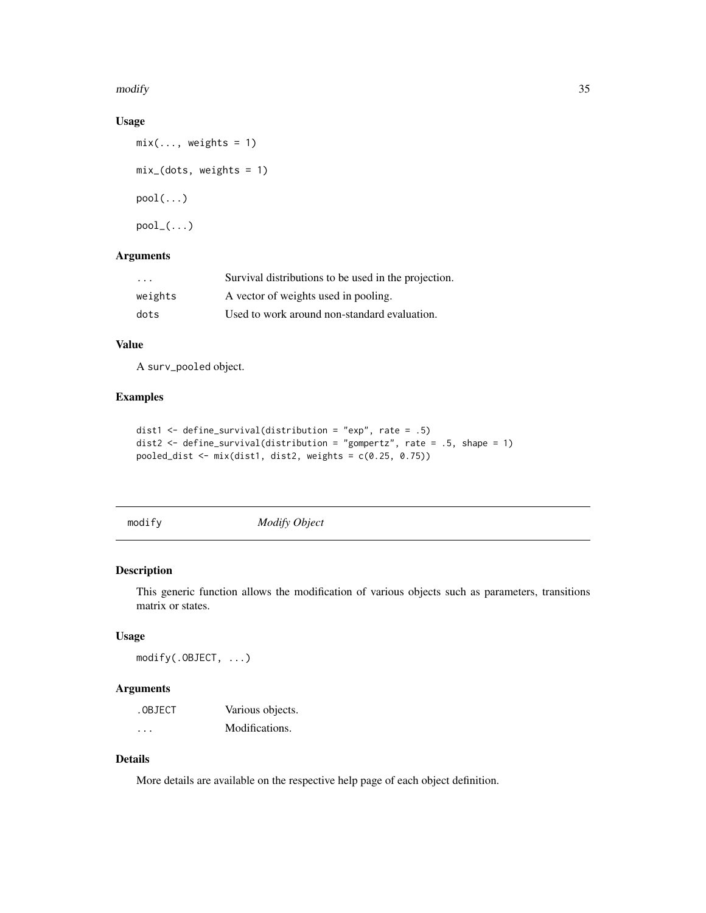### Usage

```
mix(..., weights = 1)

mix_(dots, weights = 1)

pool(...)

pool_(...)
```

### Arguments

| | |
|---|---|
| `...` | Survival distributions to be used in the projection. |
| `weights` | A vector of weights used in pooling. |
| `dots` | Used to work around non-standard evaluation. |

### Value

A `surv_pooled` object.

### Examples

```
dist1 <- define_survival(distribution = "exp", rate = .5)
dist2 <- define_survival(distribution = "gompertz", rate = .5, shape = 1)
pooled_dist <- mix(dist1, dist2, weights = c(0.25, 0.75))
```

---

## modify *Modify Object*

### Description

This generic function allows the modification of various objects such as parameters, transitions matrix or states.

### Usage

```
modify(.OBJECT, ...)
```

### Arguments

| | |
|---|---|
| `.OBJECT` | Various objects. |
| `...` | Modifications. |

### Details

More details are available on the respective help page of each object definition.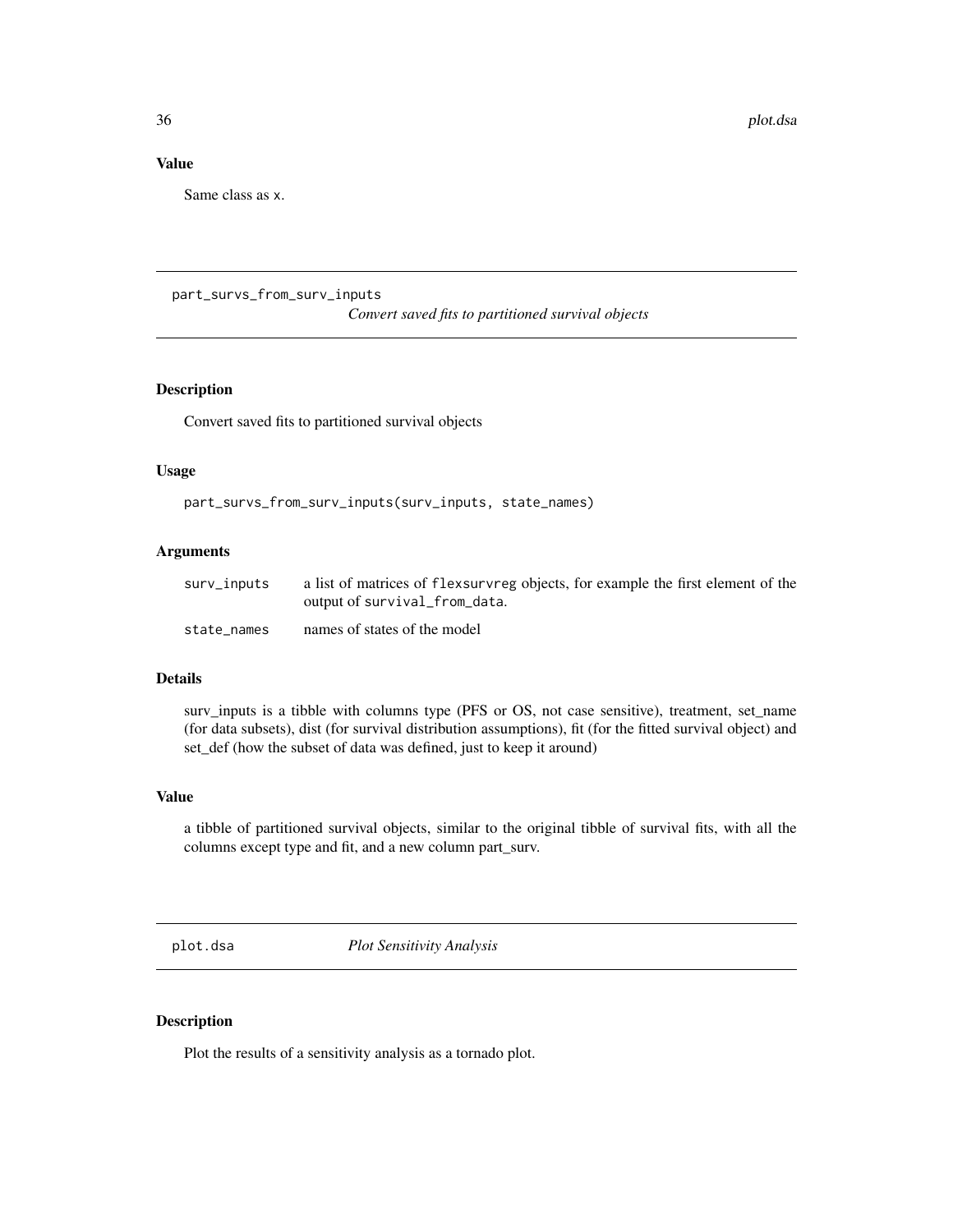### Value

Same class as x.

## part_survs_from_surv_inputs

*Convert saved fits to partitioned survival objects*

### Description

Convert saved fits to partitioned survival objects

### Usage

```
part_survs_from_surv_inputs(surv_inputs, state_names)
```

### Arguments

| | |
|---|---|
| surv_inputs | a list of matrices of `flexsurvreg` objects, for example the first element of the output of `survival_from_data`. |
| state_names | names of states of the model |

### Details

surv_inputs is a tibble with columns type (PFS or OS, not case sensitive), treatment, set_name (for data subsets), dist (for survival distribution assumptions), fit (for the fitted survival object) and set_def (how the subset of data was defined, just to keep it around)

### Value

a tibble of partitioned survival objects, similar to the original tibble of survival fits, with all the columns except type and fit, and a new column part_surv.

## plot.dsa

*Plot Sensitivity Analysis*

### Description

Plot the results of a sensitivity analysis as a tornado plot.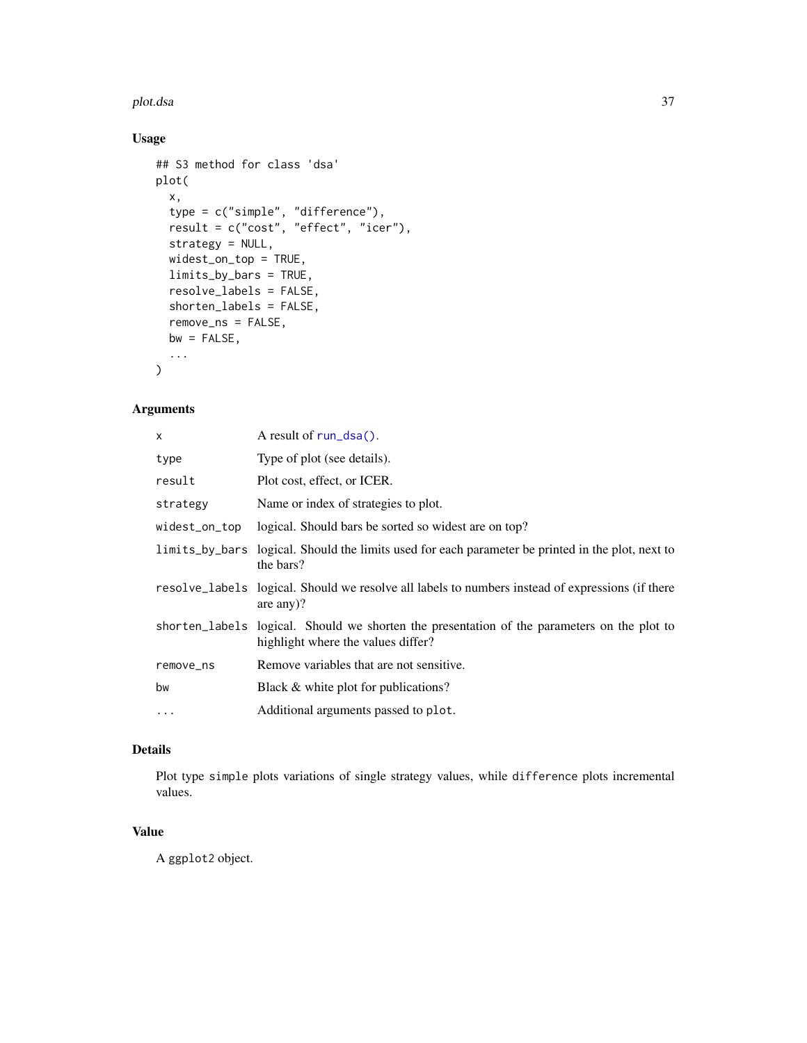## Usage

```
## S3 method for class 'dsa'
plot(
  x,
  type = c("simple", "difference"),
  result = c("cost", "effect", "icer"),
  strategy = NULL,
  widest_on_top = TRUE,
  limits_by_bars = TRUE,
  resolve_labels = FALSE,
  shorten_labels = FALSE,
  remove_ns = FALSE,
  bw = FALSE,
  ...
)
```

## Arguments

| | |
|---|---|
| `x` | A result of `run_dsa()`. |
| `type` | Type of plot (see details). |
| `result` | Plot cost, effect, or ICER. |
| `strategy` | Name or index of strategies to plot. |
| `widest_on_top` | logical. Should bars be sorted so widest are on top? |
| `limits_by_bars` | logical. Should the limits used for each parameter be printed in the plot, next to the bars? |
| `resolve_labels` | logical. Should we resolve all labels to numbers instead of expressions (if there are any)? |
| `shorten_labels` | logical. Should we shorten the presentation of the parameters on the plot to highlight where the values differ? |
| `remove_ns` | Remove variables that are not sensitive. |
| `bw` | Black & white plot for publications? |
| `...` | Additional arguments passed to `plot`. |

## Details

Plot type `simple` plots variations of single strategy values, while `difference` plots incremental values.

## Value

A `ggplot2` object.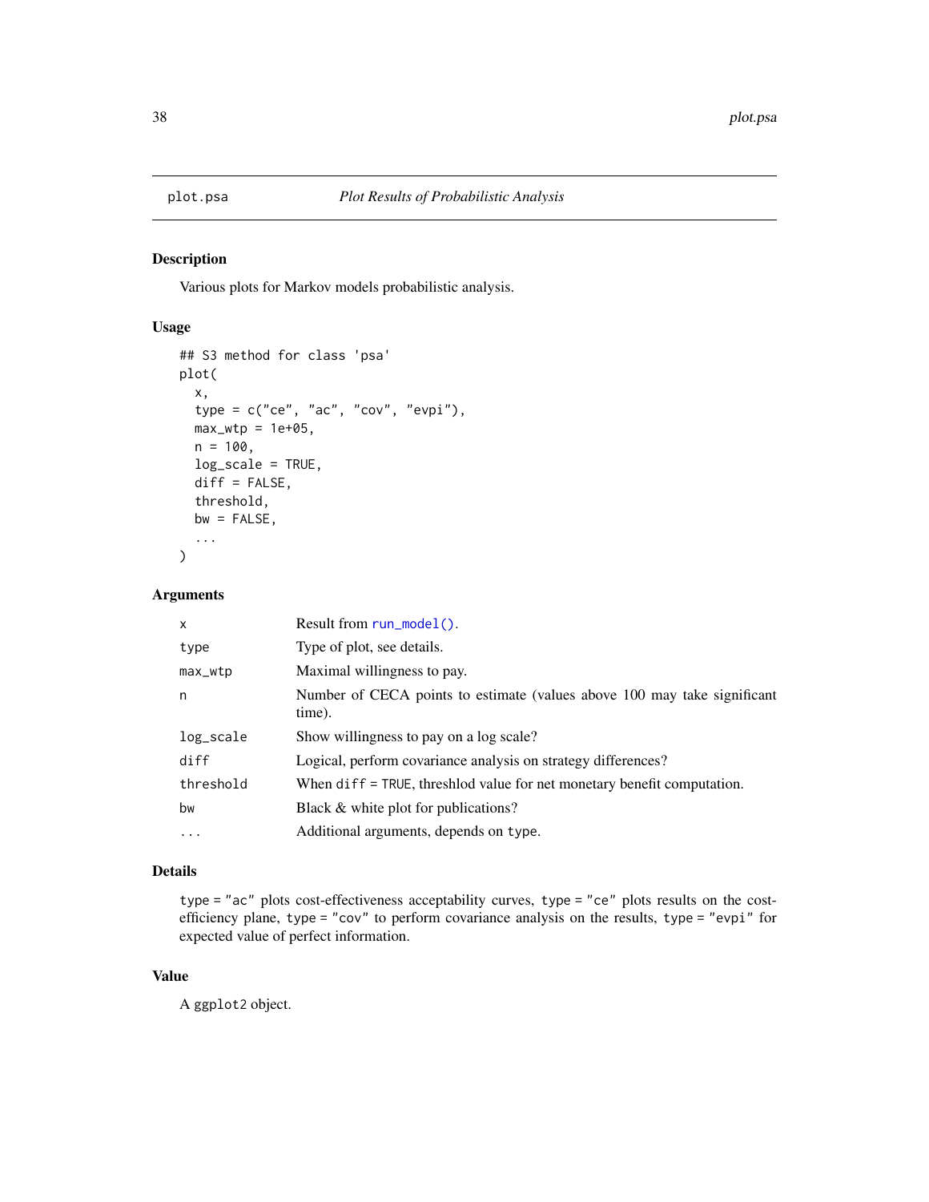# plot.psa — *Plot Results of Probabilistic Analysis*

## Description

Various plots for Markov models probabilistic analysis.

## Usage

```
## S3 method for class 'psa'
plot(
  x,
  type = c("ce", "ac", "cov", "evpi"),
  max_wtp = 1e+05,
  n = 100,
  log_scale = TRUE,
  diff = FALSE,
  threshold,
  bw = FALSE,
  ...
)
```

## Arguments

| | |
|---|---|
| `x` | Result from `run_model()`. |
| `type` | Type of plot, see details. |
| `max_wtp` | Maximal willingness to pay. |
| `n` | Number of CECA points to estimate (values above 100 may take significant time). |
| `log_scale` | Show willingness to pay on a log scale? |
| `diff` | Logical, perform covariance analysis on strategy differences? |
| `threshold` | When `diff = TRUE`, threshlod value for net monetary benefit computation. |
| `bw` | Black & white plot for publications? |
| `...` | Additional arguments, depends on `type`. |

## Details

`type = "ac"` plots cost-effectiveness acceptability curves, `type = "ce"` plots results on the cost-efficiency plane, `type = "cov"` to perform covariance analysis on the results, `type = "evpi"` for expected value of perfect information.

## Value

A `ggplot2` object.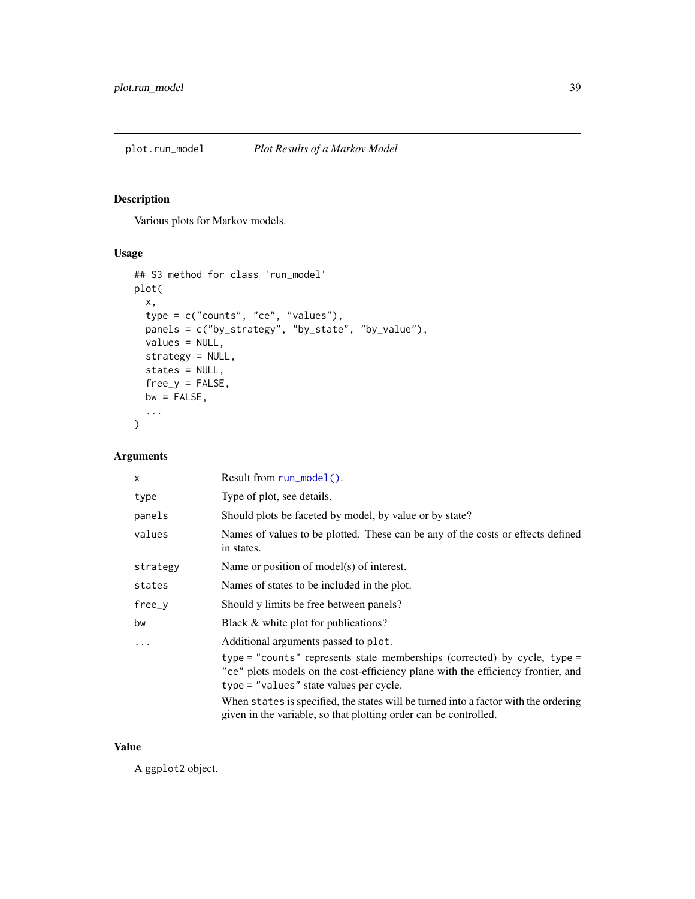## plot.run_model — *Plot Results of a Markov Model*

### Description

Various plots for Markov models.

### Usage

```
## S3 method for class 'run_model'
plot(
  x,
  type = c("counts", "ce", "values"),
  panels = c("by_strategy", "by_state", "by_value"),
  values = NULL,
  strategy = NULL,
  states = NULL,
  free_y = FALSE,
  bw = FALSE,
  ...
)
```

### Arguments

| | |
|---|---|
| `x` | Result from `run_model()`. |
| `type` | Type of plot, see details. |
| `panels` | Should plots be faceted by model, by value or by state? |
| `values` | Names of values to be plotted. These can be any of the costs or effects defined in states. |
| `strategy` | Name or position of model(s) of interest. |
| `states` | Names of states to be included in the plot. |
| `free_y` | Should y limits be free between panels? |
| `bw` | Black & white plot for publications? |
| `...` | Additional arguments passed to `plot`. <br> `type = "counts"` represents state memberships (corrected) by cycle, `type = "ce"` plots models on the cost-efficiency plane with the efficiency frontier, and `type = "values"` state values per cycle. <br> When `states` is specified, the states will be turned into a factor with the ordering given in the variable, so that plotting order can be controlled. |

### Value

A `ggplot2` object.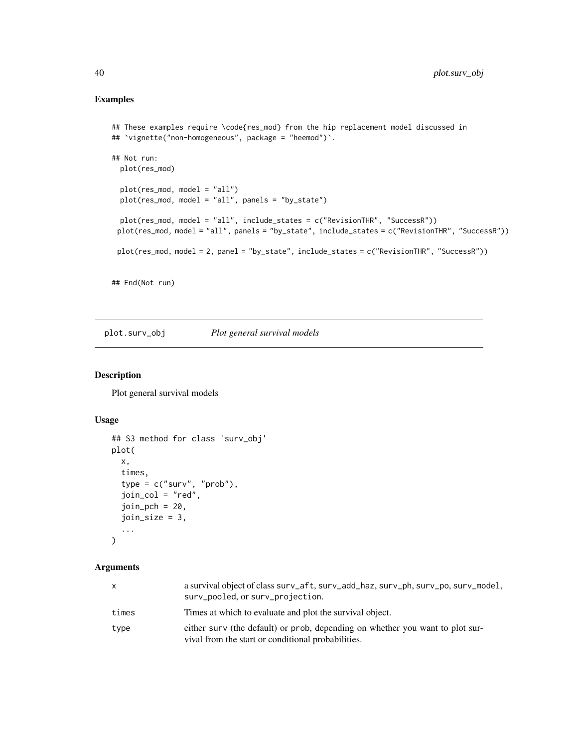## Examples

```
## These examples require \code{res_mod} from the hip replacement model discussed in
## `vignette("non-homogeneous", package = "heemod")`.

## Not run:
  plot(res_mod)

  plot(res_mod, model = "all")
  plot(res_mod, model = "all", panels = "by_state")

  plot(res_mod, model = "all", include_states = c("RevisionTHR", "SuccessR"))
 plot(res_mod, model = "all", panels = "by_state", include_states = c("RevisionTHR", "SuccessR"))

 plot(res_mod, model = 2, panel = "by_state", include_states = c("RevisionTHR", "SuccessR"))


## End(Not run)
```

---

plot.surv_obj    *Plot general survival models*

---

## Description

Plot general survival models

## Usage

```
## S3 method for class 'surv_obj'
plot(
  x,
  times,
  type = c("surv", "prob"),
  join_col = "red",
  join_pch = 20,
  join_size = 3,
  ...
)
```

## Arguments

| | |
|---|---|
| x | a survival object of class surv_aft, surv_add_haz, surv_ph, surv_po, surv_model, surv_pooled, or surv_projection. |
| times | Times at which to evaluate and plot the survival object. |
| type | either surv (the default) or prob, depending on whether you want to plot survival from the start or conditional probabilities. |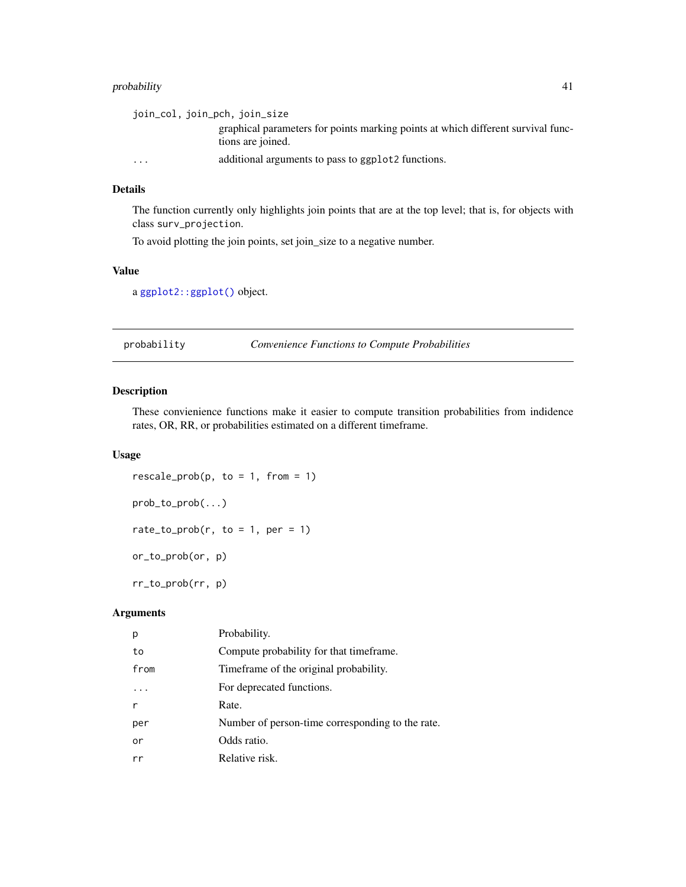`join_col, join_pch, join_size`
: graphical parameters for points marking points at which different survival functions are joined.

`...`
: additional arguments to pass to `ggplot2` functions.

### Details

The function currently only highlights join points that are at the top level; that is, for objects with class `surv_projection`.

To avoid plotting the join points, set join_size to a negative number.

### Value

a `ggplot2::ggplot()` object.

---

## probability — *Convenience Functions to Compute Probabilities*

---

### Description

These convienience functions make it easier to compute transition probabilities from indidence rates, OR, RR, or probabilities estimated on a different timeframe.

### Usage

```
rescale_prob(p, to = 1, from = 1)

prob_to_prob(...)

rate_to_prob(r, to = 1, per = 1)

or_to_prob(or, p)

rr_to_prob(rr, p)
```

### Arguments

| Argument | Description |
|---|---|
| `p` | Probability. |
| `to` | Compute probability for that timeframe. |
| `from` | Timeframe of the original probability. |
| `...` | For deprecated functions. |
| `r` | Rate. |
| `per` | Number of person-time corresponding to the rate. |
| `or` | Odds ratio. |
| `rr` | Relative risk. |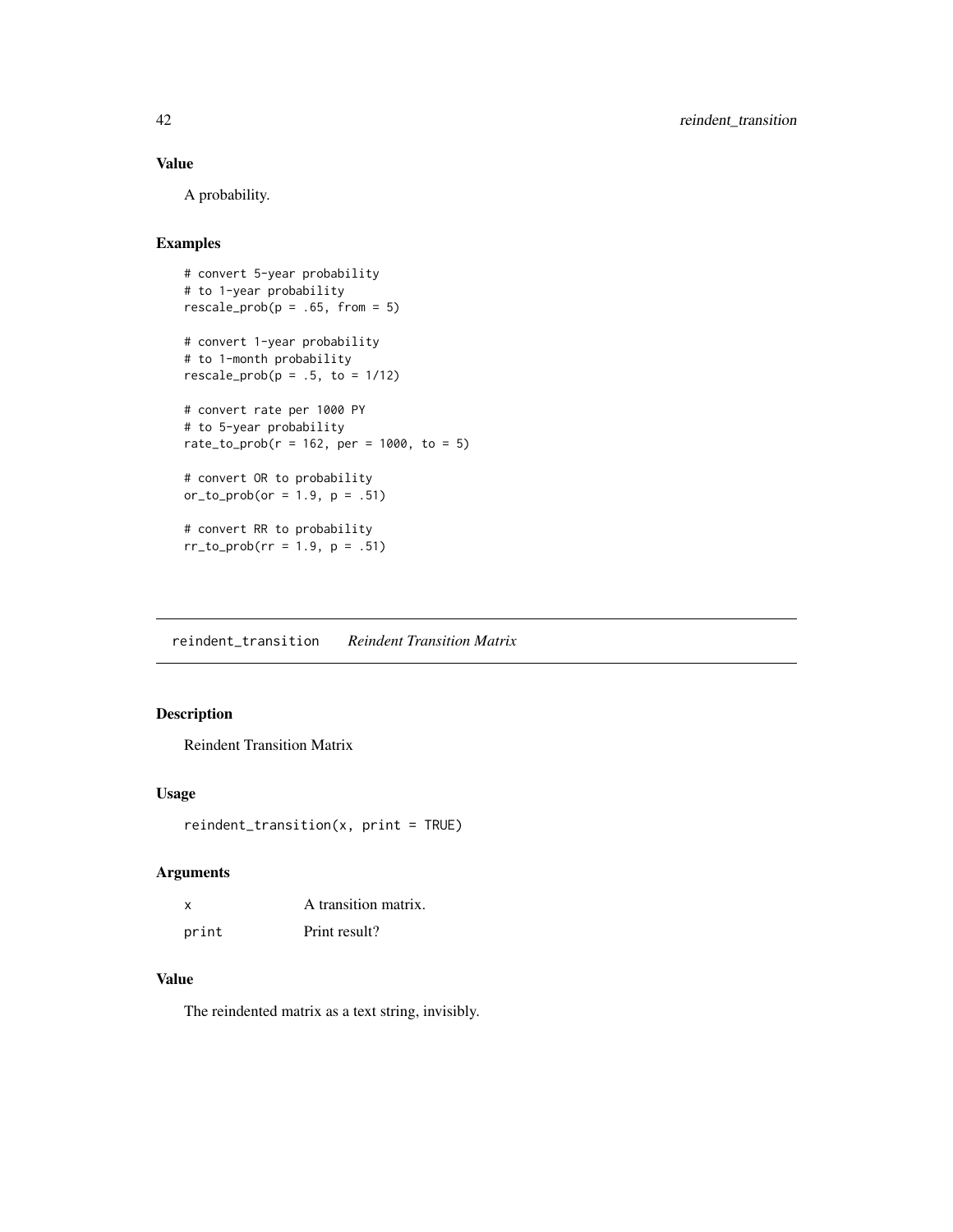### Value

A probability.

### Examples

```
# convert 5-year probability
# to 1-year probability
rescale_prob(p = .65, from = 5)

# convert 1-year probability
# to 1-month probability
rescale_prob(p = .5, to = 1/12)

# convert rate per 1000 PY
# to 5-year probability
rate_to_prob(r = 162, per = 1000, to = 5)

# convert OR to probability
or_to_prob(or = 1.9, p = .51)

# convert RR to probability
rr_to_prob(rr = 1.9, p = .51)
```

---

## reindent_transition *Reindent Transition Matrix*

### Description

Reindent Transition Matrix

### Usage

```
reindent_transition(x, print = TRUE)
```

### Arguments

| | |
|---|---|
| x | A transition matrix. |
| print | Print result? |

### Value

The reindented matrix as a text string, invisibly.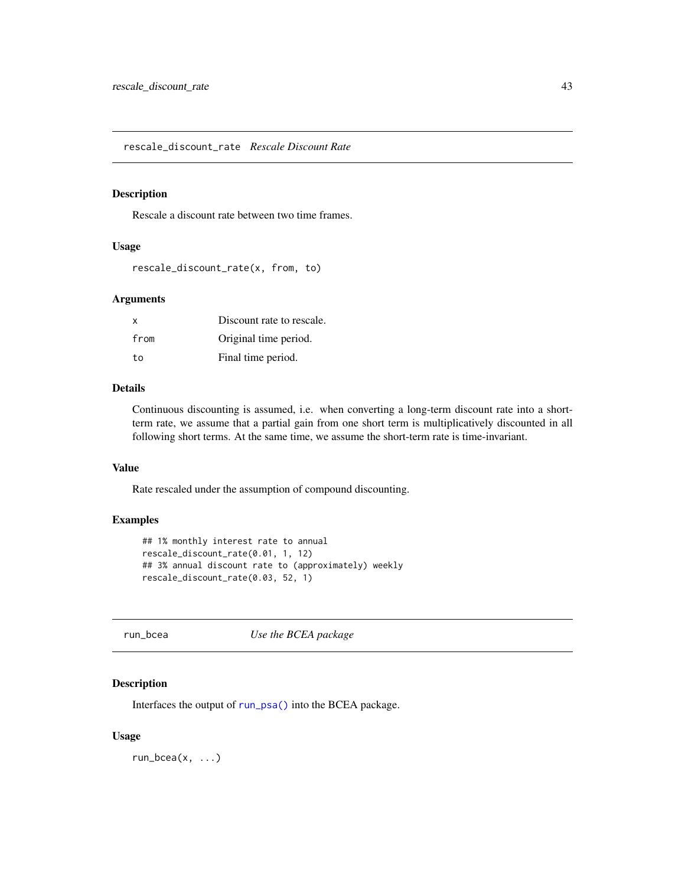## rescale_discount_rate *Rescale Discount Rate*

### Description

Rescale a discount rate between two time frames.

### Usage

```
rescale_discount_rate(x, from, to)
```

### Arguments

| | |
|---|---|
| x | Discount rate to rescale. |
| from | Original time period. |
| to | Final time period. |

### Details

Continuous discounting is assumed, i.e. when converting a long-term discount rate into a short-term rate, we assume that a partial gain from one short term is multiplicatively discounted in all following short terms. At the same time, we assume the short-term rate is time-invariant.

### Value

Rate rescaled under the assumption of compound discounting.

### Examples

```
## 1% monthly interest rate to annual
rescale_discount_rate(0.01, 1, 12)
## 3% annual discount rate to (approximately) weekly
rescale_discount_rate(0.03, 52, 1)
```

## run_bcea *Use the BCEA package*

### Description

Interfaces the output of run_psa() into the BCEA package.

### Usage

```
run_bcea(x, ...)
```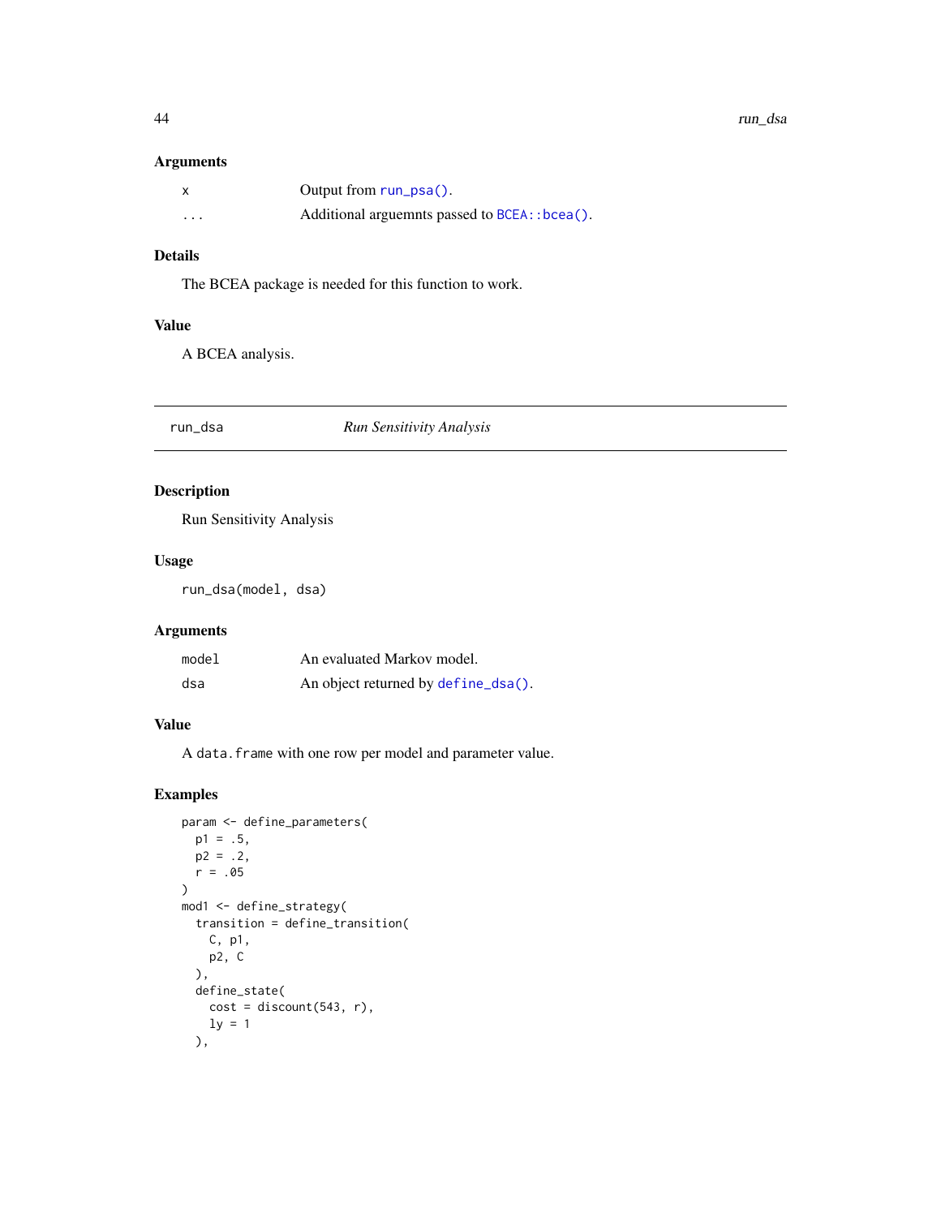### Arguments

| | |
|---|---|
| x | Output from run_psa(). |
| ... | Additional arguemnts passed to BCEA::bcea(). |

### Details

The BCEA package is needed for this function to work.

### Value

A BCEA analysis.

---

## run_dsa — *Run Sensitivity Analysis*

---

### Description

Run Sensitivity Analysis

### Usage

```
run_dsa(model, dsa)
```

### Arguments

| | |
|---|---|
| model | An evaluated Markov model. |
| dsa | An object returned by define_dsa(). |

### Value

A data.frame with one row per model and parameter value.

### Examples

```
param <- define_parameters(
  p1 = .5,
  p2 = .2,
  r = .05
)
mod1 <- define_strategy(
  transition = define_transition(
    C, p1,
    p2, C
  ),
  define_state(
    cost = discount(543, r),
    ly = 1
  ),
```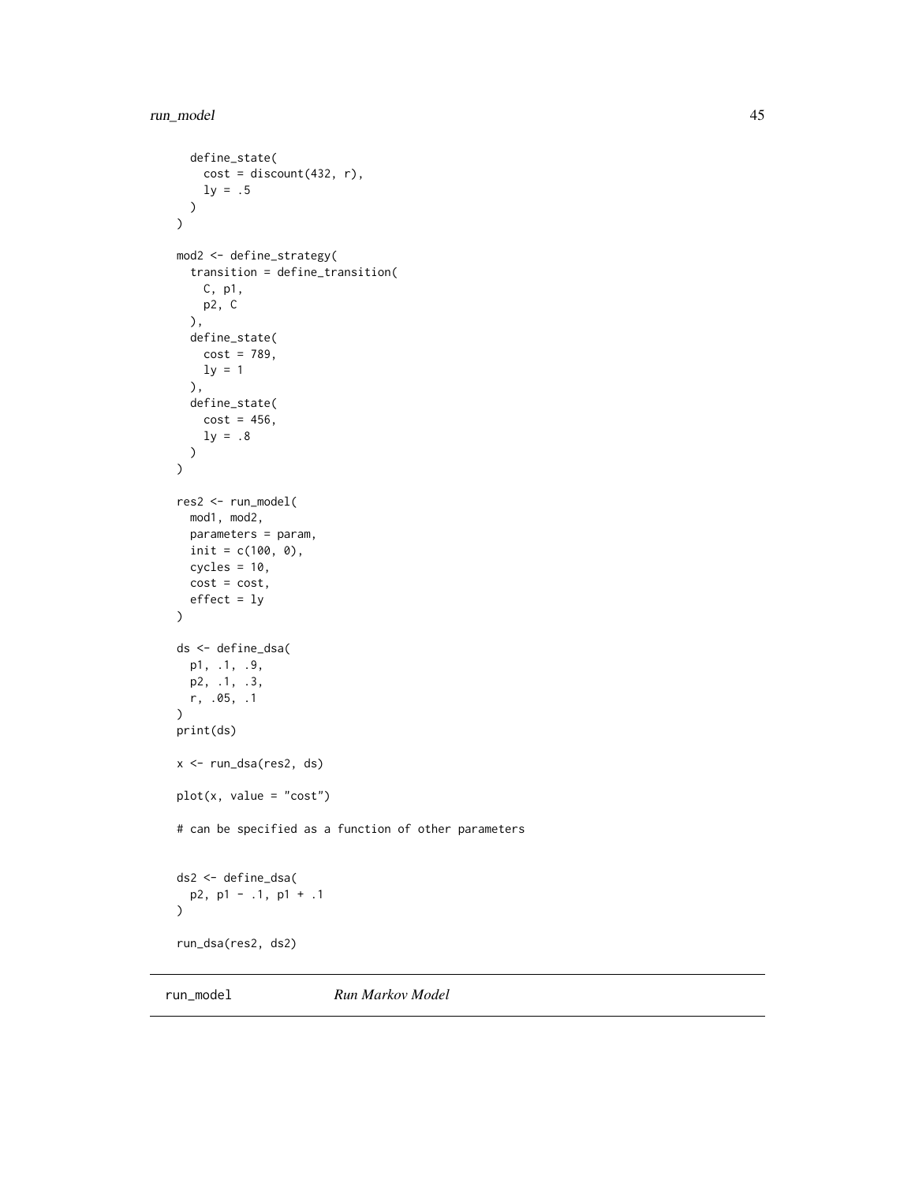```
    define_state(
      cost = discount(432, r),
      ly = .5
    )
  )

mod2 <- define_strategy(
    transition = define_transition(
      C, p1,
      p2, C
    ),
    define_state(
      cost = 789,
      ly = 1
    ),
    define_state(
      cost = 456,
      ly = .8
    )
  )

res2 <- run_model(
    mod1, mod2,
    parameters = param,
    init = c(100, 0),
    cycles = 10,
    cost = cost,
    effect = ly
  )

ds <- define_dsa(
    p1, .1, .9,
    p2, .1, .3,
    r, .05, .1
  )
print(ds)

x <- run_dsa(res2, ds)

plot(x, value = "cost")

# can be specified as a function of other parameters


ds2 <- define_dsa(
    p2, p1 - .1, p1 + .1
  )

run_dsa(res2, ds2)
```

## run_model *Run Markov Model*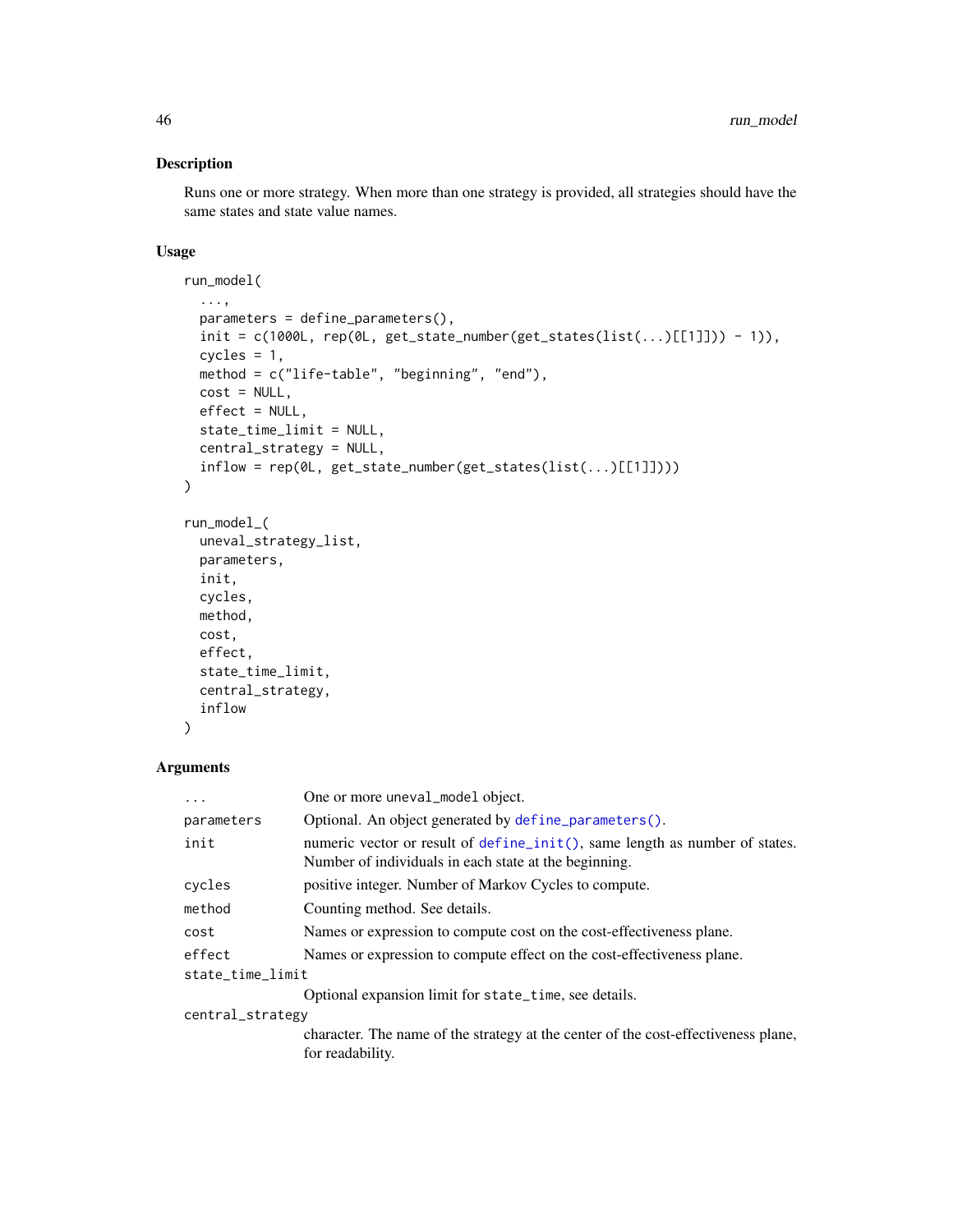## Description

Runs one or more strategy. When more than one strategy is provided, all strategies should have the same states and state value names.

## Usage

```
run_model(
  ...,
  parameters = define_parameters(),
  init = c(1000L, rep(0L, get_state_number(get_states(list(...)[[1]])) - 1)),
  cycles = 1,
  method = c("life-table", "beginning", "end"),
  cost = NULL,
  effect = NULL,
  state_time_limit = NULL,
  central_strategy = NULL,
  inflow = rep(0L, get_state_number(get_states(list(...)[[1]])))
)

run_model_(
  uneval_strategy_list,
  parameters,
  init,
  cycles,
  method,
  cost,
  effect,
  state_time_limit,
  central_strategy,
  inflow
)
```

## Arguments

| Argument | Description |
|---|---|
| `...` | One or more `uneval_model` object. |
| `parameters` | Optional. An object generated by `define_parameters()`. |
| `init` | numeric vector or result of `define_init()`, same length as number of states. Number of individuals in each state at the beginning. |
| `cycles` | positive integer. Number of Markov Cycles to compute. |
| `method` | Counting method. See details. |
| `cost` | Names or expression to compute cost on the cost-effectiveness plane. |
| `effect` | Names or expression to compute effect on the cost-effectiveness plane. |
| `state_time_limit` | Optional expansion limit for `state_time`, see details. |
| `central_strategy` | character. The name of the strategy at the center of the cost-effectiveness plane, for readability. |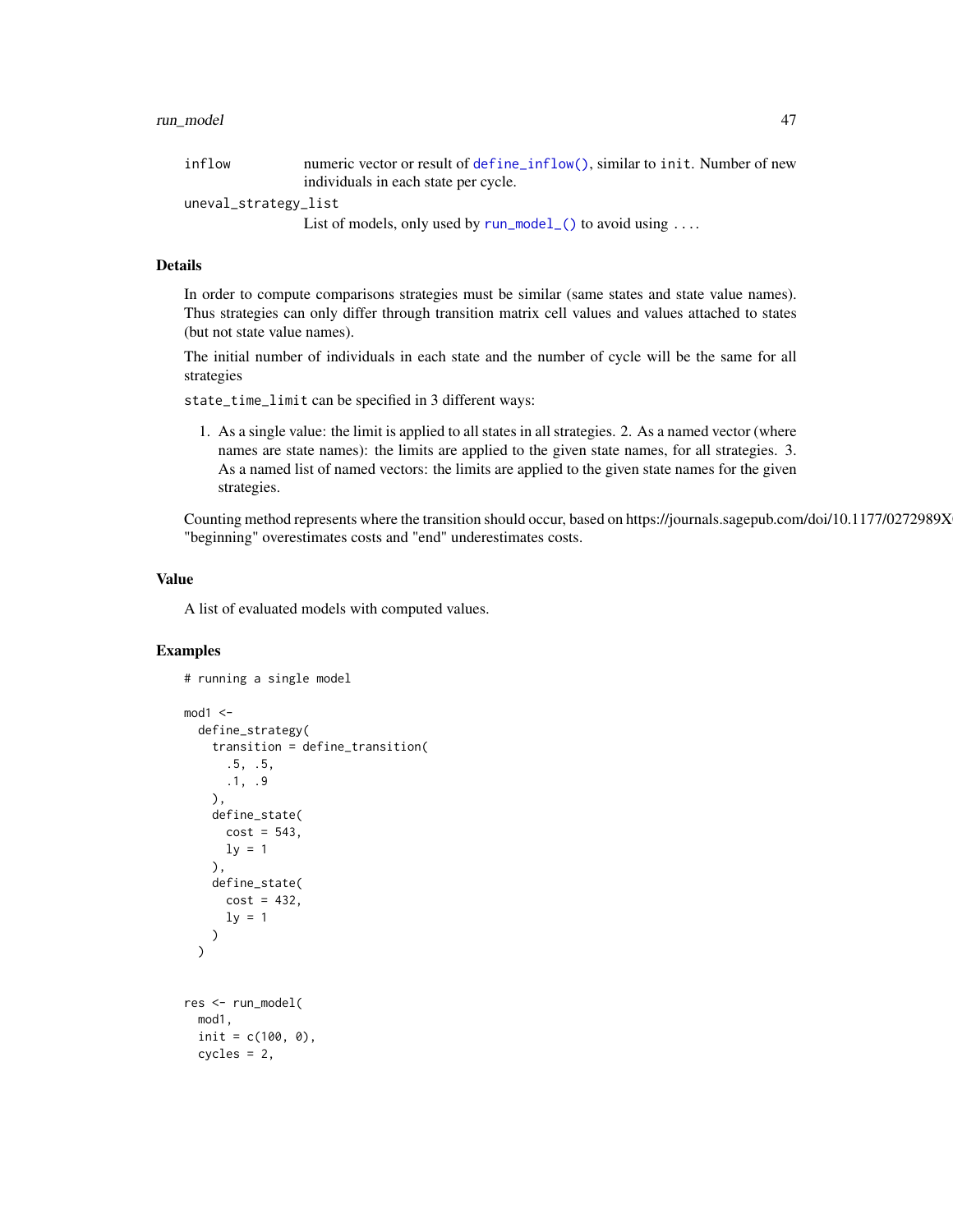inflow
: numeric vector or result of `define_inflow()`, similar to `init`. Number of new individuals in each state per cycle.

uneval_strategy_list
: List of models, only used by `run_model_()` to avoid using `...`.

## Details

In order to compute comparisons strategies must be similar (same states and state value names). Thus strategies can only differ through transition matrix cell values and values attached to states (but not state value names).

The initial number of individuals in each state and the number of cycle will be the same for all strategies

`state_time_limit` can be specified in 3 different ways:

1. As a single value: the limit is applied to all states in all strategies. 2. As a named vector (where names are state names): the limits are applied to the given state names, for all strategies. 3. As a named list of named vectors: the limits are applied to the given state names for the given strategies.

Counting method represents where the transition should occur, based on https://journals.sagepub.com/doi/10.1177/0272989X "beginning" overestimates costs and "end" underestimates costs.

## Value

A list of evaluated models with computed values.

## Examples

```
# running a single model

mod1 <-
  define_strategy(
    transition = define_transition(
      .5, .5,
      .1, .9
    ),
    define_state(
      cost = 543,
      ly = 1
    ),
    define_state(
      cost = 432,
      ly = 1
    )
  )


res <- run_model(
  mod1,
  init = c(100, 0),
  cycles = 2,
```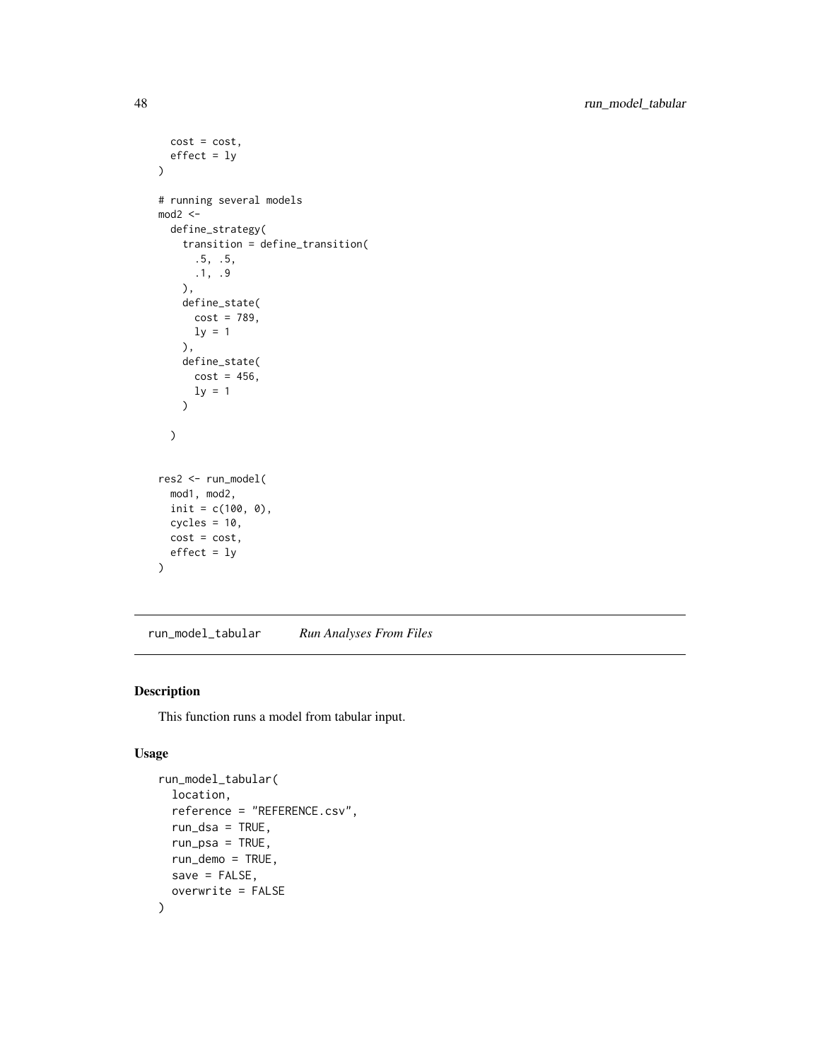```
  cost = cost,
  effect = ly
)

# running several models
mod2 <-
  define_strategy(
    transition = define_transition(
      .5, .5,
      .1, .9
    ),
    define_state(
      cost = 789,
      ly = 1
    ),
    define_state(
      cost = 456,
      ly = 1
    )

  )


res2 <- run_model(
  mod1, mod2,
  init = c(100, 0),
  cycles = 10,
  cost = cost,
  effect = ly
)
```

## run_model_tabular *Run Analyses From Files*

### Description

This function runs a model from tabular input.

### Usage

```
run_model_tabular(
  location,
  reference = "REFERENCE.csv",
  run_dsa = TRUE,
  run_psa = TRUE,
  run_demo = TRUE,
  save = FALSE,
  overwrite = FALSE
)
```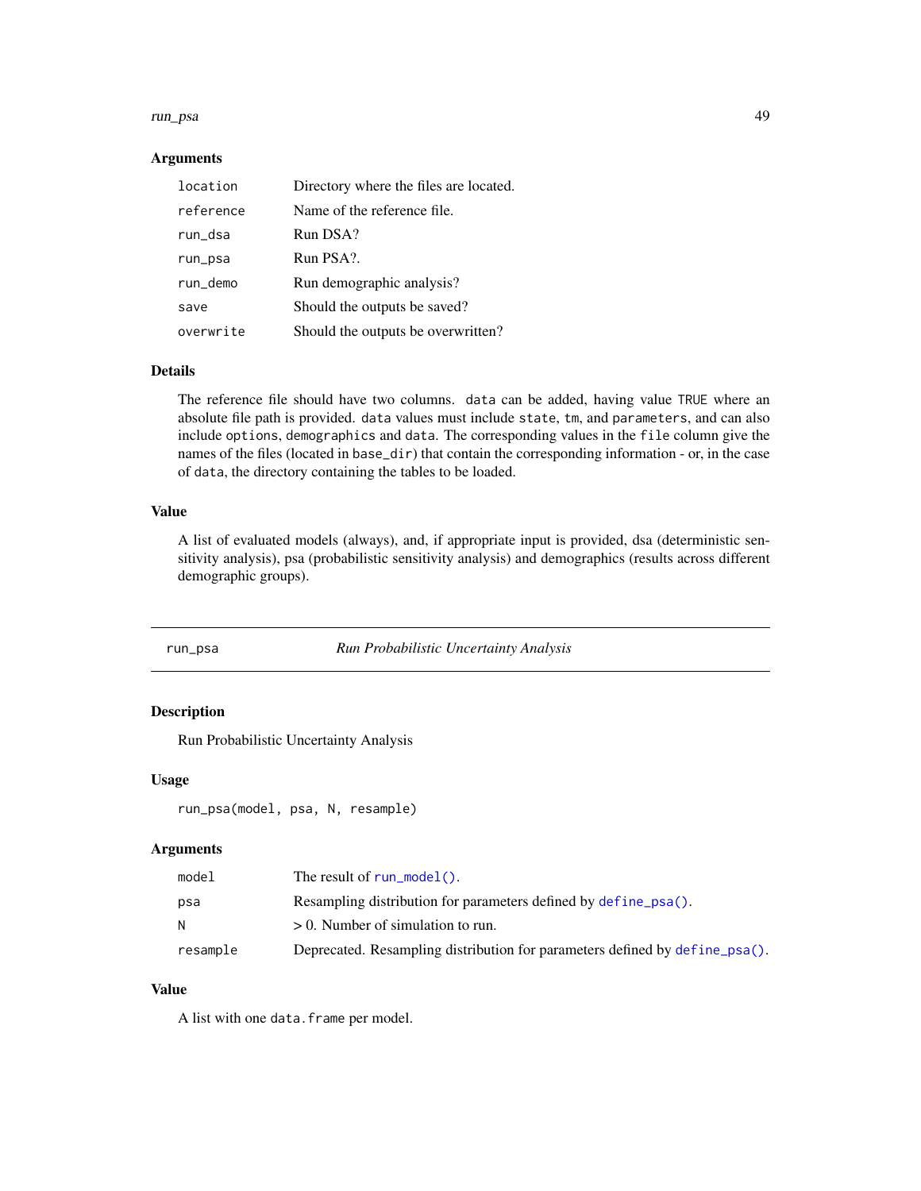### Arguments

| | |
|---|---|
| `location` | Directory where the files are located. |
| `reference` | Name of the reference file. |
| `run_dsa` | Run DSA? |
| `run_psa` | Run PSA?. |
| `run_demo` | Run demographic analysis? |
| `save` | Should the outputs be saved? |
| `overwrite` | Should the outputs be overwritten? |

### Details

The reference file should have two columns. `data` can be added, having value `TRUE` where an absolute file path is provided. `data` values must include `state`, `tm`, and `parameters`, and can also include `options`, `demographics` and `data`. The corresponding values in the `file` column give the names of the files (located in `base_dir`) that contain the corresponding information - or, in the case of `data`, the directory containing the tables to be loaded.

### Value

A list of evaluated models (always), and, if appropriate input is provided, dsa (deterministic sensitivity analysis), psa (probabilistic sensitivity analysis) and demographics (results across different demographic groups).

---

## `run_psa` — *Run Probabilistic Uncertainty Analysis*

### Description

Run Probabilistic Uncertainty Analysis

### Usage

```
run_psa(model, psa, N, resample)
```

### Arguments

| | |
|---|---|
| `model` | The result of `run_model()`. |
| `psa` | Resampling distribution for parameters defined by `define_psa()`. |
| `N` | > 0. Number of simulation to run. |
| `resample` | Deprecated. Resampling distribution for parameters defined by `define_psa()`. |

### Value

A list with one `data.frame` per model.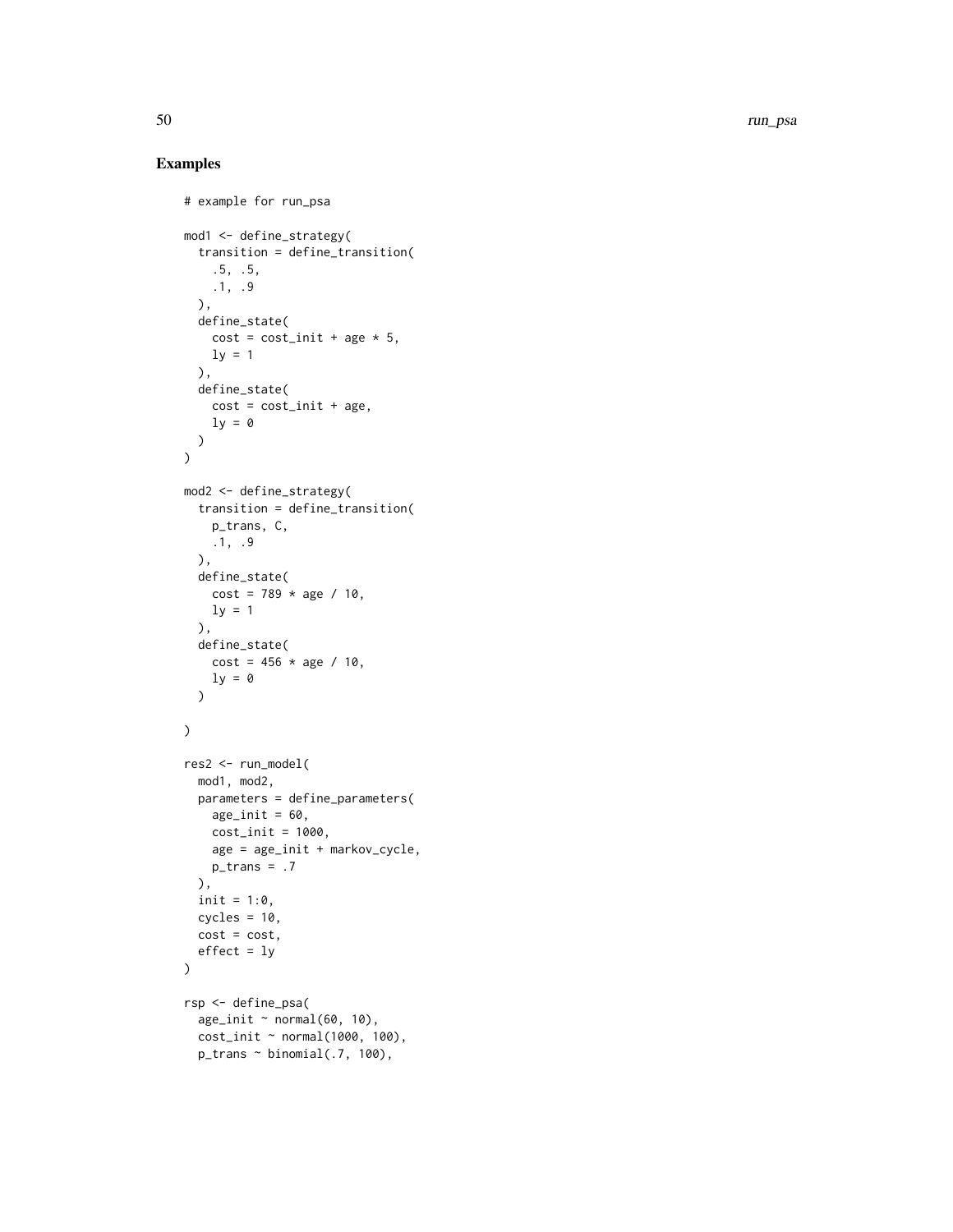## Examples

```
# example for run_psa

mod1 <- define_strategy(
  transition = define_transition(
    .5, .5,
    .1, .9
  ),
  define_state(
    cost = cost_init + age * 5,
    ly = 1
  ),
  define_state(
    cost = cost_init + age,
    ly = 0
  )
)

mod2 <- define_strategy(
  transition = define_transition(
    p_trans, C,
    .1, .9
  ),
  define_state(
    cost = 789 * age / 10,
    ly = 1
  ),
  define_state(
    cost = 456 * age / 10,
    ly = 0
  )

)

res2 <- run_model(
  mod1, mod2,
  parameters = define_parameters(
    age_init = 60,
    cost_init = 1000,
    age = age_init + markov_cycle,
    p_trans = .7
  ),
  init = 1:0,
  cycles = 10,
  cost = cost,
  effect = ly
)

rsp <- define_psa(
  age_init ~ normal(60, 10),
  cost_init ~ normal(1000, 100),
  p_trans ~ binomial(.7, 100),
```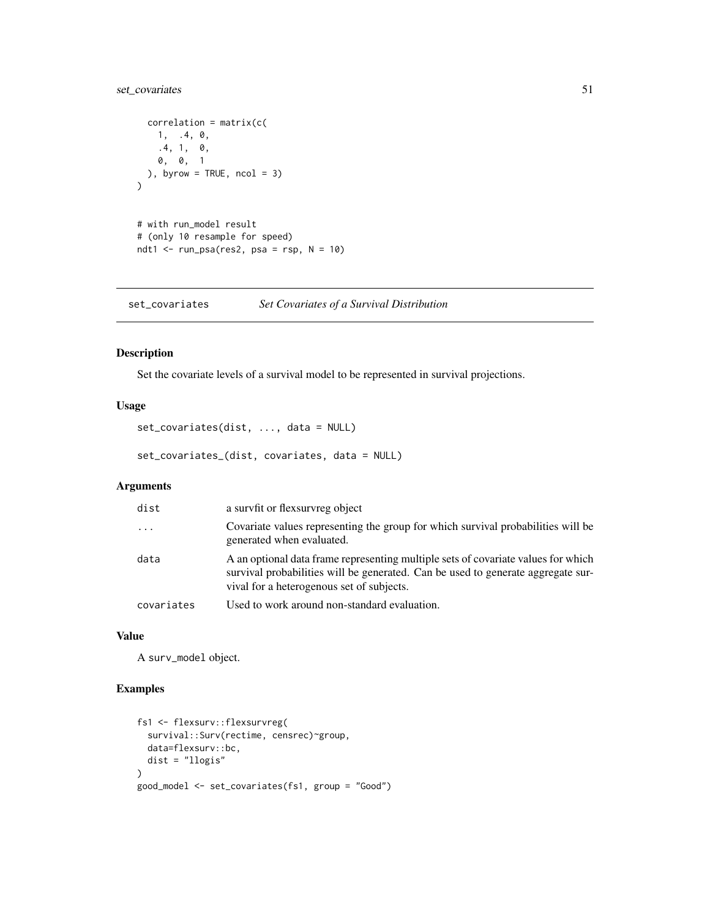```
  correlation = matrix(c(
    1,  .4, 0,
    .4, 1,  0,
    0,  0,  1
  ), byrow = TRUE, ncol = 3)
)


# with run_model result
# (only 10 resample for speed)
ndt1 <- run_psa(res2, psa = rsp, N = 10)
```

---

## set_covariates *Set Covariates of a Survival Distribution*

### Description

Set the covariate levels of a survival model to be represented in survival projections.

### Usage

```
set_covariates(dist, ..., data = NULL)

set_covariates_(dist, covariates, data = NULL)
```

### Arguments

| | |
|---|---|
| dist | a survfit or flexsurvreg object |
| ... | Covariate values representing the group for which survival probabilities will be generated when evaluated. |
| data | A an optional data frame representing multiple sets of covariate values for which survival probabilities will be generated. Can be used to generate aggregate survival for a heterogenous set of subjects. |
| covariates | Used to work around non-standard evaluation. |

### Value

A surv_model object.

### Examples

```
fs1 <- flexsurv::flexsurvreg(
  survival::Surv(rectime, censrec)~group,
  data=flexsurv::bc,
  dist = "llogis"
)
good_model <- set_covariates(fs1, group = "Good")
```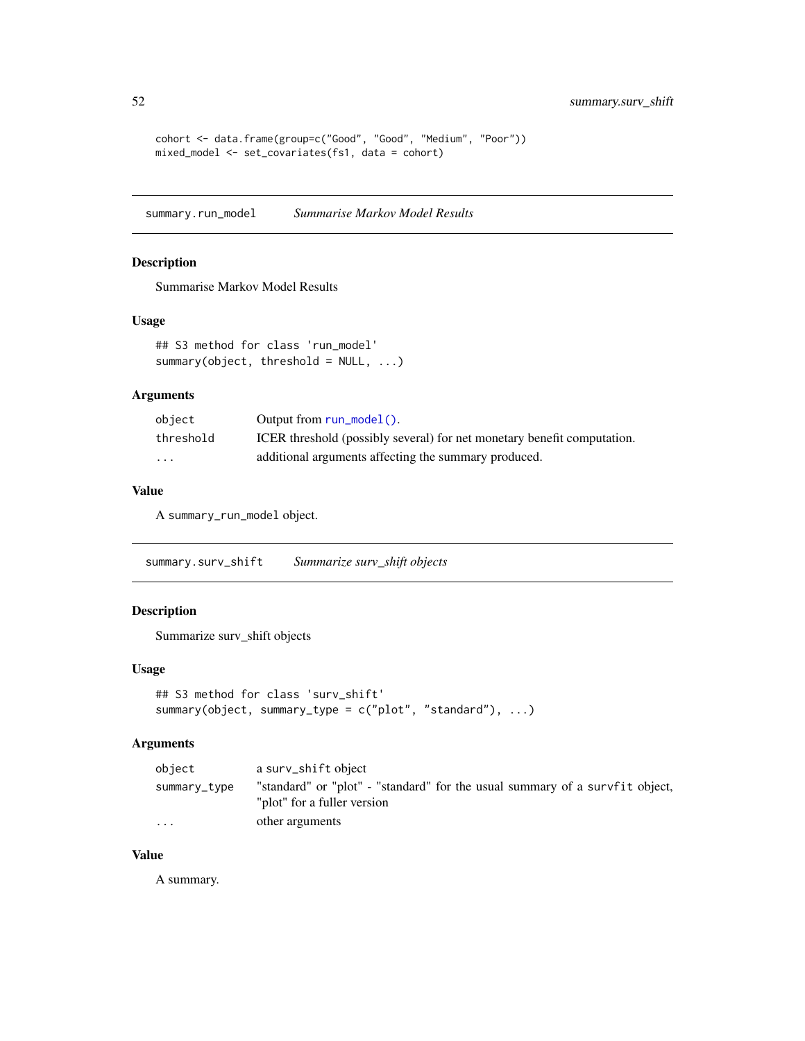```
cohort <- data.frame(group=c("Good", "Good", "Medium", "Poor"))
mixed_model <- set_covariates(fs1, data = cohort)
```

## summary.run_model *Summarise Markov Model Results*

### Description

Summarise Markov Model Results

### Usage

```
## S3 method for class 'run_model'
summary(object, threshold = NULL, ...)
```

### Arguments

| | |
|---|---|
| object | Output from run_model(). |
| threshold | ICER threshold (possibly several) for net monetary benefit computation. |
| ... | additional arguments affecting the summary produced. |

### Value

A summary_run_model object.

## summary.surv_shift *Summarize surv_shift objects*

### Description

Summarize surv_shift objects

### Usage

```
## S3 method for class 'surv_shift'
summary(object, summary_type = c("plot", "standard"), ...)
```

### Arguments

| | |
|---|---|
| object | a surv_shift object |
| summary_type | "standard" or "plot" - "standard" for the usual summary of a survfit object, "plot" for a fuller version |
| ... | other arguments |

### Value

A summary.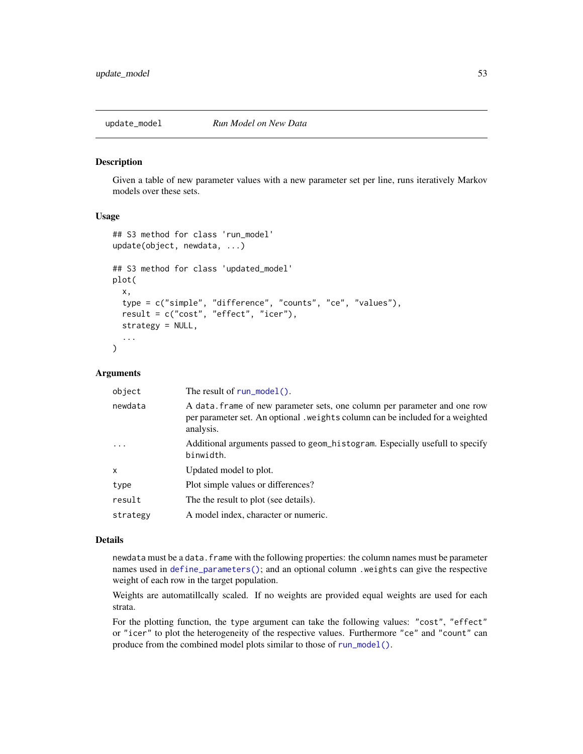## update_model — *Run Model on New Data*

### Description

Given a table of new parameter values with a new parameter set per line, runs iteratively Markov models over these sets.

### Usage

```
## S3 method for class 'run_model'
update(object, newdata, ...)

## S3 method for class 'updated_model'
plot(
  x,
  type = c("simple", "difference", "counts", "ce", "values"),
  result = c("cost", "effect", "icer"),
  strategy = NULL,
  ...
)
```

### Arguments

| | |
|---|---|
| `object` | The result of `run_model()`. |
| `newdata` | A `data.frame` of new parameter sets, one column per parameter and one row per parameter set. An optional `.weights` column can be included for a weighted analysis. |
| `...` | Additional arguments passed to `geom_histogram`. Especially usefull to specify `binwidth`. |
| `x` | Updated model to plot. |
| `type` | Plot simple values or differences? |
| `result` | The the result to plot (see details). |
| `strategy` | A model index, character or numeric. |

### Details

`newdata` must be a `data.frame` with the following properties: the column names must be parameter names used in `define_parameters()`; and an optional column `.weights` can give the respective weight of each row in the target population.

Weights are automatillcally scaled. If no weights are provided equal weights are used for each strata.

For the plotting function, the `type` argument can take the following values: `"cost"`, `"effect"` or `"icer"` to plot the heterogeneity of the respective values. Furthermore `"ce"` and `"count"` can produce from the combined model plots similar to those of `run_model()`.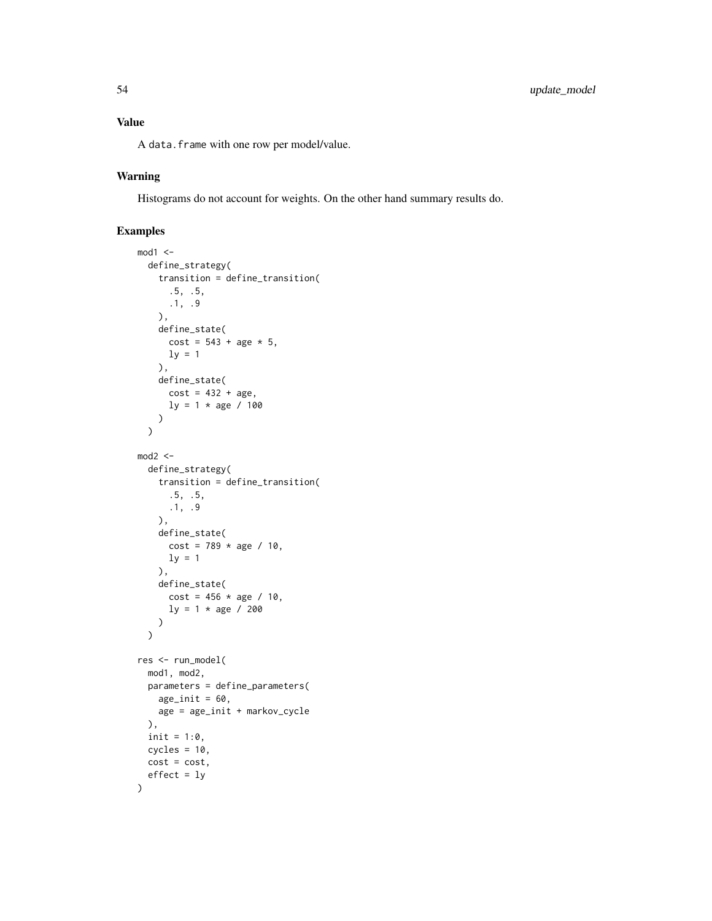### Value

A `data.frame` with one row per model/value.

### Warning

Histograms do not account for weights. On the other hand summary results do.

### Examples

```
mod1 <-
  define_strategy(
    transition = define_transition(
      .5, .5,
      .1, .9
    ),
    define_state(
      cost = 543 + age * 5,
      ly = 1
    ),
    define_state(
      cost = 432 + age,
      ly = 1 * age / 100
    )
  )

mod2 <-
  define_strategy(
    transition = define_transition(
      .5, .5,
      .1, .9
    ),
    define_state(
      cost = 789 * age / 10,
      ly = 1
    ),
    define_state(
      cost = 456 * age / 10,
      ly = 1 * age / 200
    )
  )

res <- run_model(
  mod1, mod2,
  parameters = define_parameters(
    age_init = 60,
    age = age_init + markov_cycle
  ),
  init = 1:0,
  cycles = 10,
  cost = cost,
  effect = ly
)
```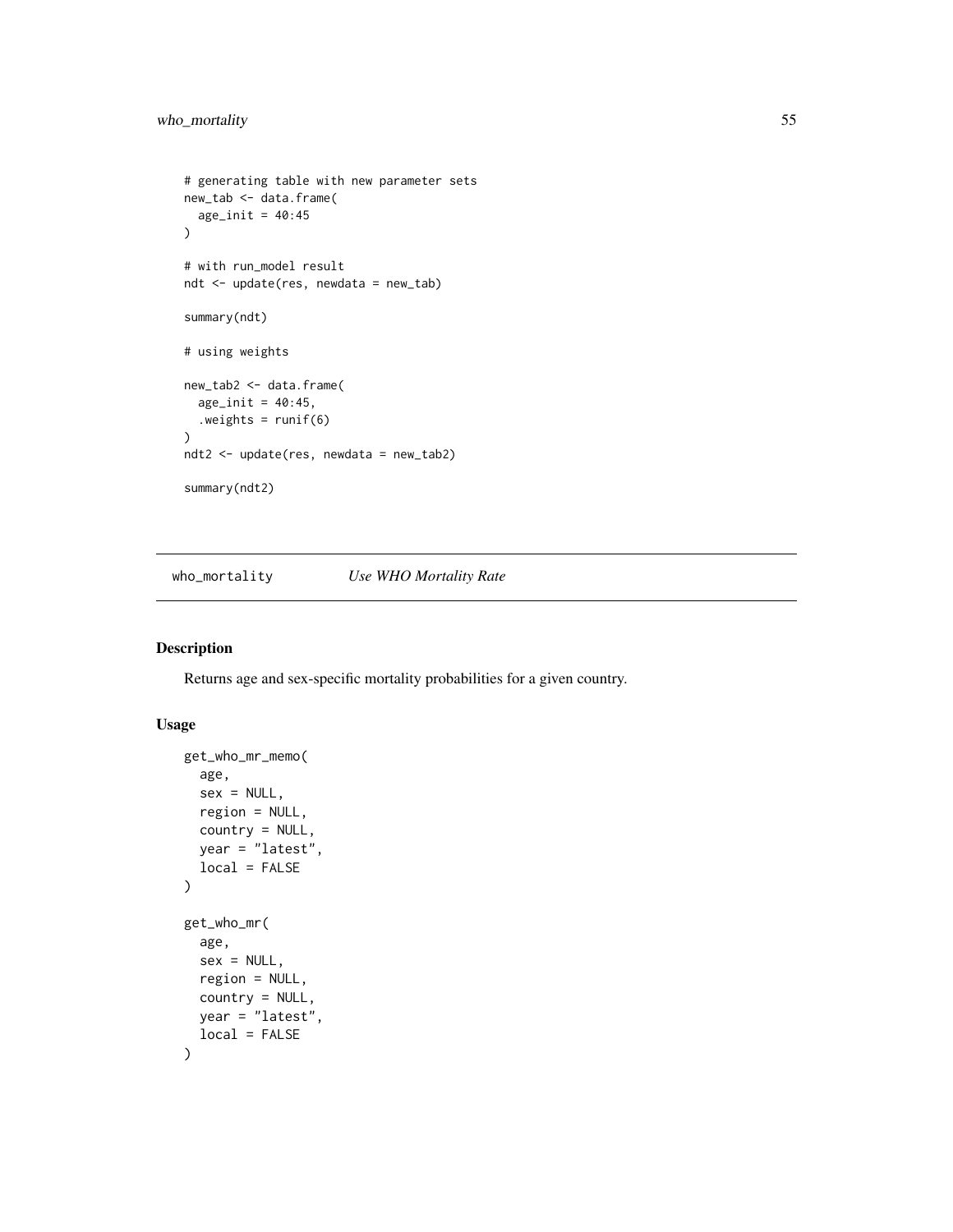```
# generating table with new parameter sets
new_tab <- data.frame(
  age_init = 40:45
)

# with run_model result
ndt <- update(res, newdata = new_tab)

summary(ndt)

# using weights

new_tab2 <- data.frame(
  age_init = 40:45,
  .weights = runif(6)
)
ndt2 <- update(res, newdata = new_tab2)

summary(ndt2)
```

---

## who_mortality    *Use WHO Mortality Rate*

---

### Description

Returns age and sex-specific mortality probabilities for a given country.

### Usage

```
get_who_mr_memo(
  age,
  sex = NULL,
  region = NULL,
  country = NULL,
  year = "latest",
  local = FALSE
)

get_who_mr(
  age,
  sex = NULL,
  region = NULL,
  country = NULL,
  year = "latest",
  local = FALSE
)
```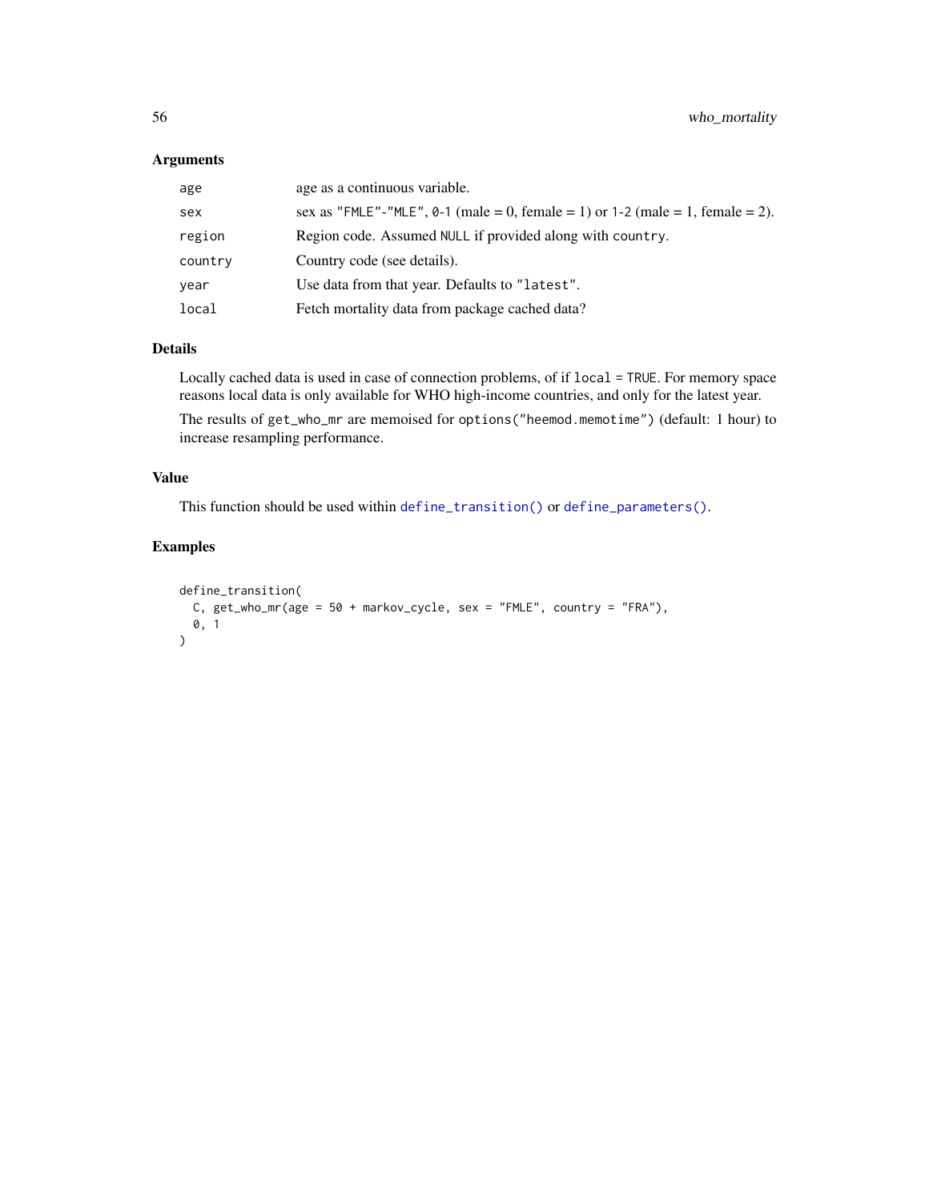### Arguments

| | |
|---|---|
| `age` | age as a continuous variable. |
| `sex` | sex as `"FMLE"`-`"MLE"`, `0`-`1` (male = 0, female = 1) or `1`-`2` (male = 1, female = 2). |
| `region` | Region code. Assumed `NULL` if provided along with `country`. |
| `country` | Country code (see details). |
| `year` | Use data from that year. Defaults to `"latest"`. |
| `local` | Fetch mortality data from package cached data? |

### Details

Locally cached data is used in case of connection problems, of if `local = TRUE`. For memory space reasons local data is only available for WHO high-income countries, and only for the latest year.

The results of `get_who_mr` are memoised for `options("heemod.memotime")` (default: 1 hour) to increase resampling performance.

### Value

This function should be used within `define_transition()` or `define_parameters()`.

### Examples

```
define_transition(
  C, get_who_mr(age = 50 + markov_cycle, sex = "FMLE", country = "FRA"),
  0, 1
)
```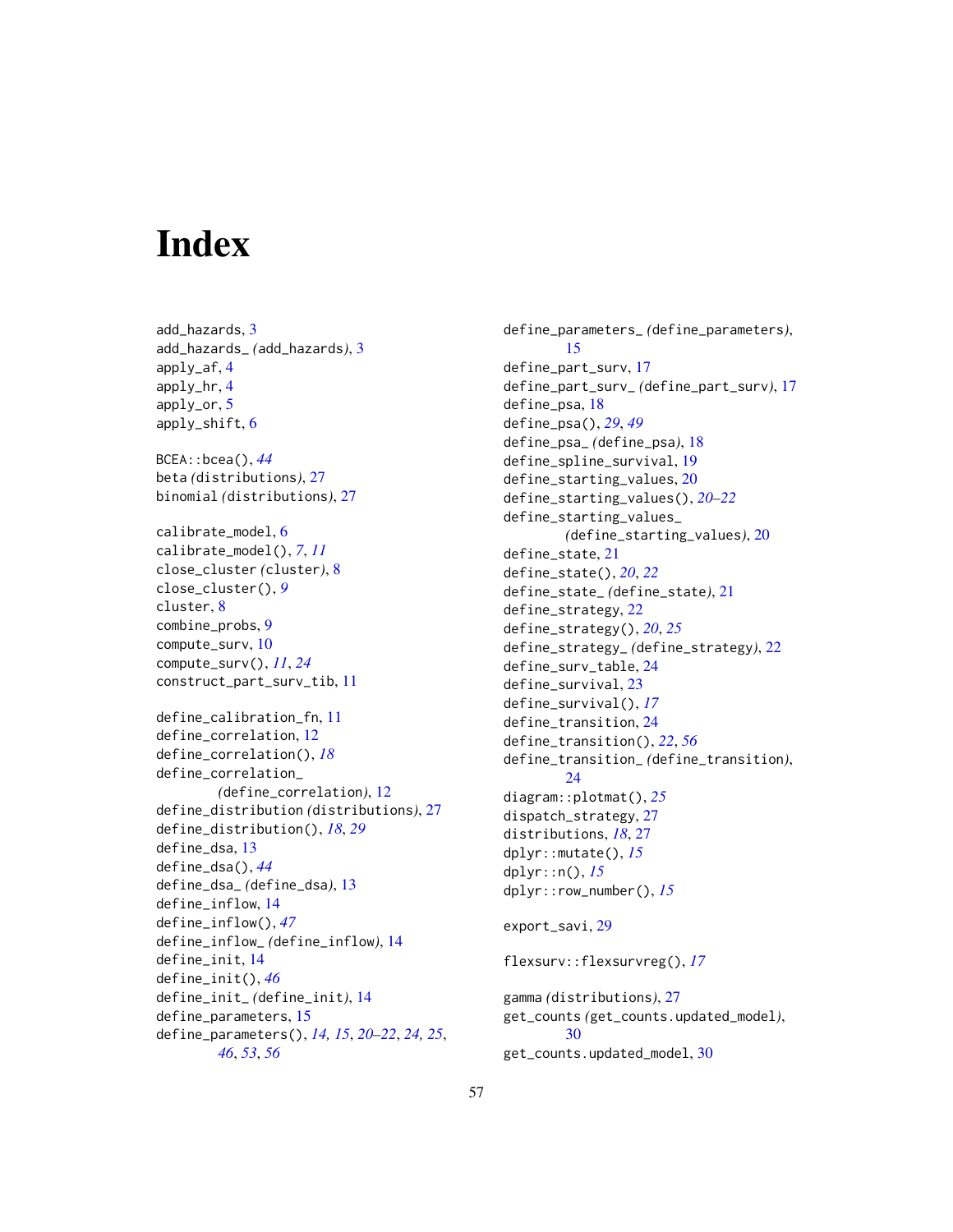# Index

add_hazards, 3
add_hazards_ (add_hazards), 3
apply_af, 4
apply_hr, 4
apply_or, 5
apply_shift, 6

BCEA::bcea(), *44*
beta (distributions), 27
binomial (distributions), 27

calibrate_model, 6
calibrate_model(), *7*, *11*
close_cluster (cluster), 8
close_cluster(), *9*
cluster, 8
combine_probs, 9
compute_surv, 10
compute_surv(), *11*, *24*
construct_part_surv_tib, 11

define_calibration_fn, 11
define_correlation, 12
define_correlation(), *18*
define_correlation_ (define_correlation), 12
define_distribution (distributions), 27
define_distribution(), *18*, *29*
define_dsa, 13
define_dsa(), *44*
define_dsa_ (define_dsa), 13
define_inflow, 14
define_inflow(), *47*
define_inflow_ (define_inflow), 14
define_init, 14
define_init(), *46*
define_init_ (define_init), 14
define_parameters, 15
define_parameters(), *14, 15*, *20–22*, *24, 25*, *46*, *53*, *56*
define_parameters_ (define_parameters), 15
define_part_surv, 17
define_part_surv_ (define_part_surv), 17
define_psa, 18
define_psa(), *29*, *49*
define_psa_ (define_psa), 18
define_spline_survival, 19
define_starting_values, 20
define_starting_values(), *20–22*
define_starting_values_ (define_starting_values), 20
define_state, 21
define_state(), *20*, *22*
define_state_ (define_state), 21
define_strategy, 22
define_strategy(), *20*, *25*
define_strategy_ (define_strategy), 22
define_surv_table, 24
define_survival, 23
define_survival(), *17*
define_transition, 24
define_transition(), *22*, *56*
define_transition_ (define_transition), 24
diagram::plotmat(), *25*
dispatch_strategy, 27
distributions, *18*, 27
dplyr::mutate(), *15*
dplyr::n(), *15*
dplyr::row_number(), *15*

export_savi, 29

flexsurv::flexsurvreg(), *17*

gamma (distributions), 27
get_counts (get_counts.updated_model), 30
get_counts.updated_model, 30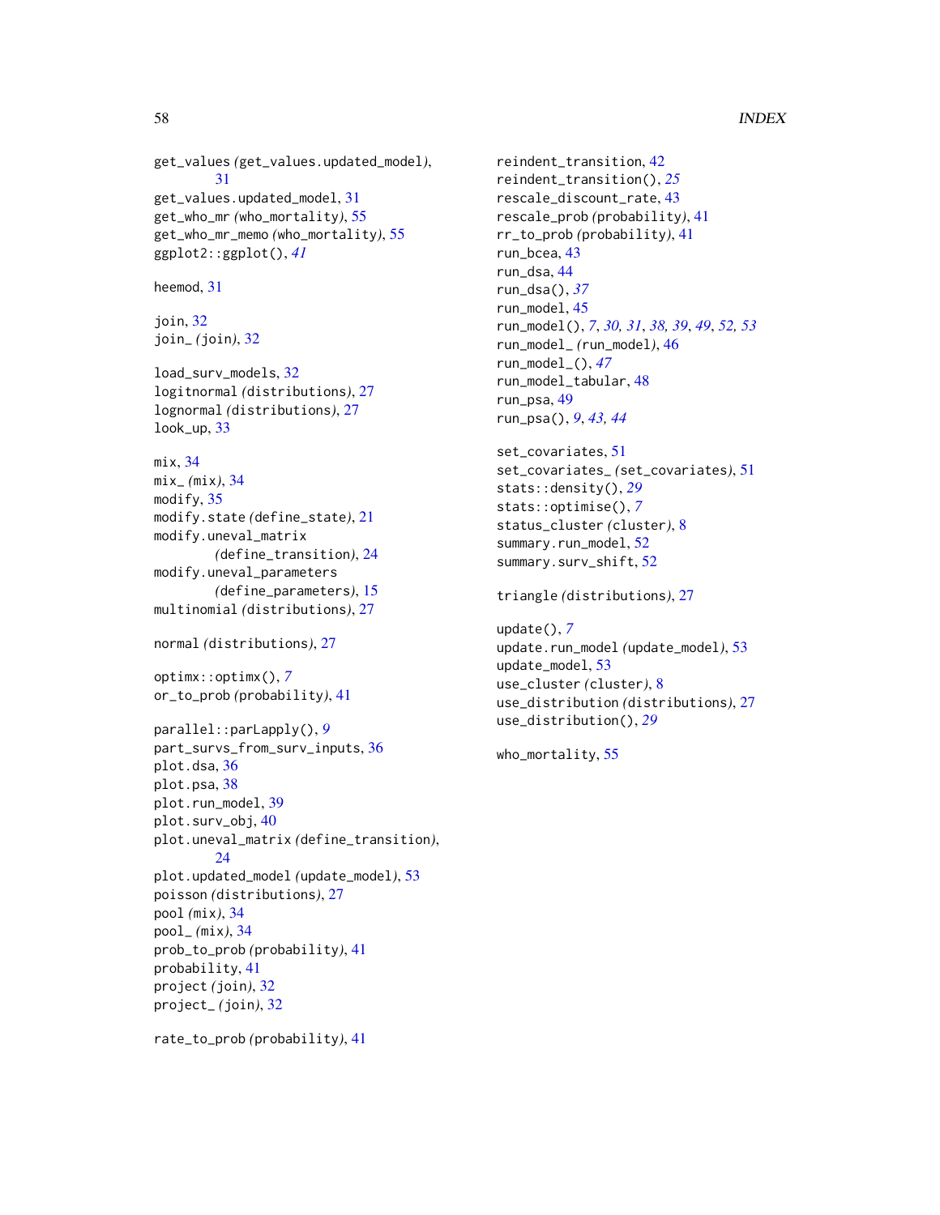get_values *(get_values.updated_model)*, 31
get_values.updated_model, 31
get_who_mr *(who_mortality)*, 55
get_who_mr_memo *(who_mortality)*, 55
ggplot2::ggplot(), *41*

heemod, 31

join, 32
join_ *(join)*, 32

load_surv_models, 32
logitnormal *(distributions)*, 27
lognormal *(distributions)*, 27
look_up, 33

mix, 34
mix_ *(mix)*, 34
modify, 35
modify.state *(define_state)*, 21
modify.uneval_matrix *(define_transition)*, 24
modify.uneval_parameters *(define_parameters)*, 15
multinomial *(distributions)*, 27

normal *(distributions)*, 27

optimx::optimx(), *7*
or_to_prob *(probability)*, 41

parallel::parLapply(), *9*
part_survs_from_surv_inputs, 36
plot.dsa, 36
plot.psa, 38
plot.run_model, 39
plot.surv_obj, 40
plot.uneval_matrix *(define_transition)*, 24
plot.updated_model *(update_model)*, 53
poisson *(distributions)*, 27
pool *(mix)*, 34
pool_ *(mix)*, 34
prob_to_prob *(probability)*, 41
probability, 41
project *(join)*, 32
project_ *(join)*, 32

rate_to_prob *(probability)*, 41
reindent_transition, 42
reindent_transition(), *25*
rescale_discount_rate, 43
rescale_prob *(probability)*, 41
rr_to_prob *(probability)*, 41
run_bcea, 43
run_dsa, 44
run_dsa(), *37*
run_model, 45
run_model(), *7*, *30, 31*, *38, 39*, *49*, *52, 53*
run_model_ *(run_model)*, 46
run_model_(), *47*
run_model_tabular, 48
run_psa, 49
run_psa(), *9*, *43, 44*

set_covariates, 51
set_covariates_ *(set_covariates)*, 51
stats::density(), *29*
stats::optimise(), *7*
status_cluster *(cluster)*, 8
summary.run_model, 52
summary.surv_shift, 52

triangle *(distributions)*, 27

update(), *7*
update.run_model *(update_model)*, 53
update_model, 53
use_cluster *(cluster)*, 8
use_distribution *(distributions)*, 27
use_distribution(), *29*

who_mortality, 55